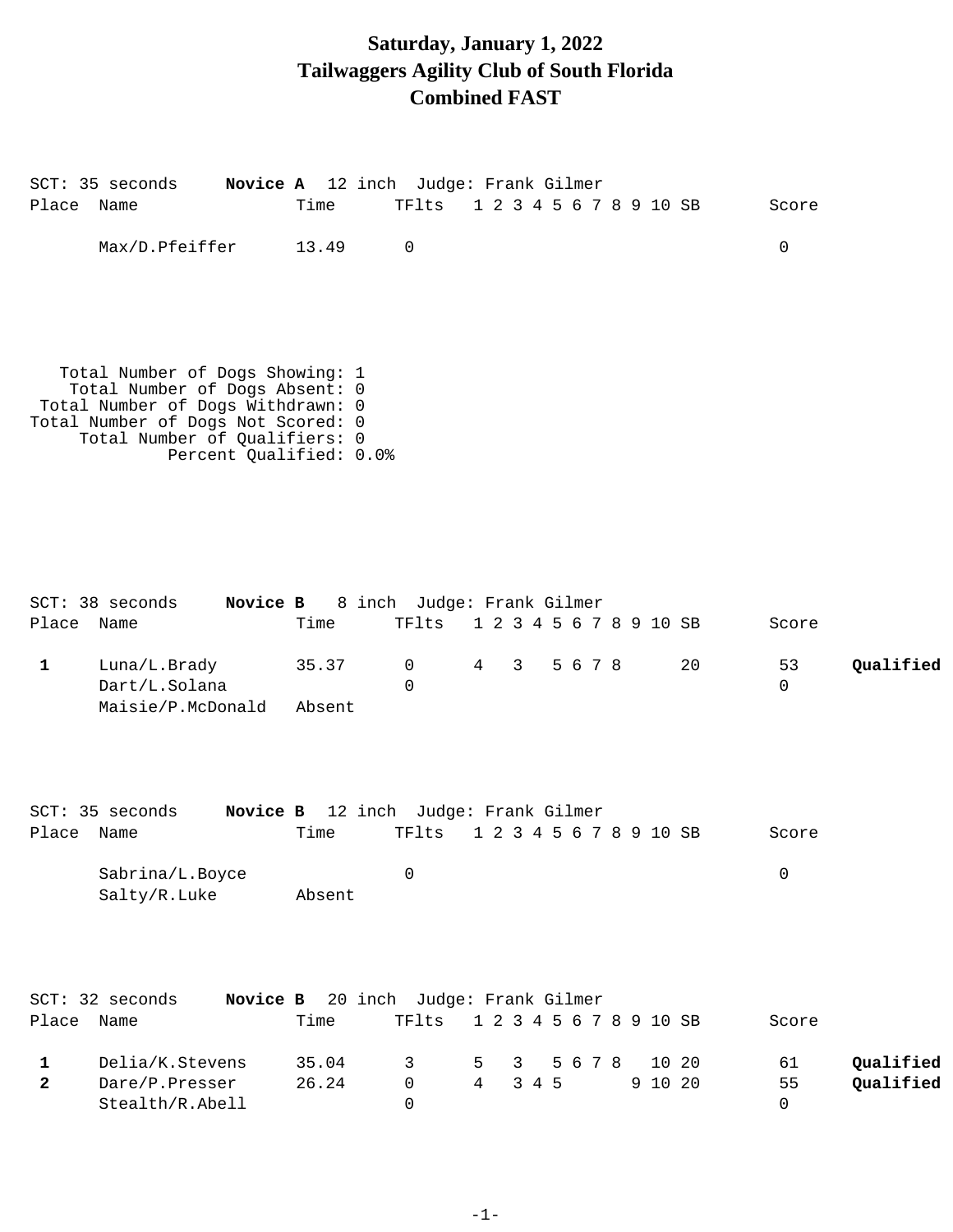# Saturday, January 1, 2022
# Tailwaggers Agility Club of South Florida
# Combined FAST

SCT: 35 seconds **Novice A** 12 inch Judge: Frank Gilmer

| Place | Name | Time | TFlts | 1 | 2 | 3 | 4 | 5 | 6 | 7 | 8 | 9 | 10 | SB | Score | |
|---|---|---|---|---|---|---|---|---|---|---|---|---|---|---|---|---|
| | Max/D.Pfeiffer | 13.49 | 0 | | | | | | | | | | | | 0 | |

```
   Total Number of Dogs Showing: 1
    Total Number of Dogs Absent: 0
 Total Number of Dogs Withdrawn: 0
Total Number of Dogs Not Scored: 0
     Total Number of Qualifiers: 0
              Percent Qualified: 0.0%
```

SCT: 38 seconds **Novice B** 8 inch Judge: Frank Gilmer

| Place | Name | Time | TFlts | 1 | 2 | 3 | 4 | 5 | 6 | 7 | 8 | 9 | 10 | SB | Score | |
|---|---|---|---|---|---|---|---|---|---|---|---|---|---|---|---|---|
| **1** | Luna/L.Brady | 35.37 | 0 | 4 | | 3 | | 5 | 6 | 7 | 8 | | | 20 | 53 | **Qualified** |
| | Dart/L.Solana | | 0 | | | | | | | | | | | | 0 | |
| | Maisie/P.McDonald | Absent | | | | | | | | | | | | | | |

SCT: 35 seconds **Novice B** 12 inch Judge: Frank Gilmer

| Place | Name | Time | TFlts | 1 | 2 | 3 | 4 | 5 | 6 | 7 | 8 | 9 | 10 | SB | Score | |
|---|---|---|---|---|---|---|---|---|---|---|---|---|---|---|---|---|
| | Sabrina/L.Boyce | | 0 | | | | | | | | | | | | 0 | |
| | Salty/R.Luke | Absent | | | | | | | | | | | | | | |

SCT: 32 seconds **Novice B** 20 inch Judge: Frank Gilmer

| Place | Name | Time | TFlts | 1 | 2 | 3 | 4 | 5 | 6 | 7 | 8 | 9 | 10 | SB | Score | |
|---|---|---|---|---|---|---|---|---|---|---|---|---|---|---|---|---|
| **1** | Delia/K.Stevens | 35.04 | 3 | 5 | | 3 | | 5 | 6 | 7 | 8 | | 10 | 20 | 61 | **Qualified** |
| **2** | Dare/P.Presser | 26.24 | 0 | 4 | | 3 | 4 | 5 | | | | 9 | 10 | 20 | 55 | **Qualified** |
| | Stealth/R.Abell | | 0 | | | | | | | | | | | | 0 | |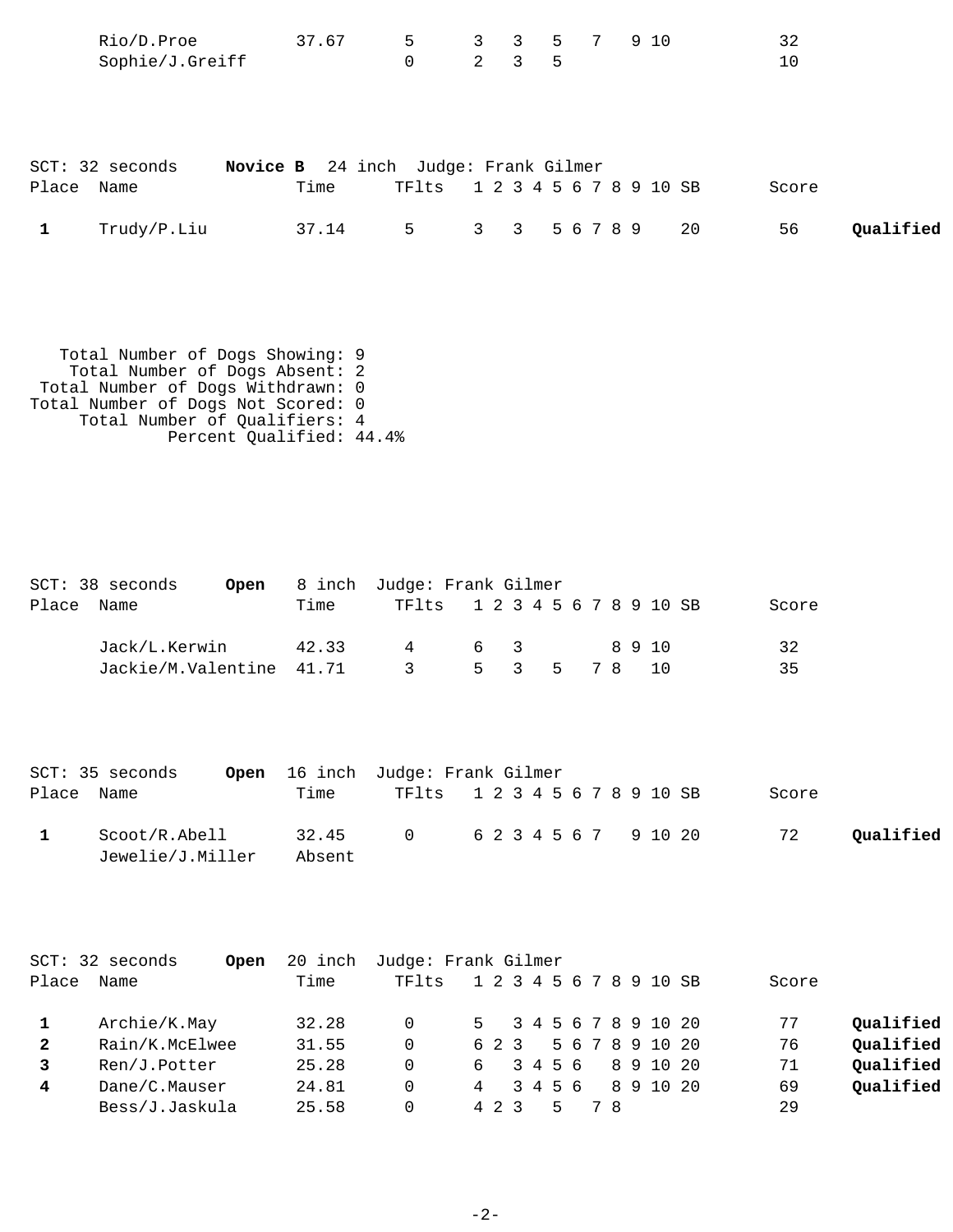| Place | Name | Time | TFlts | 1 | 2 | 3 | 4 | 5 | 6 | 7 | 8 | 9 | 10 | SB | Score | |
|---|---|---|---|---|---|---|---|---|---|---|---|---|---|---|---|---|
| | Rio/D.Proe | 37.67 | 5 | 3 | | 3 | | 5 | | 7 | | 9 | 10 | | 32 | |
| | Sophie/J.Greiff | | 0 | 2 | | 3 | | 5 | | | | | | | 10 | |

SCT: 32 seconds **Novice B** 24 inch Judge: Frank Gilmer

| Place | Name | Time | TFlts | 1 | 2 | 3 | 4 | 5 | 6 | 7 | 8 | 9 | 10 | SB | Score | |
|---|---|---|---|---|---|---|---|---|---|---|---|---|---|---|---|---|
| **1** | Trudy/P.Liu | 37.14 | 5 | 3 | | 3 | | 5 | 6 | 7 | 8 | 9 | | 20 | 56 | **Qualified** |

Total Number of Dogs Showing: 9
Total Number of Dogs Absent: 2
Total Number of Dogs Withdrawn: 0
Total Number of Dogs Not Scored: 0
Total Number of Qualifiers: 4
Percent Qualified: 44.4%

SCT: 38 seconds **Open** 8 inch Judge: Frank Gilmer

| Place | Name | Time | TFlts | 1 | 2 | 3 | 4 | 5 | 6 | 7 | 8 | 9 | 10 | SB | Score | |
|---|---|---|---|---|---|---|---|---|---|---|---|---|---|---|---|---|
| | Jack/L.Kerwin | 42.33 | 4 | 6 | | 3 | | | | | 8 | 9 | 10 | | 32 | |
| | Jackie/M.Valentine | 41.71 | 3 | 5 | | 3 | | 5 | | 7 | 8 | | 10 | | 35 | |

SCT: 35 seconds **Open** 16 inch Judge: Frank Gilmer

| Place | Name | Time | TFlts | 1 | 2 | 3 | 4 | 5 | 6 | 7 | 8 | 9 | 10 | SB | Score | |
|---|---|---|---|---|---|---|---|---|---|---|---|---|---|---|---|---|
| **1** | Scoot/R.Abell | 32.45 | 0 | 6 | 2 | 3 | 4 | 5 | 6 | 7 | | 9 | 10 | 20 | 72 | **Qualified** |
| | Jewelie/J.Miller | Absent | | | | | | | | | | | | | | |

SCT: 32 seconds **Open** 20 inch Judge: Frank Gilmer

| Place | Name | Time | TFlts | 1 | 2 | 3 | 4 | 5 | 6 | 7 | 8 | 9 | 10 | SB | Score | |
|---|---|---|---|---|---|---|---|---|---|---|---|---|---|---|---|---|
| **1** | Archie/K.May | 32.28 | 0 | 5 | | 3 | 4 | 5 | 6 | 7 | 8 | 9 | 10 | 20 | 77 | **Qualified** |
| **2** | Rain/K.McElwee | 31.55 | 0 | 6 | 2 | 3 | | 5 | 6 | 7 | 8 | 9 | 10 | 20 | 76 | **Qualified** |
| **3** | Ren/J.Potter | 25.28 | 0 | 6 | | 3 | 4 | 5 | 6 | | 8 | 9 | 10 | 20 | 71 | **Qualified** |
| **4** | Dane/C.Mauser | 24.81 | 0 | 4 | | 3 | 4 | 5 | 6 | | 8 | 9 | 10 | 20 | 69 | **Qualified** |
| | Bess/J.Jaskula | 25.58 | 0 | 4 | 2 | 3 | | 5 | | 7 | 8 | | | | 29 | |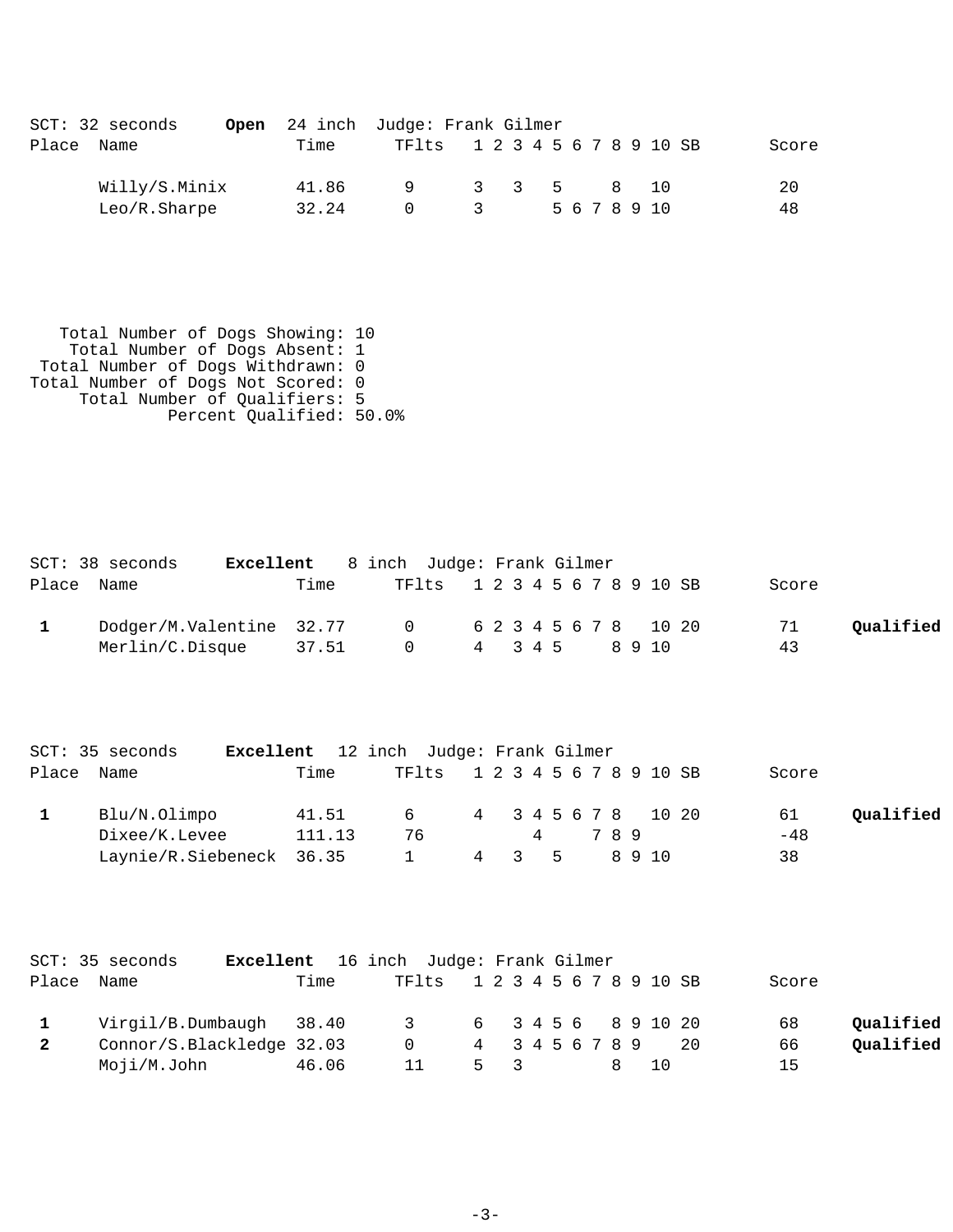SCT: 32 seconds **Open** 24 inch Judge: Frank Gilmer

| Place | Name | Time | TFlts | 1 | 2 | 3 | 4 | 5 | 6 | 7 | 8 | 9 | 10 | SB | Score | |
|---|---|---|---|---|---|---|---|---|---|---|---|---|---|---|---|---|
| | Willy/S.Minix | 41.86 | 9 | 3 | | 3 | | 5 | | | 8 | | 10 | | 20 | |
| | Leo/R.Sharpe | 32.24 | 0 | 3 | | | | 5 | 6 | 7 | 8 | 9 | 10 | | 48 | |

```
   Total Number of Dogs Showing: 10
    Total Number of Dogs Absent: 1
 Total Number of Dogs Withdrawn: 0
Total Number of Dogs Not Scored: 0
     Total Number of Qualifiers: 5
             Percent Qualified: 50.0%
```

SCT: 38 seconds **Excellent** 8 inch Judge: Frank Gilmer

| Place | Name | Time | TFlts | 1 | 2 | 3 | 4 | 5 | 6 | 7 | 8 | 9 | 10 | SB | Score | |
|---|---|---|---|---|---|---|---|---|---|---|---|---|---|---|---|---|
| **1** | Dodger/M.Valentine | 32.77 | 0 | 6 | 2 | 3 | 4 | 5 | 6 | 7 | 8 | | 10 | 20 | 71 | **Qualified** |
| | Merlin/C.Disque | 37.51 | 0 | 4 | | 3 | 4 | 5 | | | 8 | 9 | 10 | | 43 | |

SCT: 35 seconds **Excellent** 12 inch Judge: Frank Gilmer

| Place | Name | Time | TFlts | 1 | 2 | 3 | 4 | 5 | 6 | 7 | 8 | 9 | 10 | SB | Score | |
|---|---|---|---|---|---|---|---|---|---|---|---|---|---|---|---|---|
| **1** | Blu/N.Olimpo | 41.51 | 6 | 4 | | 3 | 4 | 5 | 6 | 7 | 8 | | 10 | 20 | 61 | **Qualified** |
| | Dixee/K.Levee | 111.13 | 76 | | | | 4 | | | 7 | 8 | 9 | | | -48 | |
| | Laynie/R.Siebeneck | 36.35 | 1 | 4 | | 3 | | 5 | | | 8 | 9 | 10 | | 38 | |

SCT: 35 seconds **Excellent** 16 inch Judge: Frank Gilmer

| Place | Name | Time | TFlts | 1 | 2 | 3 | 4 | 5 | 6 | 7 | 8 | 9 | 10 | SB | Score | |
|---|---|---|---|---|---|---|---|---|---|---|---|---|---|---|---|---|
| **1** | Virgil/B.Dumbaugh | 38.40 | 3 | 6 | | 3 | 4 | 5 | 6 | | 8 | 9 | 10 | 20 | 68 | **Qualified** |
| **2** | Connor/S.Blackledge | 32.03 | 0 | 4 | | 3 | 4 | 5 | 6 | 7 | 8 | 9 | | 20 | 66 | **Qualified** |
| | Moji/M.John | 46.06 | 11 | 5 | | 3 | | | | | 8 | | 10 | | 15 | |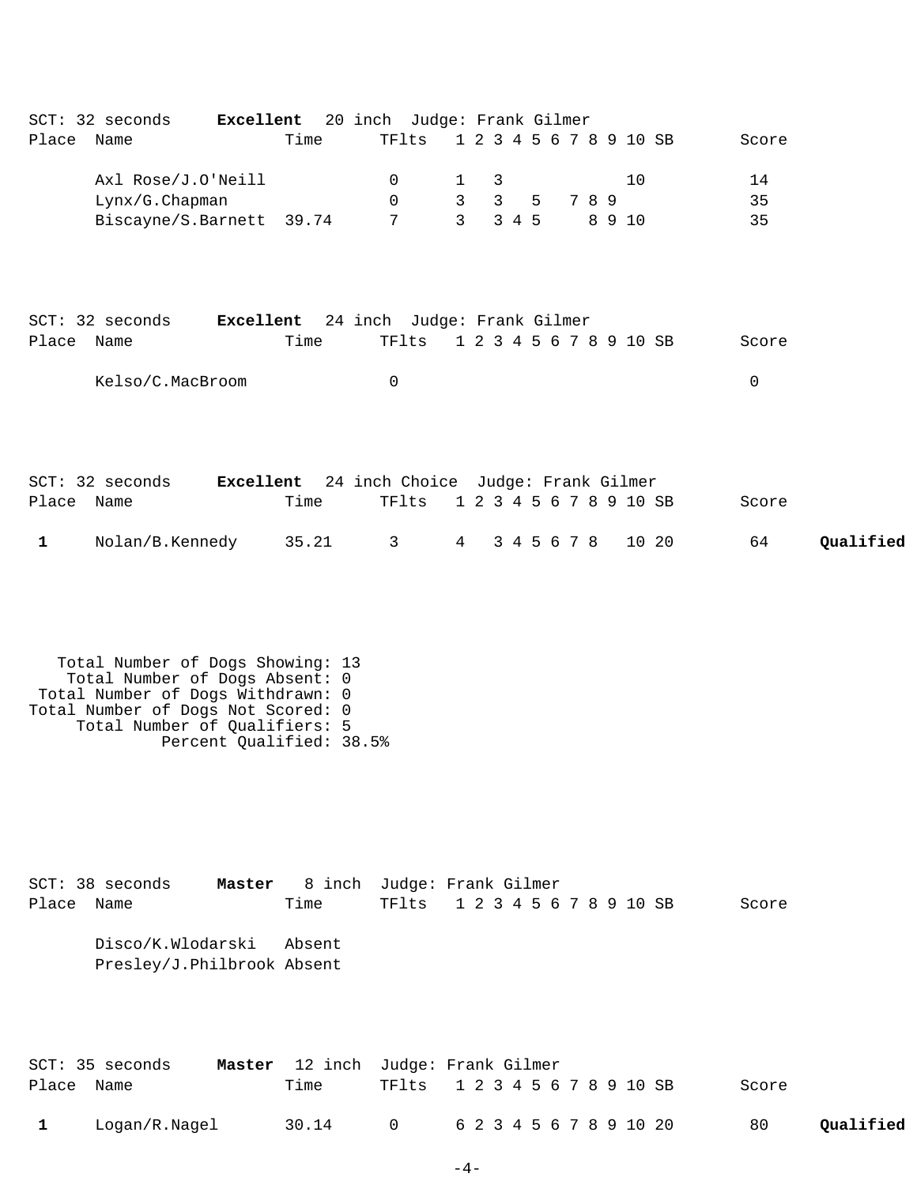SCT: 32 seconds **Excellent** 20 inch Judge: Frank Gilmer

| Place | Name | Time | TFlts | 1 | 2 | 3 | 4 | 5 | 6 | 7 | 8 | 9 | 10 | SB | Score | |
|---|---|---|---|---|---|---|---|---|---|---|---|---|---|---|---|---|
| | Axl Rose/J.O'Neill | | 0 | 1 | | 3 | | | | | | | 10 | | 14 | |
| | Lynx/G.Chapman | | 0 | 3 | | 3 | | 5 | | 7 | 8 | 9 | | | 35 | |
| | Biscayne/S.Barnett | 39.74 | 7 | 3 | | 3 | 4 | 5 | | | 8 | 9 | 10 | | 35 | |

SCT: 32 seconds **Excellent** 24 inch Judge: Frank Gilmer

| Place | Name | Time | TFlts | 1 | 2 | 3 | 4 | 5 | 6 | 7 | 8 | 9 | 10 | SB | Score | |
|---|---|---|---|---|---|---|---|---|---|---|---|---|---|---|---|---|
| | Kelso/C.MacBroom | | 0 | | | | | | | | | | | | 0 | |

SCT: 32 seconds **Excellent** 24 inch Choice Judge: Frank Gilmer

| Place | Name | Time | TFlts | 1 | 2 | 3 | 4 | 5 | 6 | 7 | 8 | 9 | 10 | SB | Score | |
|---|---|---|---|---|---|---|---|---|---|---|---|---|---|---|---|---|
| **1** | Nolan/B.Kennedy | 35.21 | 3 | 4 | | 3 | 4 | 5 | 6 | 7 | 8 | | 10 | 20 | 64 | **Qualified** |

Total Number of Dogs Showing: 13
Total Number of Dogs Absent: 0
Total Number of Dogs Withdrawn: 0
Total Number of Dogs Not Scored: 0
Total Number of Qualifiers: 5
Percent Qualified: 38.5%

SCT: 38 seconds **Master** 8 inch Judge: Frank Gilmer

| Place | Name | Time | TFlts | 1 | 2 | 3 | 4 | 5 | 6 | 7 | 8 | 9 | 10 | SB | Score | |
|---|---|---|---|---|---|---|---|---|---|---|---|---|---|---|---|---|
| | Disco/K.Wlodarski | Absent | | | | | | | | | | | | | | |
| | Presley/J.Philbrook | Absent | | | | | | | | | | | | | | |

SCT: 35 seconds **Master** 12 inch Judge: Frank Gilmer

| Place | Name | Time | TFlts | 1 | 2 | 3 | 4 | 5 | 6 | 7 | 8 | 9 | 10 | SB | Score | |
|---|---|---|---|---|---|---|---|---|---|---|---|---|---|---|---|---|
| **1** | Logan/R.Nagel | 30.14 | 0 | 6 | 2 | 3 | 4 | 5 | 6 | 7 | 8 | 9 | 10 | 20 | 80 | **Qualified** |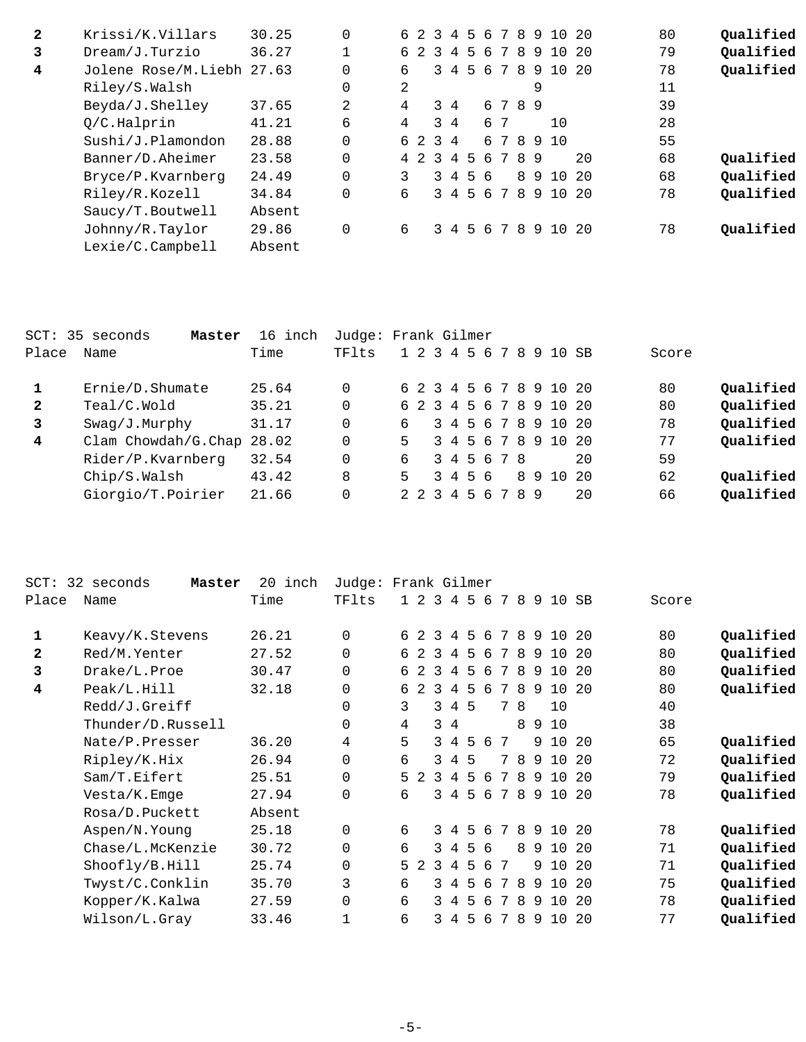| Place | Name | Time | TFlts | 1 | 2 | 3 | 4 | 5 | 6 | 7 | 8 | 9 | 10 | SB | Score | |
|---|---|---|---|---|---|---|---|---|---|---|---|---|---|---|---|---|
| **2** | Krissi/K.Villars | 30.25 | 0 | 6 | 2 | 3 | 4 | 5 | 6 | 7 | 8 | 9 | 10 | 20 | 80 | **Qualified** |
| **3** | Dream/J.Turzio | 36.27 | 1 | 6 | 2 | 3 | 4 | 5 | 6 | 7 | 8 | 9 | 10 | 20 | 79 | **Qualified** |
| **4** | Jolene Rose/M.Liebh | 27.63 | 0 | 6 | | 3 | 4 | 5 | 6 | 7 | 8 | 9 | 10 | 20 | 78 | **Qualified** |
| | Riley/S.Walsh | | 0 | 2 | | | | | | | | 9 | | | 11 | |
| | Beyda/J.Shelley | 37.65 | 2 | 4 | | 3 | 4 | | 6 | 7 | 8 | 9 | | | 39 | |
| | Q/C.Halprin | 41.21 | 6 | 4 | | 3 | 4 | | 6 | 7 | | | 10 | | 28 | |
| | Sushi/J.Plamondon | 28.88 | 0 | 6 | 2 | 3 | 4 | | 6 | 7 | 8 | 9 | 10 | | 55 | |
| | Banner/D.Aheimer | 23.58 | 0 | 4 | 2 | 3 | 4 | 5 | 6 | 7 | 8 | 9 | | 20 | 68 | **Qualified** |
| | Bryce/P.Kvarnberg | 24.49 | 0 | 3 | | 3 | 4 | 5 | 6 | | 8 | 9 | 10 | 20 | 68 | **Qualified** |
| | Riley/R.Kozell | 34.84 | 0 | 6 | | 3 | 4 | 5 | 6 | 7 | 8 | 9 | 10 | 20 | 78 | **Qualified** |
| | Saucy/T.Boutwell | Absent | | | | | | | | | | | | | | |
| | Johnny/R.Taylor | 29.86 | 0 | 6 | | 3 | 4 | 5 | 6 | 7 | 8 | 9 | 10 | 20 | 78 | **Qualified** |
| | Lexie/C.Campbell | Absent | | | | | | | | | | | | | | |

SCT: 35 seconds **Master** 16 inch Judge: Frank Gilmer

| Place | Name | Time | TFlts | 1 | 2 | 3 | 4 | 5 | 6 | 7 | 8 | 9 | 10 | SB | Score | |
|---|---|---|---|---|---|---|---|---|---|---|---|---|---|---|---|---|
| **1** | Ernie/D.Shumate | 25.64 | 0 | 6 | 2 | 3 | 4 | 5 | 6 | 7 | 8 | 9 | 10 | 20 | 80 | **Qualified** |
| **2** | Teal/C.Wold | 35.21 | 0 | 6 | 2 | 3 | 4 | 5 | 6 | 7 | 8 | 9 | 10 | 20 | 80 | **Qualified** |
| **3** | Swag/J.Murphy | 31.17 | 0 | 6 | | 3 | 4 | 5 | 6 | 7 | 8 | 9 | 10 | 20 | 78 | **Qualified** |
| **4** | Clam Chowdah/G.Chap | 28.02 | 0 | 5 | | 3 | 4 | 5 | 6 | 7 | 8 | 9 | 10 | 20 | 77 | **Qualified** |
| | Rider/P.Kvarnberg | 32.54 | 0 | 6 | | 3 | 4 | 5 | 6 | 7 | 8 | | | 20 | 59 | |
| | Chip/S.Walsh | 43.42 | 8 | 5 | | 3 | 4 | 5 | 6 | | 8 | 9 | 10 | 20 | 62 | **Qualified** |
| | Giorgio/T.Poirier | 21.66 | 0 | 2 | 2 | 3 | 4 | 5 | 6 | 7 | 8 | 9 | | 20 | 66 | **Qualified** |

SCT: 32 seconds **Master** 20 inch Judge: Frank Gilmer

| Place | Name | Time | TFlts | 1 | 2 | 3 | 4 | 5 | 6 | 7 | 8 | 9 | 10 | SB | Score | |
|---|---|---|---|---|---|---|---|---|---|---|---|---|---|---|---|---|
| **1** | Keavy/K.Stevens | 26.21 | 0 | 6 | 2 | 3 | 4 | 5 | 6 | 7 | 8 | 9 | 10 | 20 | 80 | **Qualified** |
| **2** | Red/M.Yenter | 27.52 | 0 | 6 | 2 | 3 | 4 | 5 | 6 | 7 | 8 | 9 | 10 | 20 | 80 | **Qualified** |
| **3** | Drake/L.Proe | 30.47 | 0 | 6 | 2 | 3 | 4 | 5 | 6 | 7 | 8 | 9 | 10 | 20 | 80 | **Qualified** |
| **4** | Peak/L.Hill | 32.18 | 0 | 6 | 2 | 3 | 4 | 5 | 6 | 7 | 8 | 9 | 10 | 20 | 80 | **Qualified** |
| | Redd/J.Greiff | | 0 | 3 | | 3 | 4 | 5 | | 7 | 8 | | 10 | | 40 | |
| | Thunder/D.Russell | | 0 | 4 | | 3 | 4 | | | | 8 | 9 | 10 | | 38 | |
| | Nate/P.Presser | 36.20 | 4 | 5 | | 3 | 4 | 5 | 6 | 7 | | 9 | 10 | 20 | 65 | **Qualified** |
| | Ripley/K.Hix | 26.94 | 0 | 6 | | 3 | 4 | 5 | | 7 | 8 | 9 | 10 | 20 | 72 | **Qualified** |
| | Sam/T.Eifert | 25.51 | 0 | 5 | 2 | 3 | 4 | 5 | 6 | 7 | 8 | 9 | 10 | 20 | 79 | **Qualified** |
| | Vesta/K.Emge | 27.94 | 0 | 6 | | 3 | 4 | 5 | 6 | 7 | 8 | 9 | 10 | 20 | 78 | **Qualified** |
| | Rosa/D.Puckett | Absent | | | | | | | | | | | | | | |
| | Aspen/N.Young | 25.18 | 0 | 6 | | 3 | 4 | 5 | 6 | 7 | 8 | 9 | 10 | 20 | 78 | **Qualified** |
| | Chase/L.McKenzie | 30.72 | 0 | 6 | | 3 | 4 | 5 | 6 | | 8 | 9 | 10 | 20 | 71 | **Qualified** |
| | Shoofly/B.Hill | 25.74 | 0 | 5 | 2 | 3 | 4 | 5 | 6 | 7 | | 9 | 10 | 20 | 71 | **Qualified** |
| | Twyst/C.Conklin | 35.70 | 3 | 6 | | 3 | 4 | 5 | 6 | 7 | 8 | 9 | 10 | 20 | 75 | **Qualified** |
| | Kopper/K.Kalwa | 27.59 | 0 | 6 | | 3 | 4 | 5 | 6 | 7 | 8 | 9 | 10 | 20 | 78 | **Qualified** |
| | Wilson/L.Gray | 33.46 | 1 | 6 | | 3 | 4 | 5 | 6 | 7 | 8 | 9 | 10 | 20 | 77 | **Qualified** |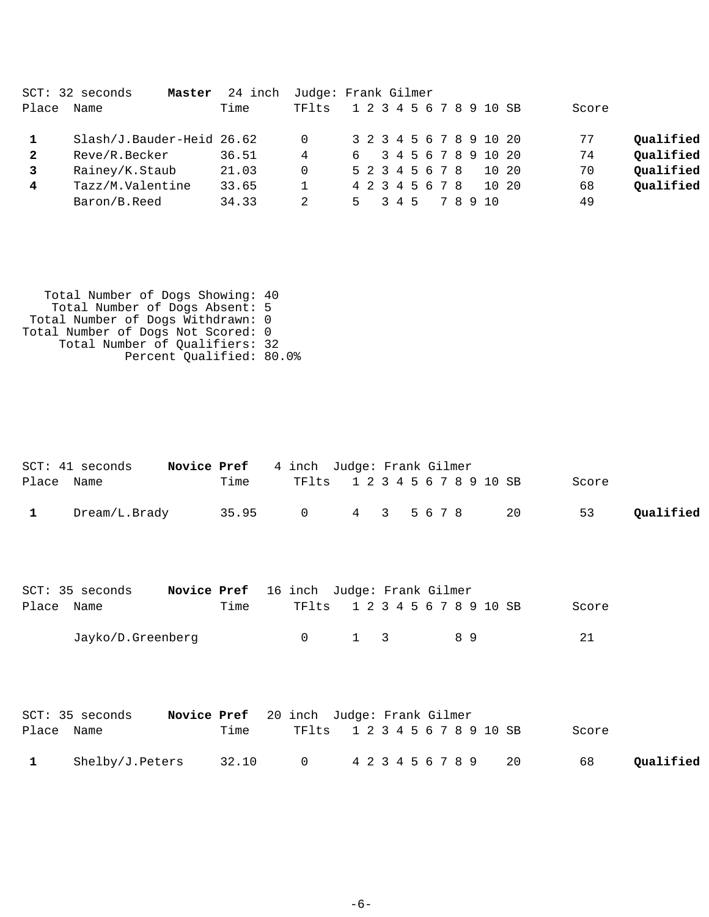SCT: 32 seconds **Master** 24 inch Judge: Frank Gilmer

| Place | Name | Time | TFlts | 1 | 2 | 3 | 4 | 5 | 6 | 7 | 8 | 9 | 10 | SB | Score | |
|---|---|---|---|---|---|---|---|---|---|---|---|---|---|---|---|---|
| **1** | Slash/J.Bauder-Heid | 26.62 | 0 | 3 | 2 | 3 | 4 | 5 | 6 | 7 | 8 | 9 | 10 | 20 | 77 | **Qualified** |
| **2** | Reve/R.Becker | 36.51 | 4 | 6 | | 3 | 4 | 5 | 6 | 7 | 8 | 9 | 10 | 20 | 74 | **Qualified** |
| **3** | Rainey/K.Staub | 21.03 | 0 | 5 | 2 | 3 | 4 | 5 | 6 | 7 | 8 | | 10 | 20 | 70 | **Qualified** |
| **4** | Tazz/M.Valentine | 33.65 | 1 | 4 | 2 | 3 | 4 | 5 | 6 | 7 | 8 | | 10 | 20 | 68 | **Qualified** |
| | Baron/B.Reed | 34.33 | 2 | 5 | | 3 | 4 | 5 | | 7 | 8 | 9 | 10 | | 49 | |

Total Number of Dogs Showing: 40
Total Number of Dogs Absent: 5
Total Number of Dogs Withdrawn: 0
Total Number of Dogs Not Scored: 0
Total Number of Qualifiers: 32
Percent Qualified: 80.0%

SCT: 41 seconds **Novice Pref** 4 inch Judge: Frank Gilmer

| Place | Name | Time | TFlts | 1 | 2 | 3 | 4 | 5 | 6 | 7 | 8 | 9 | 10 | SB | Score | |
|---|---|---|---|---|---|---|---|---|---|---|---|---|---|---|---|---|
| **1** | Dream/L.Brady | 35.95 | 0 | 4 | | 3 | | 5 | 6 | 7 | 8 | | | 20 | 53 | **Qualified** |

SCT: 35 seconds **Novice Pref** 16 inch Judge: Frank Gilmer

| Place | Name | Time | TFlts | 1 | 2 | 3 | 4 | 5 | 6 | 7 | 8 | 9 | 10 | SB | Score | |
|---|---|---|---|---|---|---|---|---|---|---|---|---|---|---|---|---|
| | Jayko/D.Greenberg | | 0 | 1 | | 3 | | | | | 8 | 9 | | | 21 | |

SCT: 35 seconds **Novice Pref** 20 inch Judge: Frank Gilmer

| Place | Name | Time | TFlts | 1 | 2 | 3 | 4 | 5 | 6 | 7 | 8 | 9 | 10 | SB | Score | |
|---|---|---|---|---|---|---|---|---|---|---|---|---|---|---|---|---|
| **1** | Shelby/J.Peters | 32.10 | 0 | 4 | 2 | 3 | 4 | 5 | 6 | 7 | 8 | 9 | | 20 | 68 | **Qualified** |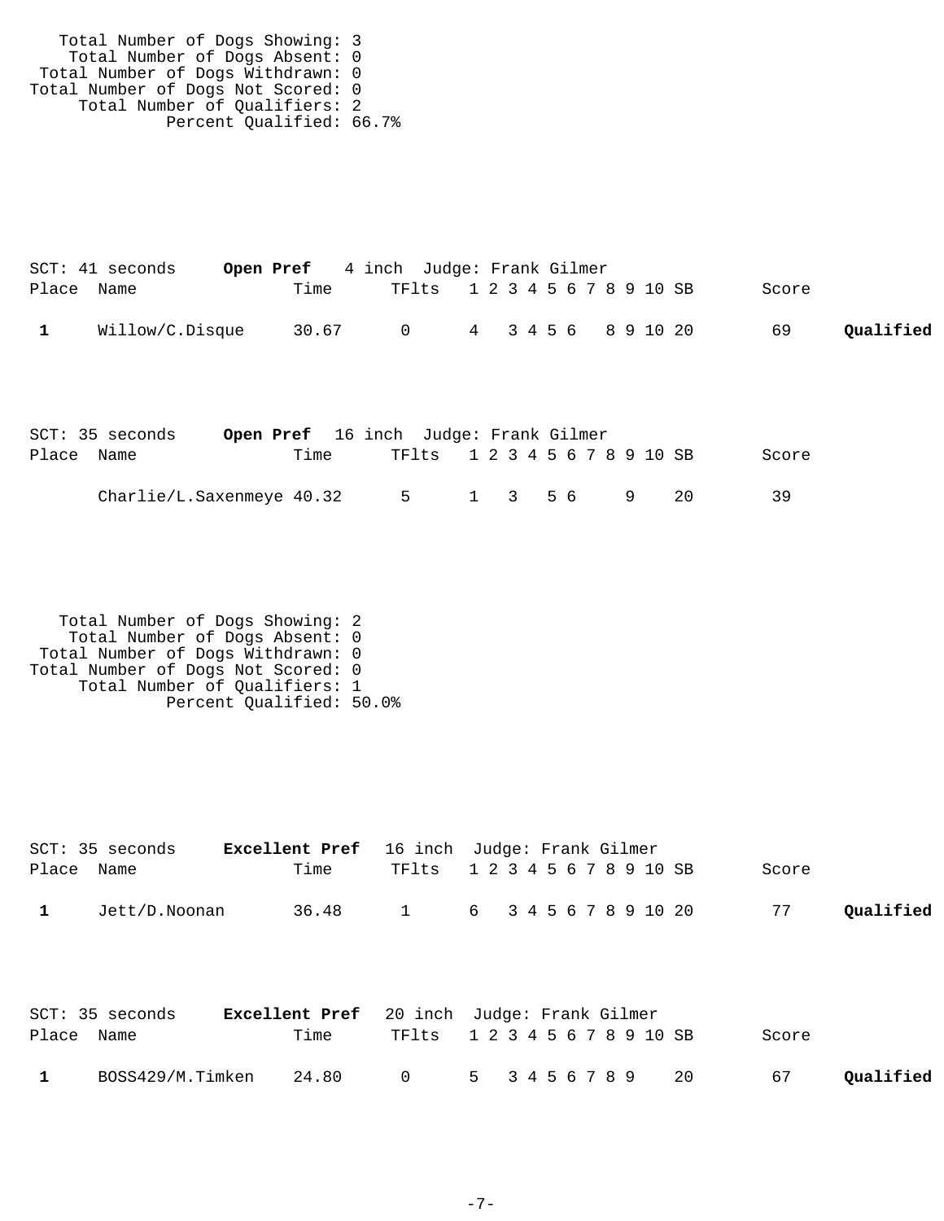Total Number of Dogs Showing: 3
Total Number of Dogs Absent: 0
Total Number of Dogs Withdrawn: 0
Total Number of Dogs Not Scored: 0
Total Number of Qualifiers: 2
Percent Qualified: 66.7%

SCT: 41 seconds **Open Pref** 4 inch Judge: Frank Gilmer

| Place | Name | Time | TFlts | 1 | 2 | 3 | 4 | 5 | 6 | 7 | 8 | 9 | 10 | SB | Score | |
|---|---|---|---|---|---|---|---|---|---|---|---|---|---|---|---|---|
| **1** | Willow/C.Disque | 30.67 | 0 | 4 | | 3 | 4 | 5 | 6 | | 8 | 9 | 10 | 20 | 69 | **Qualified** |

SCT: 35 seconds **Open Pref** 16 inch Judge: Frank Gilmer

| Place | Name | Time | TFlts | 1 | 2 | 3 | 4 | 5 | 6 | 7 | 8 | 9 | 10 | SB | Score | |
|---|---|---|---|---|---|---|---|---|---|---|---|---|---|---|---|---|
| | Charlie/L.Saxenmeye | 40.32 | 5 | 1 | | 3 | | 5 | 6 | | | 9 | | 20 | 39 | |

Total Number of Dogs Showing: 2
Total Number of Dogs Absent: 0
Total Number of Dogs Withdrawn: 0
Total Number of Dogs Not Scored: 0
Total Number of Qualifiers: 1
Percent Qualified: 50.0%

SCT: 35 seconds **Excellent Pref** 16 inch Judge: Frank Gilmer

| Place | Name | Time | TFlts | 1 | 2 | 3 | 4 | 5 | 6 | 7 | 8 | 9 | 10 | SB | Score | |
|---|---|---|---|---|---|---|---|---|---|---|---|---|---|---|---|---|
| **1** | Jett/D.Noonan | 36.48 | 1 | 6 | | 3 | 4 | 5 | 6 | 7 | 8 | 9 | 10 | 20 | 77 | **Qualified** |

SCT: 35 seconds **Excellent Pref** 20 inch Judge: Frank Gilmer

| Place | Name | Time | TFlts | 1 | 2 | 3 | 4 | 5 | 6 | 7 | 8 | 9 | 10 | SB | Score | |
|---|---|---|---|---|---|---|---|---|---|---|---|---|---|---|---|---|
| **1** | BOSS429/M.Timken | 24.80 | 0 | 5 | | 3 | 4 | 5 | 6 | 7 | 8 | 9 | | 20 | 67 | **Qualified** |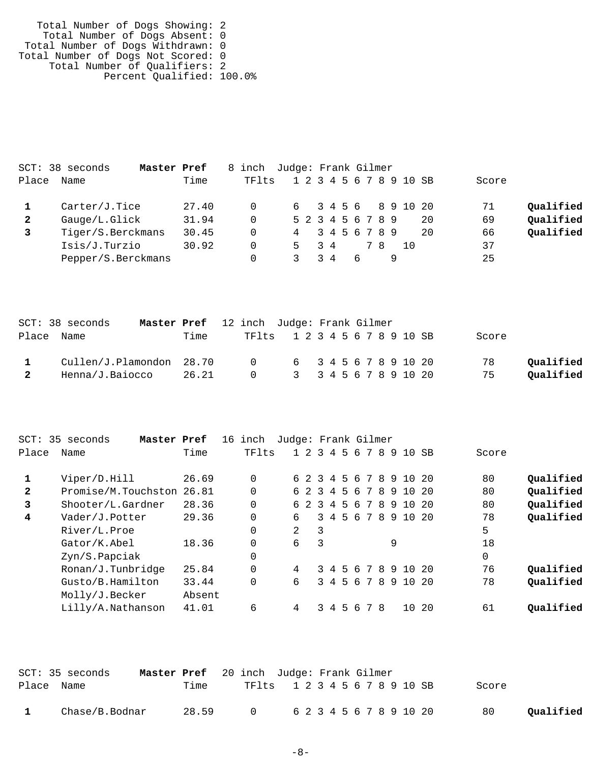Total Number of Dogs Showing: 2
Total Number of Dogs Absent: 0
Total Number of Dogs Withdrawn: 0
Total Number of Dogs Not Scored: 0
Total Number of Qualifiers: 2
Percent Qualified: 100.0%

SCT: 38 seconds **Master Pref** 8 inch Judge: Frank Gilmer

| Place | Name | Time | TFlts | 1 | 2 | 3 | 4 | 5 | 6 | 7 | 8 | 9 | 10 | SB | Score | |
|---|---|---|---|---|---|---|---|---|---|---|---|---|---|---|---|---|
| 1 | Carter/J.Tice | 27.40 | 0 | 6 | | 3 | 4 | 5 | 6 | | 8 | 9 | 10 | 20 | 71 | **Qualified** |
| 2 | Gauge/L.Glick | 31.94 | 0 | 5 | 2 | 3 | 4 | 5 | 6 | 7 | 8 | 9 | | 20 | 69 | **Qualified** |
| 3 | Tiger/S.Berckmans | 30.45 | 0 | 4 | | 3 | 4 | 5 | 6 | 7 | 8 | 9 | | 20 | 66 | **Qualified** |
| | Isis/J.Turzio | 30.92 | 0 | 5 | | 3 | 4 | | | 7 | 8 | | 10 | | 37 | |
| | Pepper/S.Berckmans | | 0 | 3 | | 3 | 4 | | 6 | | | 9 | | | 25 | |

SCT: 38 seconds **Master Pref** 12 inch Judge: Frank Gilmer

| Place | Name | Time | TFlts | 1 | 2 | 3 | 4 | 5 | 6 | 7 | 8 | 9 | 10 | SB | Score | |
|---|---|---|---|---|---|---|---|---|---|---|---|---|---|---|---|---|
| 1 | Cullen/J.Plamondon | 28.70 | 0 | 6 | | 3 | 4 | 5 | 6 | 7 | 8 | 9 | 10 | 20 | 78 | **Qualified** |
| 2 | Henna/J.Baiocco | 26.21 | 0 | 3 | | 3 | 4 | 5 | 6 | 7 | 8 | 9 | 10 | 20 | 75 | **Qualified** |

SCT: 35 seconds **Master Pref** 16 inch Judge: Frank Gilmer

| Place | Name | Time | TFlts | 1 | 2 | 3 | 4 | 5 | 6 | 7 | 8 | 9 | 10 | SB | Score | |
|---|---|---|---|---|---|---|---|---|---|---|---|---|---|---|---|---|
| 1 | Viper/D.Hill | 26.69 | 0 | 6 | 2 | 3 | 4 | 5 | 6 | 7 | 8 | 9 | 10 | 20 | 80 | **Qualified** |
| 2 | Promise/M.Touchston | 26.81 | 0 | 6 | 2 | 3 | 4 | 5 | 6 | 7 | 8 | 9 | 10 | 20 | 80 | **Qualified** |
| 3 | Shooter/L.Gardner | 28.36 | 0 | 6 | 2 | 3 | 4 | 5 | 6 | 7 | 8 | 9 | 10 | 20 | 80 | **Qualified** |
| 4 | Vader/J.Potter | 29.36 | 0 | 6 | | 3 | 4 | 5 | 6 | 7 | 8 | 9 | 10 | 20 | 78 | **Qualified** |
| | River/L.Proe | | 0 | 2 | | 3 | | | | | | | | | 5 | |
| | Gator/K.Abel | 18.36 | 0 | 6 | | 3 | | | | | | 9 | | | 18 | |
| | Zyn/S.Papciak | | 0 | | | | | | | | | | | | 0 | |
| | Ronan/J.Tunbridge | 25.84 | 0 | 4 | | 3 | 4 | 5 | 6 | 7 | 8 | 9 | 10 | 20 | 76 | **Qualified** |
| | Gusto/B.Hamilton | 33.44 | 0 | 6 | | 3 | 4 | 5 | 6 | 7 | 8 | 9 | 10 | 20 | 78 | **Qualified** |
| | Molly/J.Becker | Absent | | | | | | | | | | | | | | |
| | Lilly/A.Nathanson | 41.01 | 6 | 4 | | 3 | 4 | 5 | 6 | 7 | 8 | | 10 | 20 | 61 | **Qualified** |

SCT: 35 seconds **Master Pref** 20 inch Judge: Frank Gilmer

| Place | Name | Time | TFlts | 1 | 2 | 3 | 4 | 5 | 6 | 7 | 8 | 9 | 10 | SB | Score | |
|---|---|---|---|---|---|---|---|---|---|---|---|---|---|---|---|---|
| 1 | Chase/B.Bodnar | 28.59 | 0 | 6 | 2 | 3 | 4 | 5 | 6 | 7 | 8 | 9 | 10 | 20 | 80 | **Qualified** |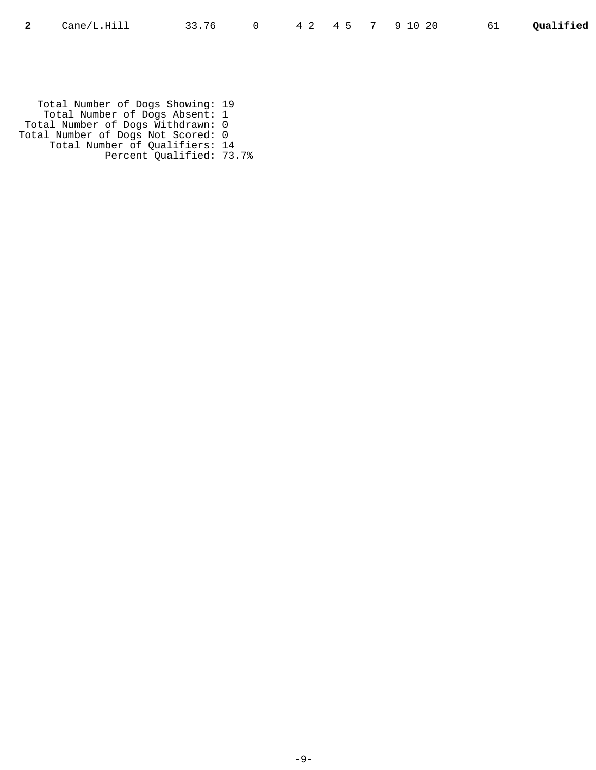| **2** | Cane/L.Hill | 33.76 | 0 | 4 2 | 4 5 | 7 | 9 10 20 | 61 | **Qualified** |
|---|---|---|---|---|---|---|---|---|---|

Total Number of Dogs Showing: 19
Total Number of Dogs Absent: 1
Total Number of Dogs Withdrawn: 0
Total Number of Dogs Not Scored: 0
Total Number of Qualifiers: 14
Percent Qualified: 73.7%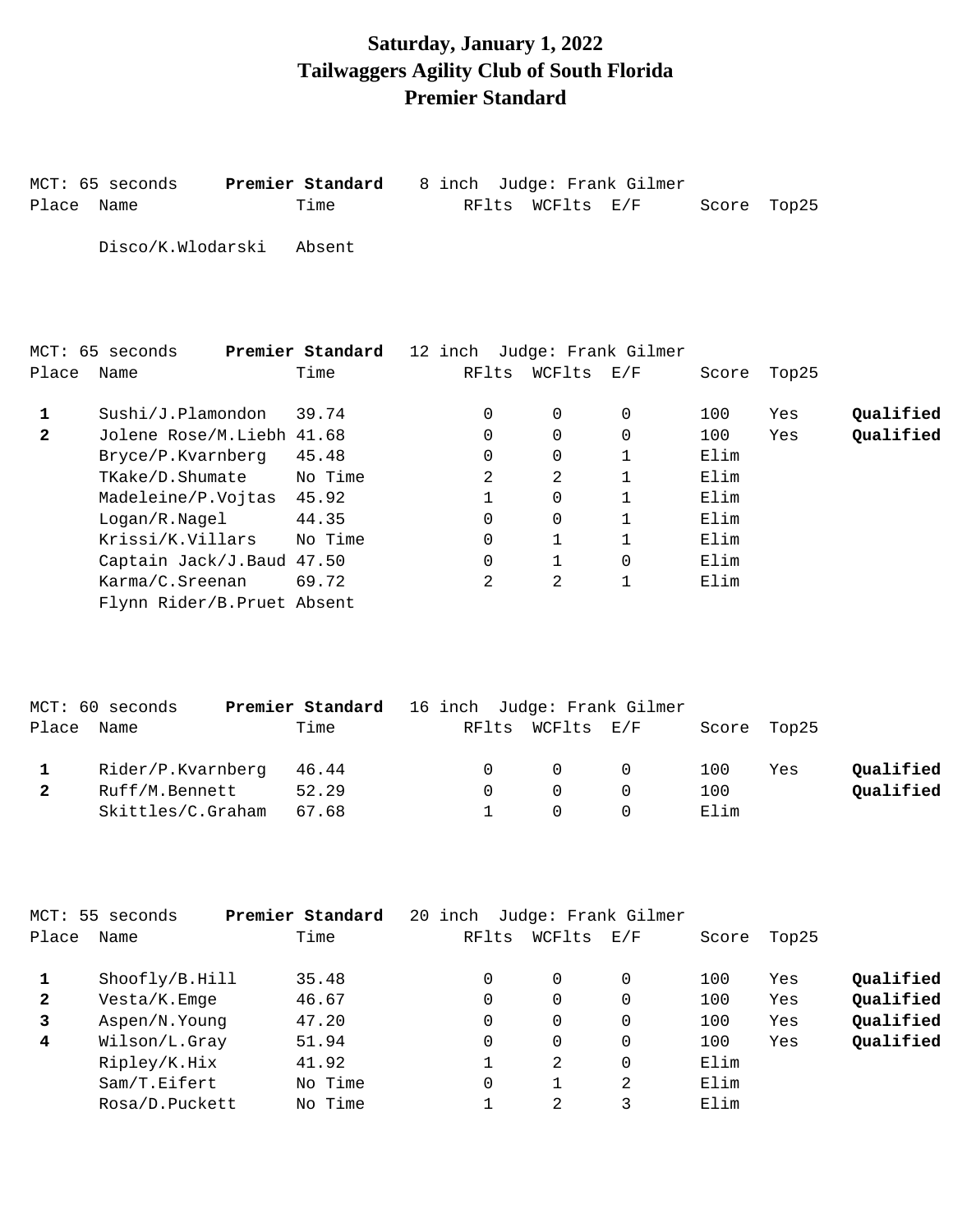# Saturday, January 1, 2022
# Tailwaggers Agility Club of South Florida
# Premier Standard

MCT: 65 seconds **Premier Standard** 8 inch Judge: Frank Gilmer

| Place | Name | Time | RFlts | WCFlts | E/F | Score | Top25 | |
|---|---|---|---|---|---|---|---|---|
| | Disco/K.Wlodarski | Absent | | | | | | |

MCT: 65 seconds **Premier Standard** 12 inch Judge: Frank Gilmer

| Place | Name | Time | RFlts | WCFlts | E/F | Score | Top25 | |
|---|---|---|---|---|---|---|---|---|
| **1** | Sushi/J.Plamondon | 39.74 | 0 | 0 | 0 | 100 | Yes | **Qualified** |
| **2** | Jolene Rose/M.Liebh | 41.68 | 0 | 0 | 0 | 100 | Yes | **Qualified** |
| | Bryce/P.Kvarnberg | 45.48 | 0 | 0 | 1 | Elim | | |
| | TKake/D.Shumate | No Time | 2 | 2 | 1 | Elim | | |
| | Madeleine/P.Vojtas | 45.92 | 1 | 0 | 1 | Elim | | |
| | Logan/R.Nagel | 44.35 | 0 | 0 | 1 | Elim | | |
| | Krissi/K.Villars | No Time | 0 | 1 | 1 | Elim | | |
| | Captain Jack/J.Baud | 47.50 | 0 | 1 | 0 | Elim | | |
| | Karma/C.Sreenan | 69.72 | 2 | 2 | 1 | Elim | | |
| | Flynn Rider/B.Pruet | Absent | | | | | | |

MCT: 60 seconds **Premier Standard** 16 inch Judge: Frank Gilmer

| Place | Name | Time | RFlts | WCFlts | E/F | Score | Top25 | |
|---|---|---|---|---|---|---|---|---|
| **1** | Rider/P.Kvarnberg | 46.44 | 0 | 0 | 0 | 100 | Yes | **Qualified** |
| **2** | Ruff/M.Bennett | 52.29 | 0 | 0 | 0 | 100 | | **Qualified** |
| | Skittles/C.Graham | 67.68 | 1 | 0 | 0 | Elim | | |

MCT: 55 seconds **Premier Standard** 20 inch Judge: Frank Gilmer

| Place | Name | Time | RFlts | WCFlts | E/F | Score | Top25 | |
|---|---|---|---|---|---|---|---|---|
| **1** | Shoofly/B.Hill | 35.48 | 0 | 0 | 0 | 100 | Yes | **Qualified** |
| **2** | Vesta/K.Emge | 46.67 | 0 | 0 | 0 | 100 | Yes | **Qualified** |
| **3** | Aspen/N.Young | 47.20 | 0 | 0 | 0 | 100 | Yes | **Qualified** |
| **4** | Wilson/L.Gray | 51.94 | 0 | 0 | 0 | 100 | Yes | **Qualified** |
| | Ripley/K.Hix | 41.92 | 1 | 2 | 0 | Elim | | |
| | Sam/T.Eifert | No Time | 0 | 1 | 2 | Elim | | |
| | Rosa/D.Puckett | No Time | 1 | 2 | 3 | Elim | | |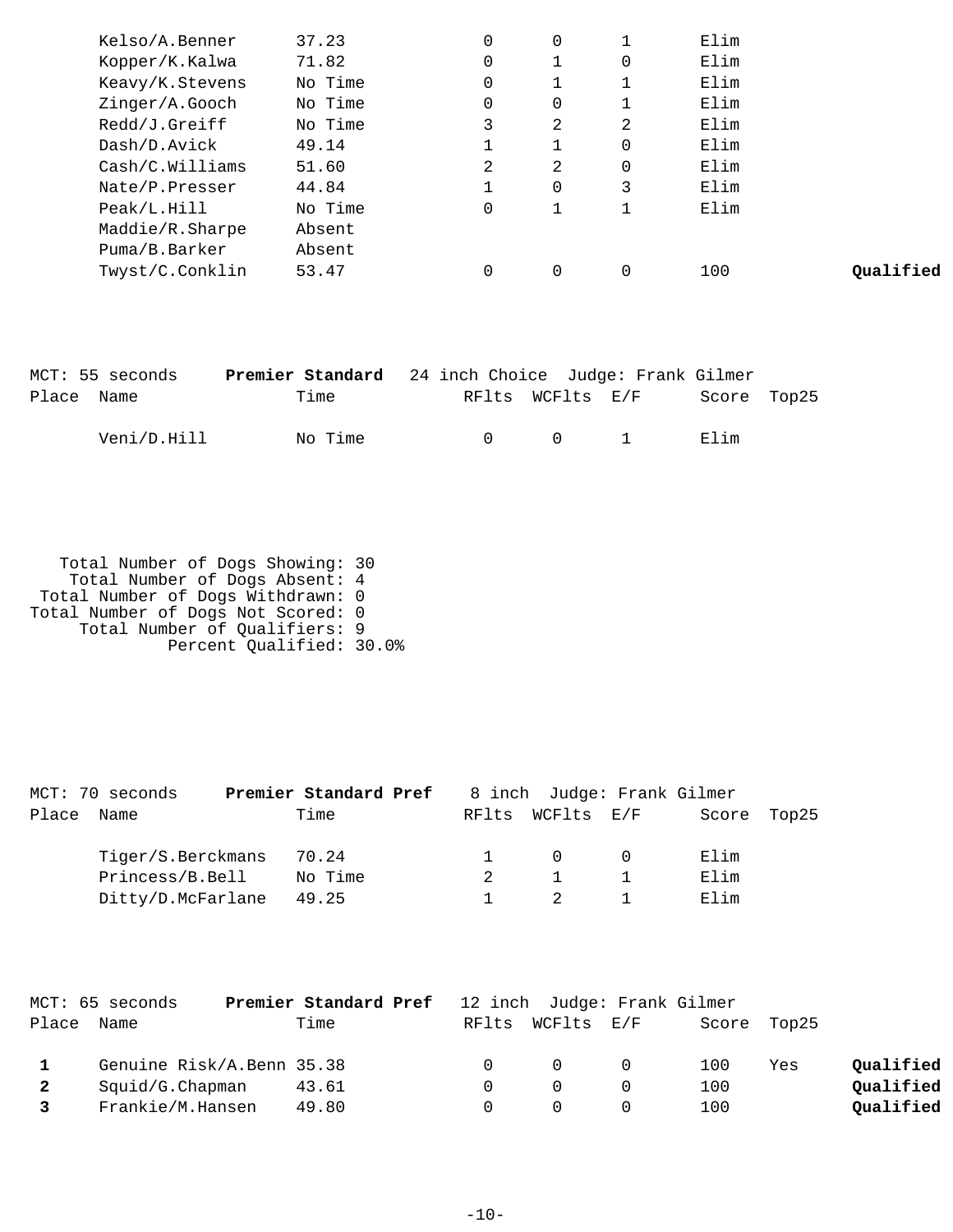| Place | Name | Time | RFlts | WCFlts | E/F | Score | Top25 | |
|---|---|---|---|---|---|---|---|---|
| | Kelso/A.Benner | 37.23 | 0 | 0 | 1 | Elim | | |
| | Kopper/K.Kalwa | 71.82 | 0 | 1 | 0 | Elim | | |
| | Keavy/K.Stevens | No Time | 0 | 1 | 1 | Elim | | |
| | Zinger/A.Gooch | No Time | 0 | 0 | 1 | Elim | | |
| | Redd/J.Greiff | No Time | 3 | 2 | 2 | Elim | | |
| | Dash/D.Avick | 49.14 | 1 | 1 | 0 | Elim | | |
| | Cash/C.Williams | 51.60 | 2 | 2 | 0 | Elim | | |
| | Nate/P.Presser | 44.84 | 1 | 0 | 3 | Elim | | |
| | Peak/L.Hill | No Time | 0 | 1 | 1 | Elim | | |
| | Maddie/R.Sharpe | Absent | | | | | | |
| | Puma/B.Barker | Absent | | | | | | |
| | Twyst/C.Conklin | 53.47 | 0 | 0 | 0 | 100 | | **Qualified** |

MCT: 55 seconds **Premier Standard** 24 inch Choice Judge: Frank Gilmer

| Place | Name | Time | RFlts | WCFlts | E/F | Score | Top25 |
|---|---|---|---|---|---|---|---|
| | Veni/D.Hill | No Time | 0 | 0 | 1 | Elim | |

Total Number of Dogs Showing: 30
Total Number of Dogs Absent: 4
Total Number of Dogs Withdrawn: 0
Total Number of Dogs Not Scored: 0
Total Number of Qualifiers: 9
Percent Qualified: 30.0%

MCT: 70 seconds **Premier Standard Pref** 8 inch Judge: Frank Gilmer

| Place | Name | Time | RFlts | WCFlts | E/F | Score | Top25 |
|---|---|---|---|---|---|---|---|
| | Tiger/S.Berckmans | 70.24 | 1 | 0 | 0 | Elim | |
| | Princess/B.Bell | No Time | 2 | 1 | 1 | Elim | |
| | Ditty/D.McFarlane | 49.25 | 1 | 2 | 1 | Elim | |

MCT: 65 seconds **Premier Standard Pref** 12 inch Judge: Frank Gilmer

| Place | Name | Time | RFlts | WCFlts | E/F | Score | Top25 | |
|---|---|---|---|---|---|---|---|---|
| **1** | Genuine Risk/A.Benn | 35.38 | 0 | 0 | 0 | 100 | Yes | **Qualified** |
| **2** | Squid/G.Chapman | 43.61 | 0 | 0 | 0 | 100 | | **Qualified** |
| **3** | Frankie/M.Hansen | 49.80 | 0 | 0 | 0 | 100 | | **Qualified** |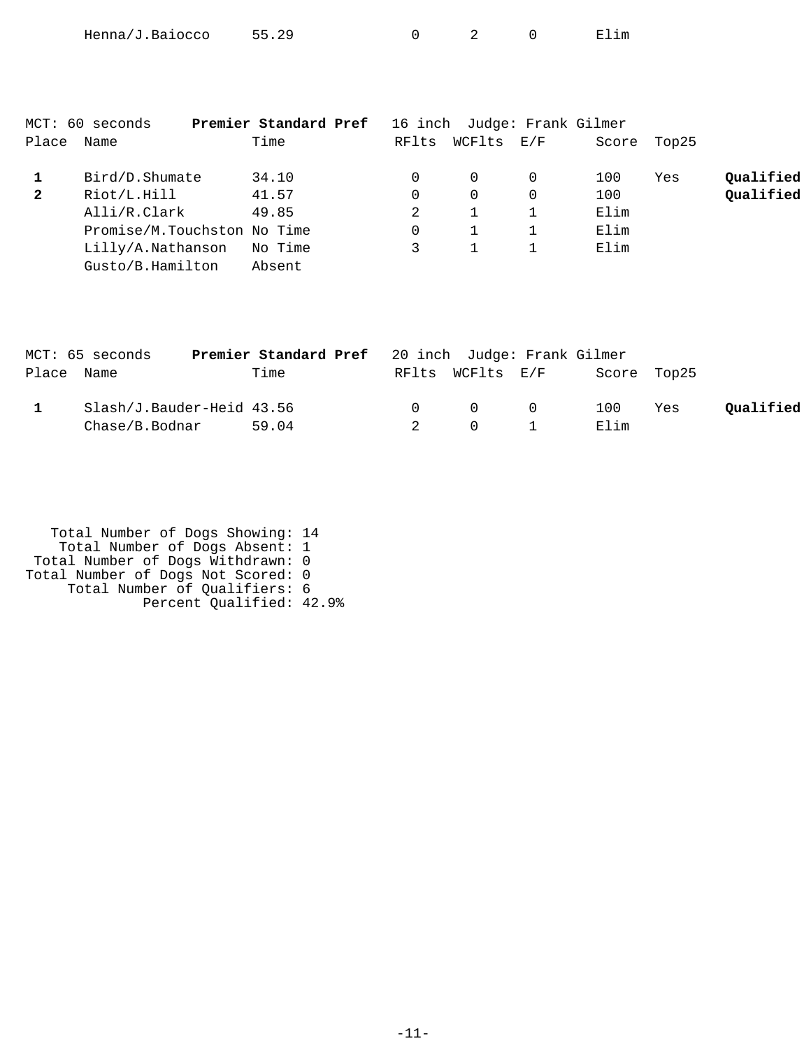| | Name | Time | RFlts | WCFlts | E/F | Score | Top25 | |
|---|---|---|---|---|---|---|---|---|
| | Henna/J.Baiocco | 55.29 | 0 | 2 | 0 | Elim | | |

MCT: 60 seconds **Premier Standard Pref** 16 inch Judge: Frank Gilmer

| Place | Name | Time | RFlts | WCFlts | E/F | Score | Top25 | |
|---|---|---|---|---|---|---|---|---|
| **1** | Bird/D.Shumate | 34.10 | 0 | 0 | 0 | 100 | Yes | **Qualified** |
| **2** | Riot/L.Hill | 41.57 | 0 | 0 | 0 | 100 | | **Qualified** |
| | Alli/R.Clark | 49.85 | 2 | 1 | 1 | Elim | | |
| | Promise/M.Touchston | No Time | 0 | 1 | 1 | Elim | | |
| | Lilly/A.Nathanson | No Time | 3 | 1 | 1 | Elim | | |
| | Gusto/B.Hamilton | Absent | | | | | | |

MCT: 65 seconds **Premier Standard Pref** 20 inch Judge: Frank Gilmer

| Place | Name | Time | RFlts | WCFlts | E/F | Score | Top25 | |
|---|---|---|---|---|---|---|---|---|
| **1** | Slash/J.Bauder-Heid | 43.56 | 0 | 0 | 0 | 100 | Yes | **Qualified** |
| | Chase/B.Bodnar | 59.04 | 2 | 0 | 1 | Elim | | |

Total Number of Dogs Showing: 14
Total Number of Dogs Absent: 1
Total Number of Dogs Withdrawn: 0
Total Number of Dogs Not Scored: 0
Total Number of Qualifiers: 6
Percent Qualified: 42.9%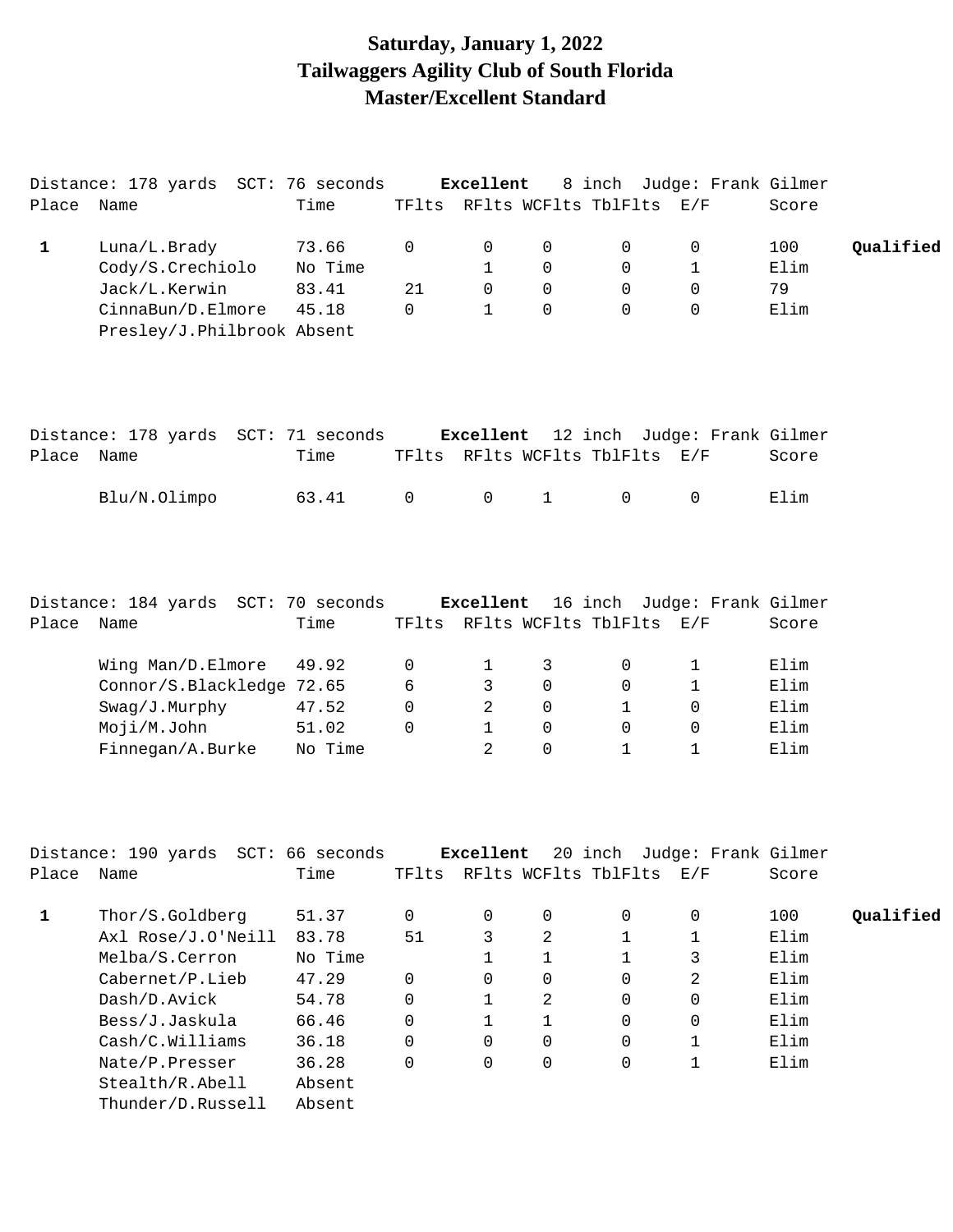# Saturday, January 1, 2022
# Tailwaggers Agility Club of South Florida
# Master/Excellent Standard

Distance: 178 yards SCT: 76 seconds **Excellent** 8 inch Judge: Frank Gilmer

| Place | Name | Time | TFlts | RFlts | WCFlts | TblFlts | E/F | Score | |
|---|---|---|---|---|---|---|---|---|---|
| 1 | Luna/L.Brady | 73.66 | 0 | 0 | 0 | 0 | 0 | 100 | **Qualified** |
| | Cody/S.Crechiolo | No Time | | 1 | 0 | 0 | 1 | Elim | |
| | Jack/L.Kerwin | 83.41 | 21 | 0 | 0 | 0 | 0 | 79 | |
| | CinnaBun/D.Elmore | 45.18 | 0 | 1 | 0 | 0 | 0 | Elim | |
| | Presley/J.Philbrook | Absent | | | | | | | |

Distance: 178 yards SCT: 71 seconds **Excellent** 12 inch Judge: Frank Gilmer

| Place | Name | Time | TFlts | RFlts | WCFlts | TblFlts | E/F | Score |
|---|---|---|---|---|---|---|---|---|
| | Blu/N.Olimpo | 63.41 | 0 | 0 | 1 | 0 | 0 | Elim |

Distance: 184 yards SCT: 70 seconds **Excellent** 16 inch Judge: Frank Gilmer

| Place | Name | Time | TFlts | RFlts | WCFlts | TblFlts | E/F | Score |
|---|---|---|---|---|---|---|---|---|
| | Wing Man/D.Elmore | 49.92 | 0 | 1 | 3 | 0 | 1 | Elim |
| | Connor/S.Blackledge | 72.65 | 6 | 3 | 0 | 0 | 1 | Elim |
| | Swag/J.Murphy | 47.52 | 0 | 2 | 0 | 1 | 0 | Elim |
| | Moji/M.John | 51.02 | 0 | 1 | 0 | 0 | 0 | Elim |
| | Finnegan/A.Burke | No Time | | 2 | 0 | 1 | 1 | Elim |

Distance: 190 yards SCT: 66 seconds **Excellent** 20 inch Judge: Frank Gilmer

| Place | Name | Time | TFlts | RFlts | WCFlts | TblFlts | E/F | Score | |
|---|---|---|---|---|---|---|---|---|---|
| 1 | Thor/S.Goldberg | 51.37 | 0 | 0 | 0 | 0 | 0 | 100 | **Qualified** |
| | Axl Rose/J.O'Neill | 83.78 | 51 | 3 | 2 | 1 | 1 | Elim | |
| | Melba/S.Cerron | No Time | | 1 | 1 | 1 | 3 | Elim | |
| | Cabernet/P.Lieb | 47.29 | 0 | 0 | 0 | 0 | 2 | Elim | |
| | Dash/D.Avick | 54.78 | 0 | 1 | 2 | 0 | 0 | Elim | |
| | Bess/J.Jaskula | 66.46 | 0 | 1 | 1 | 0 | 0 | Elim | |
| | Cash/C.Williams | 36.18 | 0 | 0 | 0 | 0 | 1 | Elim | |
| | Nate/P.Presser | 36.28 | 0 | 0 | 0 | 0 | 1 | Elim | |
| | Stealth/R.Abell | Absent | | | | | | | |
| | Thunder/D.Russell | Absent | | | | | | | |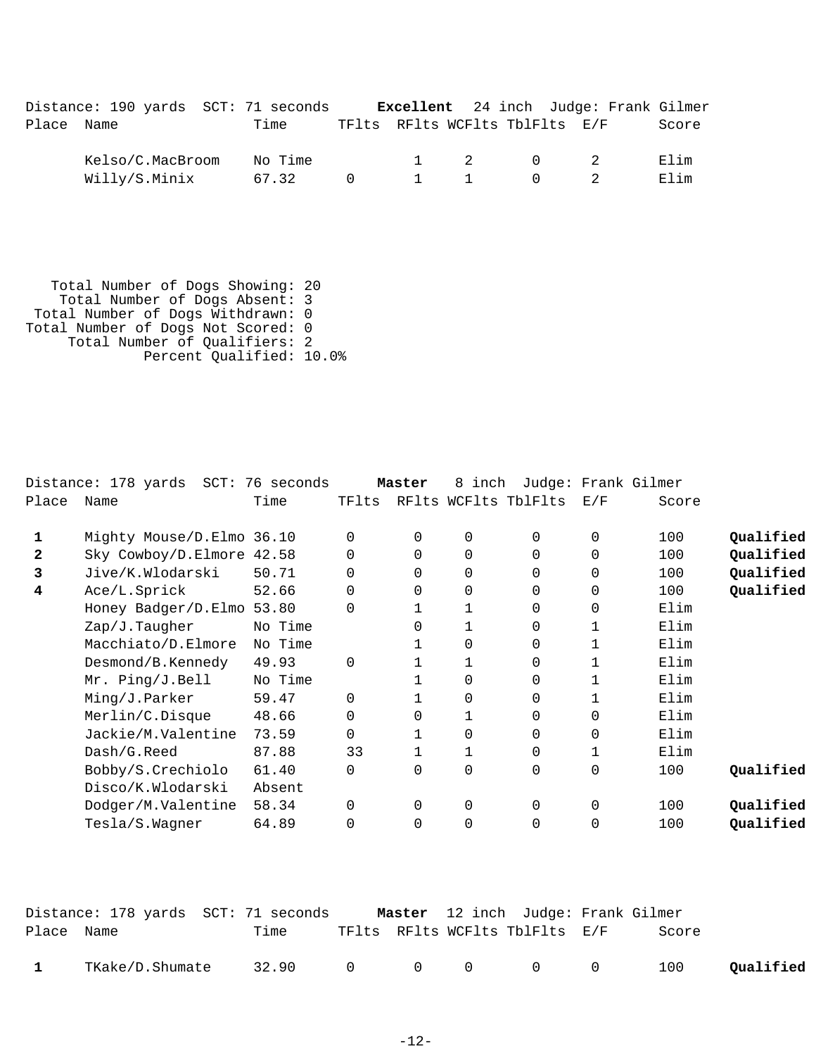Distance: 190 yards SCT: 71 seconds **Excellent** 24 inch Judge: Frank Gilmer

| Place | Name | Time | TFlts | RFlts | WCFlts | TblFlts | E/F | Score | |
|---|---|---|---|---|---|---|---|---|---|
| | Kelso/C.MacBroom | No Time | | 1 | 2 | 0 | 2 | Elim | |
| | Willy/S.Minix | 67.32 | 0 | 1 | 1 | 0 | 2 | Elim | |

Total Number of Dogs Showing: 20
Total Number of Dogs Absent: 3
Total Number of Dogs Withdrawn: 0
Total Number of Dogs Not Scored: 0
Total Number of Qualifiers: 2
Percent Qualified: 10.0%

Distance: 178 yards SCT: 76 seconds **Master** 8 inch Judge: Frank Gilmer

| Place | Name | Time | TFlts | RFlts | WCFlts | TblFlts | E/F | Score | |
|---|---|---|---|---|---|---|---|---|---|
| **1** | Mighty Mouse/D.Elmo | 36.10 | 0 | 0 | 0 | 0 | 0 | 100 | **Qualified** |
| **2** | Sky Cowboy/D.Elmore | 42.58 | 0 | 0 | 0 | 0 | 0 | 100 | **Qualified** |
| **3** | Jive/K.Wlodarski | 50.71 | 0 | 0 | 0 | 0 | 0 | 100 | **Qualified** |
| **4** | Ace/L.Sprick | 52.66 | 0 | 0 | 0 | 0 | 0 | 100 | **Qualified** |
| | Honey Badger/D.Elmo | 53.80 | 0 | 1 | 1 | 0 | 0 | Elim | |
| | Zap/J.Taugher | No Time | | 0 | 1 | 0 | 1 | Elim | |
| | Macchiato/D.Elmore | No Time | | 1 | 0 | 0 | 1 | Elim | |
| | Desmond/B.Kennedy | 49.93 | 0 | 1 | 1 | 0 | 1 | Elim | |
| | Mr. Ping/J.Bell | No Time | | 1 | 0 | 0 | 1 | Elim | |
| | Ming/J.Parker | 59.47 | 0 | 1 | 0 | 0 | 1 | Elim | |
| | Merlin/C.Disque | 48.66 | 0 | 0 | 1 | 0 | 0 | Elim | |
| | Jackie/M.Valentine | 73.59 | 0 | 1 | 0 | 0 | 0 | Elim | |
| | Dash/G.Reed | 87.88 | 33 | 1 | 1 | 0 | 1 | Elim | |
| | Bobby/S.Crechiolo | 61.40 | 0 | 0 | 0 | 0 | 0 | 100 | **Qualified** |
| | Disco/K.Wlodarski | Absent | | | | | | | |
| | Dodger/M.Valentine | 58.34 | 0 | 0 | 0 | 0 | 0 | 100 | **Qualified** |
| | Tesla/S.Wagner | 64.89 | 0 | 0 | 0 | 0 | 0 | 100 | **Qualified** |

Distance: 178 yards SCT: 71 seconds **Master** 12 inch Judge: Frank Gilmer

| Place | Name | Time | TFlts | RFlts | WCFlts | TblFlts | E/F | Score | |
|---|---|---|---|---|---|---|---|---|---|
| **1** | TKake/D.Shumate | 32.90 | 0 | 0 | 0 | 0 | 0 | 100 | **Qualified** |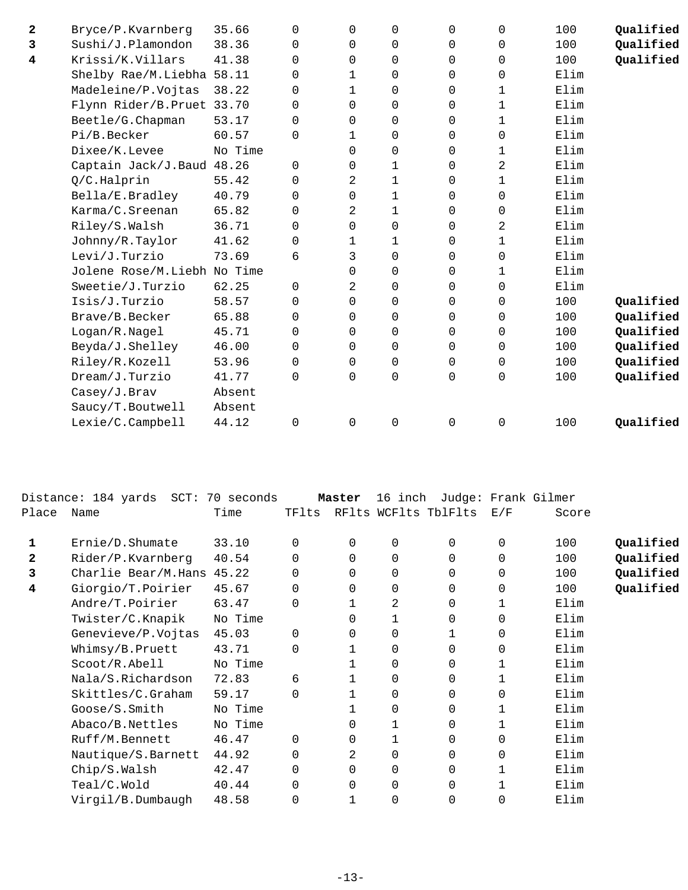| Place | Name | Time | TFlts | RFlts | WCFlts | TblFlts | E/F | Score | |
|---|---|---|---|---|---|---|---|---|---|
| **2** | Bryce/P.Kvarnberg | 35.66 | 0 | 0 | 0 | 0 | 0 | 100 | **Qualified** |
| **3** | Sushi/J.Plamondon | 38.36 | 0 | 0 | 0 | 0 | 0 | 100 | **Qualified** |
| **4** | Krissi/K.Villars | 41.38 | 0 | 0 | 0 | 0 | 0 | 100 | **Qualified** |
| | Shelby Rae/M.Liebha | 58.11 | 0 | 1 | 0 | 0 | 0 | Elim | |
| | Madeleine/P.Vojtas | 38.22 | 0 | 1 | 0 | 0 | 1 | Elim | |
| | Flynn Rider/B.Pruet | 33.70 | 0 | 0 | 0 | 0 | 1 | Elim | |
| | Beetle/G.Chapman | 53.17 | 0 | 0 | 0 | 0 | 1 | Elim | |
| | Pi/B.Becker | 60.57 | 0 | 1 | 0 | 0 | 0 | Elim | |
| | Dixee/K.Levee | No Time | | 0 | 0 | 0 | 1 | Elim | |
| | Captain Jack/J.Baud | 48.26 | 0 | 0 | 1 | 0 | 2 | Elim | |
| | Q/C.Halprin | 55.42 | 0 | 2 | 1 | 0 | 1 | Elim | |
| | Bella/E.Bradley | 40.79 | 0 | 0 | 1 | 0 | 0 | Elim | |
| | Karma/C.Sreenan | 65.82 | 0 | 2 | 1 | 0 | 0 | Elim | |
| | Riley/S.Walsh | 36.71 | 0 | 0 | 0 | 0 | 2 | Elim | |
| | Johnny/R.Taylor | 41.62 | 0 | 1 | 1 | 0 | 1 | Elim | |
| | Levi/J.Turzio | 73.69 | 6 | 3 | 0 | 0 | 0 | Elim | |
| | Jolene Rose/M.Liebh | No Time | | 0 | 0 | 0 | 1 | Elim | |
| | Sweetie/J.Turzio | 62.25 | 0 | 2 | 0 | 0 | 0 | Elim | |
| | Isis/J.Turzio | 58.57 | 0 | 0 | 0 | 0 | 0 | 100 | **Qualified** |
| | Brave/B.Becker | 65.88 | 0 | 0 | 0 | 0 | 0 | 100 | **Qualified** |
| | Logan/R.Nagel | 45.71 | 0 | 0 | 0 | 0 | 0 | 100 | **Qualified** |
| | Beyda/J.Shelley | 46.00 | 0 | 0 | 0 | 0 | 0 | 100 | **Qualified** |
| | Riley/R.Kozell | 53.96 | 0 | 0 | 0 | 0 | 0 | 100 | **Qualified** |
| | Dream/J.Turzio | 41.77 | 0 | 0 | 0 | 0 | 0 | 100 | **Qualified** |
| | Casey/J.Brav | Absent | | | | | | | |
| | Saucy/T.Boutwell | Absent | | | | | | | |
| | Lexie/C.Campbell | 44.12 | 0 | 0 | 0 | 0 | 0 | 100 | **Qualified** |

Distance: 184 yards SCT: 70 seconds **Master** 16 inch Judge: Frank Gilmer

| Place | Name | Time | TFlts | RFlts | WCFlts | TblFlts | E/F | Score | |
|---|---|---|---|---|---|---|---|---|---|
| **1** | Ernie/D.Shumate | 33.10 | 0 | 0 | 0 | 0 | 0 | 100 | **Qualified** |
| **2** | Rider/P.Kvarnberg | 40.54 | 0 | 0 | 0 | 0 | 0 | 100 | **Qualified** |
| **3** | Charlie Bear/M.Hans | 45.22 | 0 | 0 | 0 | 0 | 0 | 100 | **Qualified** |
| **4** | Giorgio/T.Poirier | 45.67 | 0 | 0 | 0 | 0 | 0 | 100 | **Qualified** |
| | Andre/T.Poirier | 63.47 | 0 | 1 | 2 | 0 | 1 | Elim | |
| | Twister/C.Knapik | No Time | | 0 | 1 | 0 | 0 | Elim | |
| | Genevieve/P.Vojtas | 45.03 | 0 | 0 | 0 | 1 | 0 | Elim | |
| | Whimsy/B.Pruett | 43.71 | 0 | 1 | 0 | 0 | 0 | Elim | |
| | Scoot/R.Abell | No Time | | 1 | 0 | 0 | 1 | Elim | |
| | Nala/S.Richardson | 72.83 | 6 | 1 | 0 | 0 | 1 | Elim | |
| | Skittles/C.Graham | 59.17 | 0 | 1 | 0 | 0 | 0 | Elim | |
| | Goose/S.Smith | No Time | | 1 | 0 | 0 | 1 | Elim | |
| | Abaco/B.Nettles | No Time | | 0 | 1 | 0 | 1 | Elim | |
| | Ruff/M.Bennett | 46.47 | 0 | 0 | 1 | 0 | 0 | Elim | |
| | Nautique/S.Barnett | 44.92 | 0 | 2 | 0 | 0 | 0 | Elim | |
| | Chip/S.Walsh | 42.47 | 0 | 0 | 0 | 0 | 1 | Elim | |
| | Teal/C.Wold | 40.44 | 0 | 0 | 0 | 0 | 1 | Elim | |
| | Virgil/B.Dumbaugh | 48.58 | 0 | 1 | 0 | 0 | 0 | Elim | |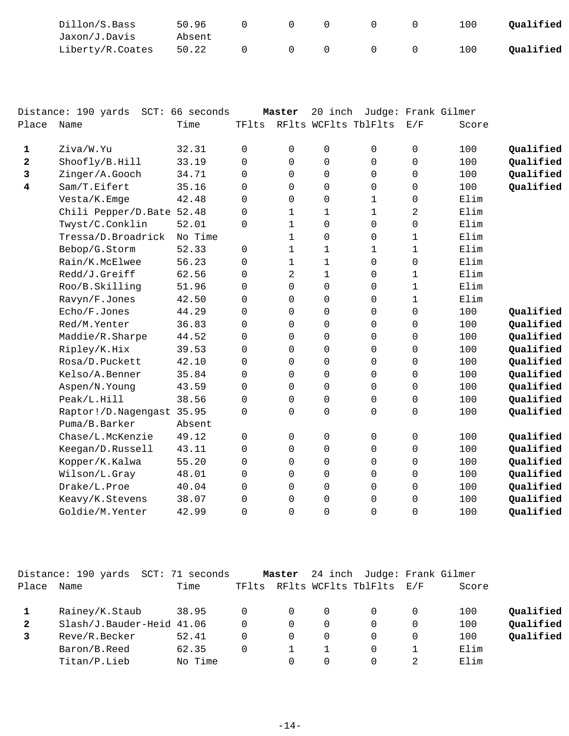| Place | Name | Time | TFlts | RFlts | WCFlts | TblFlts | E/F | Score | |
|---|---|---|---|---|---|---|---|---|---|
| | Dillon/S.Bass | 50.96 | 0 | 0 | 0 | 0 | 0 | 100 | **Qualified** |
| | Jaxon/J.Davis | Absent | | | | | | | |
| | Liberty/R.Coates | 50.22 | 0 | 0 | 0 | 0 | 0 | 100 | **Qualified** |

Distance: 190 yards SCT: 66 seconds **Master** 20 inch Judge: Frank Gilmer

| Place | Name | Time | TFlts | RFlts | WCFlts | TblFlts | E/F | Score | |
|---|---|---|---|---|---|---|---|---|---|
| **1** | Ziva/W.Yu | 32.31 | 0 | 0 | 0 | 0 | 0 | 100 | **Qualified** |
| **2** | Shoofly/B.Hill | 33.19 | 0 | 0 | 0 | 0 | 0 | 100 | **Qualified** |
| **3** | Zinger/A.Gooch | 34.71 | 0 | 0 | 0 | 0 | 0 | 100 | **Qualified** |
| **4** | Sam/T.Eifert | 35.16 | 0 | 0 | 0 | 0 | 0 | 100 | **Qualified** |
| | Vesta/K.Emge | 42.48 | 0 | 0 | 0 | 1 | 0 | Elim | |
| | Chili Pepper/D.Bate | 52.48 | 0 | 1 | 1 | 1 | 2 | Elim | |
| | Twyst/C.Conklin | 52.01 | 0 | 1 | 0 | 0 | 0 | Elim | |
| | Tressa/D.Broadrick | No Time | | 1 | 0 | 0 | 1 | Elim | |
| | Bebop/G.Storm | 52.33 | 0 | 1 | 1 | 1 | 1 | Elim | |
| | Rain/K.McElwee | 56.23 | 0 | 1 | 1 | 0 | 0 | Elim | |
| | Redd/J.Greiff | 62.56 | 0 | 2 | 1 | 0 | 1 | Elim | |
| | Roo/B.Skilling | 51.96 | 0 | 0 | 0 | 0 | 1 | Elim | |
| | Ravyn/F.Jones | 42.50 | 0 | 0 | 0 | 0 | 1 | Elim | |
| | Echo/F.Jones | 44.29 | 0 | 0 | 0 | 0 | 0 | 100 | **Qualified** |
| | Red/M.Yenter | 36.83 | 0 | 0 | 0 | 0 | 0 | 100 | **Qualified** |
| | Maddie/R.Sharpe | 44.52 | 0 | 0 | 0 | 0 | 0 | 100 | **Qualified** |
| | Ripley/K.Hix | 39.53 | 0 | 0 | 0 | 0 | 0 | 100 | **Qualified** |
| | Rosa/D.Puckett | 42.10 | 0 | 0 | 0 | 0 | 0 | 100 | **Qualified** |
| | Kelso/A.Benner | 35.84 | 0 | 0 | 0 | 0 | 0 | 100 | **Qualified** |
| | Aspen/N.Young | 43.59 | 0 | 0 | 0 | 0 | 0 | 100 | **Qualified** |
| | Peak/L.Hill | 38.56 | 0 | 0 | 0 | 0 | 0 | 100 | **Qualified** |
| | Raptor!/D.Nagengast | 35.95 | 0 | 0 | 0 | 0 | 0 | 100 | **Qualified** |
| | Puma/B.Barker | Absent | | | | | | | |
| | Chase/L.McKenzie | 49.12 | 0 | 0 | 0 | 0 | 0 | 100 | **Qualified** |
| | Keegan/D.Russell | 43.11 | 0 | 0 | 0 | 0 | 0 | 100 | **Qualified** |
| | Kopper/K.Kalwa | 55.20 | 0 | 0 | 0 | 0 | 0 | 100 | **Qualified** |
| | Wilson/L.Gray | 48.01 | 0 | 0 | 0 | 0 | 0 | 100 | **Qualified** |
| | Drake/L.Proe | 40.04 | 0 | 0 | 0 | 0 | 0 | 100 | **Qualified** |
| | Keavy/K.Stevens | 38.07 | 0 | 0 | 0 | 0 | 0 | 100 | **Qualified** |
| | Goldie/M.Yenter | 42.99 | 0 | 0 | 0 | 0 | 0 | 100 | **Qualified** |

Distance: 190 yards SCT: 71 seconds **Master** 24 inch Judge: Frank Gilmer

| Place | Name | Time | TFlts | RFlts | WCFlts | TblFlts | E/F | Score | |
|---|---|---|---|---|---|---|---|---|---|
| **1** | Rainey/K.Staub | 38.95 | 0 | 0 | 0 | 0 | 0 | 100 | **Qualified** |
| **2** | Slash/J.Bauder-Heid | 41.06 | 0 | 0 | 0 | 0 | 0 | 100 | **Qualified** |
| **3** | Reve/R.Becker | 52.41 | 0 | 0 | 0 | 0 | 0 | 100 | **Qualified** |
| | Baron/B.Reed | 62.35 | 0 | 1 | 1 | 0 | 1 | Elim | |
| | Titan/P.Lieb | No Time | | 0 | 0 | 0 | 2 | Elim | |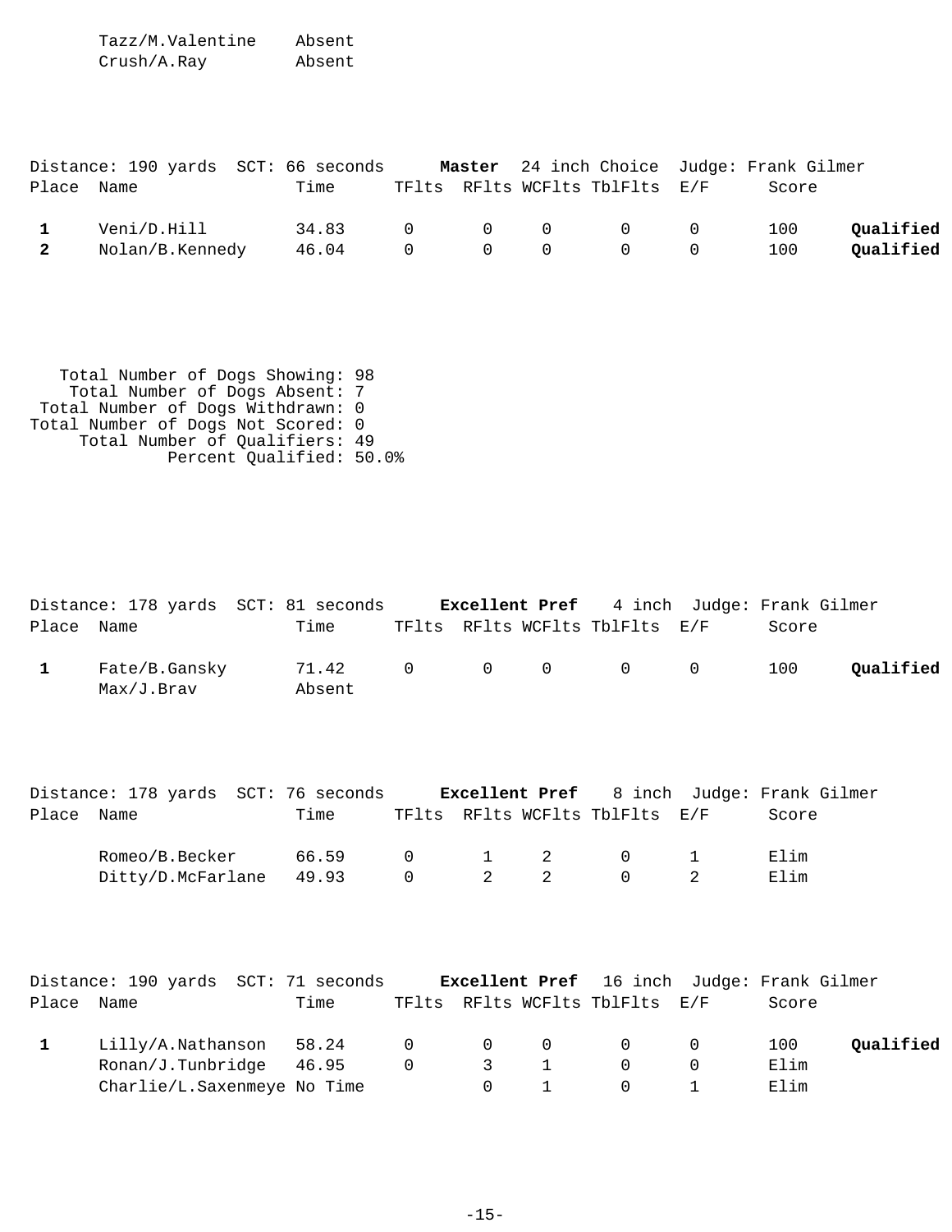| Place | Name | Time | TFlts | RFlts | WCFlts | TblFlts | E/F | Score | |
|---|---|---|---|---|---|---|---|---|---|
| | Tazz/M.Valentine | Absent | | | | | | | |
| | Crush/A.Ray | Absent | | | | | | | |

Distance: 190 yards SCT: 66 seconds **Master** 24 inch Choice Judge: Frank Gilmer

| Place | Name | Time | TFlts | RFlts | WCFlts | TblFlts | E/F | Score | |
|---|---|---|---|---|---|---|---|---|---|
| **1** | Veni/D.Hill | 34.83 | 0 | 0 | 0 | 0 | 0 | 100 | **Qualified** |
| **2** | Nolan/B.Kennedy | 46.04 | 0 | 0 | 0 | 0 | 0 | 100 | **Qualified** |

Total Number of Dogs Showing: 98
Total Number of Dogs Absent: 7
Total Number of Dogs Withdrawn: 0
Total Number of Dogs Not Scored: 0
Total Number of Qualifiers: 49
Percent Qualified: 50.0%

Distance: 178 yards SCT: 81 seconds **Excellent Pref** 4 inch Judge: Frank Gilmer

| Place | Name | Time | TFlts | RFlts | WCFlts | TblFlts | E/F | Score | |
|---|---|---|---|---|---|---|---|---|---|
| **1** | Fate/B.Gansky | 71.42 | 0 | 0 | 0 | 0 | 0 | 100 | **Qualified** |
| | Max/J.Brav | Absent | | | | | | | |

Distance: 178 yards SCT: 76 seconds **Excellent Pref** 8 inch Judge: Frank Gilmer

| Place | Name | Time | TFlts | RFlts | WCFlts | TblFlts | E/F | Score |
|---|---|---|---|---|---|---|---|---|
| | Romeo/B.Becker | 66.59 | 0 | 1 | 2 | 0 | 1 | Elim |
| | Ditty/D.McFarlane | 49.93 | 0 | 2 | 2 | 0 | 2 | Elim |

Distance: 190 yards SCT: 71 seconds **Excellent Pref** 16 inch Judge: Frank Gilmer

| Place | Name | Time | TFlts | RFlts | WCFlts | TblFlts | E/F | Score | |
|---|---|---|---|---|---|---|---|---|---|
| **1** | Lilly/A.Nathanson | 58.24 | 0 | 0 | 0 | 0 | 0 | 100 | **Qualified** |
| | Ronan/J.Tunbridge | 46.95 | 0 | 3 | 1 | 0 | 0 | Elim | |
| | Charlie/L.Saxenmeye | No Time | | 0 | 1 | 0 | 1 | Elim | |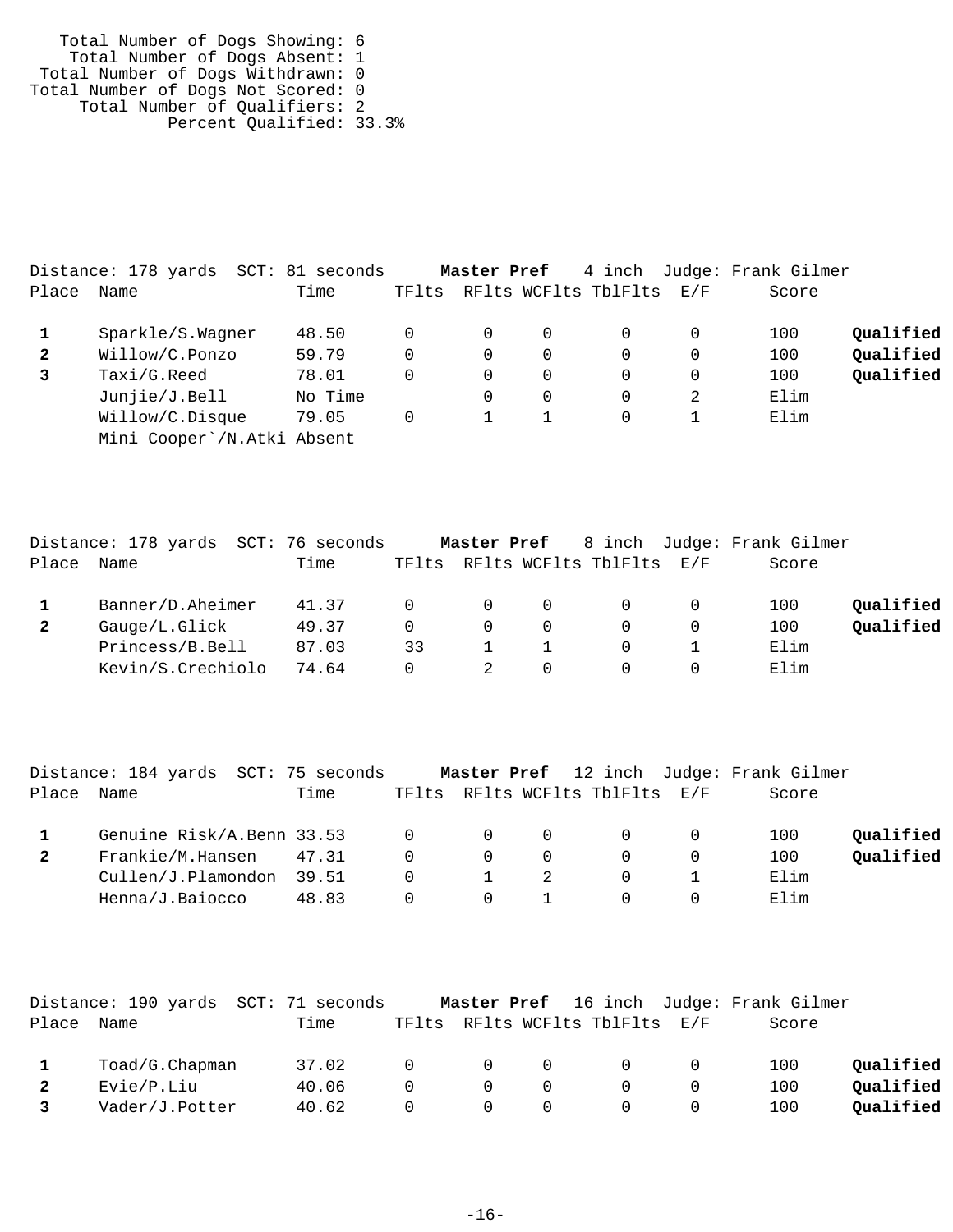Total Number of Dogs Showing: 6
Total Number of Dogs Absent: 1
Total Number of Dogs Withdrawn: 0
Total Number of Dogs Not Scored: 0
Total Number of Qualifiers: 2
Percent Qualified: 33.3%

Distance: 178 yards SCT: 81 seconds **Master Pref** 4 inch Judge: Frank Gilmer

| Place | Name | Time | TFlts | RFlts | WCFlts | TblFlts | E/F | Score | |
|---|---|---|---|---|---|---|---|---|---|
| **1** | Sparkle/S.Wagner | 48.50 | 0 | 0 | 0 | 0 | 0 | 100 | **Qualified** |
| **2** | Willow/C.Ponzo | 59.79 | 0 | 0 | 0 | 0 | 0 | 100 | **Qualified** |
| **3** | Taxi/G.Reed | 78.01 | 0 | 0 | 0 | 0 | 0 | 100 | **Qualified** |
| | Junjie/J.Bell | No Time | | 0 | 0 | 0 | 2 | Elim | |
| | Willow/C.Disque | 79.05 | 0 | 1 | 1 | 0 | 1 | Elim | |
| | Mini Cooper`/N.Atki | Absent | | | | | | | |

Distance: 178 yards SCT: 76 seconds **Master Pref** 8 inch Judge: Frank Gilmer

| Place | Name | Time | TFlts | RFlts | WCFlts | TblFlts | E/F | Score | |
|---|---|---|---|---|---|---|---|---|---|
| **1** | Banner/D.Aheimer | 41.37 | 0 | 0 | 0 | 0 | 0 | 100 | **Qualified** |
| **2** | Gauge/L.Glick | 49.37 | 0 | 0 | 0 | 0 | 0 | 100 | **Qualified** |
| | Princess/B.Bell | 87.03 | 33 | 1 | 1 | 0 | 1 | Elim | |
| | Kevin/S.Crechiolo | 74.64 | 0 | 2 | 0 | 0 | 0 | Elim | |

Distance: 184 yards SCT: 75 seconds **Master Pref** 12 inch Judge: Frank Gilmer

| Place | Name | Time | TFlts | RFlts | WCFlts | TblFlts | E/F | Score | |
|---|---|---|---|---|---|---|---|---|---|
| **1** | Genuine Risk/A.Benn | 33.53 | 0 | 0 | 0 | 0 | 0 | 100 | **Qualified** |
| **2** | Frankie/M.Hansen | 47.31 | 0 | 0 | 0 | 0 | 0 | 100 | **Qualified** |
| | Cullen/J.Plamondon | 39.51 | 0 | 1 | 2 | 0 | 1 | Elim | |
| | Henna/J.Baiocco | 48.83 | 0 | 0 | 1 | 0 | 0 | Elim | |

Distance: 190 yards SCT: 71 seconds **Master Pref** 16 inch Judge: Frank Gilmer

| Place | Name | Time | TFlts | RFlts | WCFlts | TblFlts | E/F | Score | |
|---|---|---|---|---|---|---|---|---|---|
| **1** | Toad/G.Chapman | 37.02 | 0 | 0 | 0 | 0 | 0 | 100 | **Qualified** |
| **2** | Evie/P.Liu | 40.06 | 0 | 0 | 0 | 0 | 0 | 100 | **Qualified** |
| **3** | Vader/J.Potter | 40.62 | 0 | 0 | 0 | 0 | 0 | 100 | **Qualified** |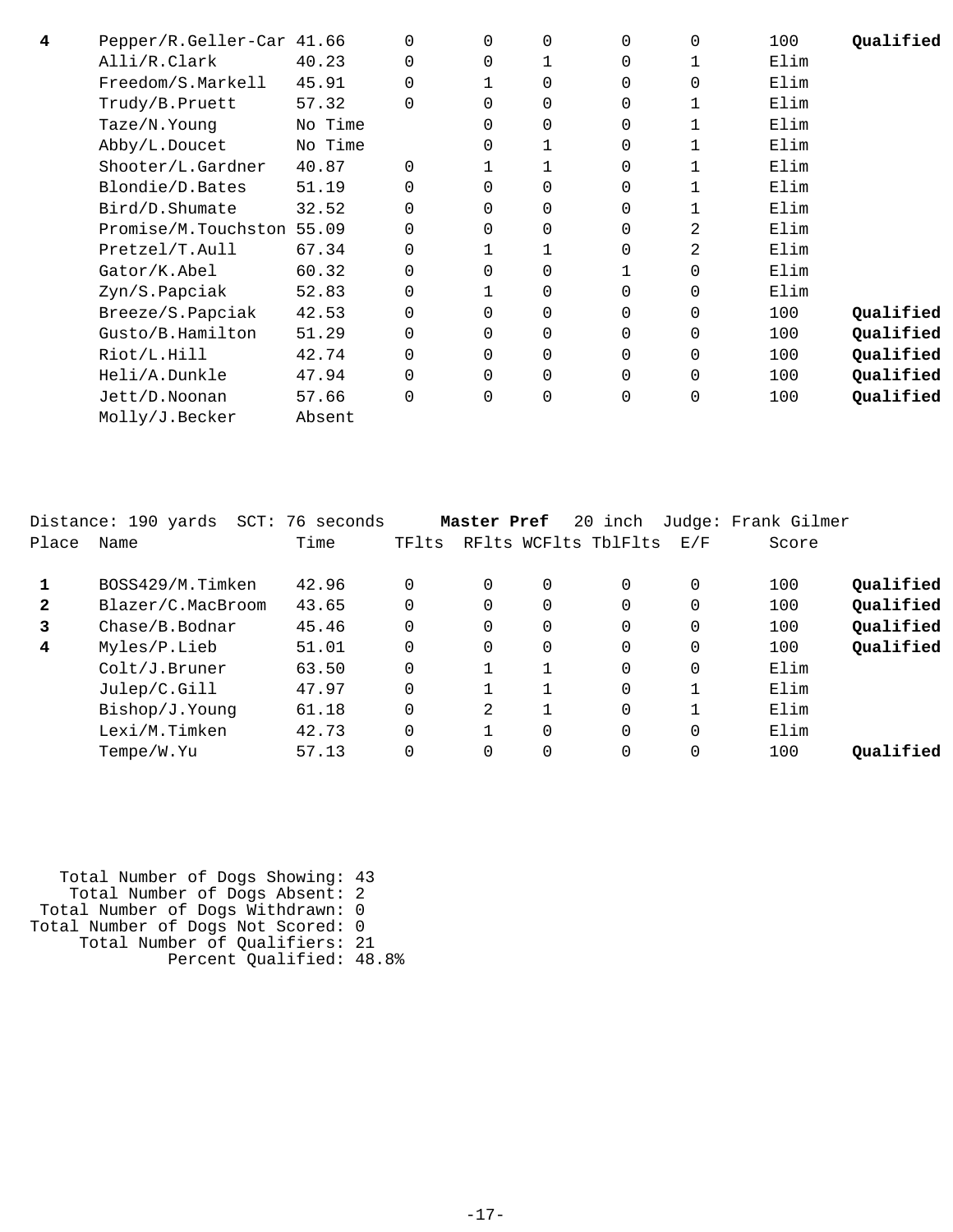| Place | Name | Time | TFlts | RFlts | WCFlts | TblFlts | E/F | Score | |
|---|---|---|---|---|---|---|---|---|---|
| **4** | Pepper/R.Geller-Car | 41.66 | 0 | 0 | 0 | 0 | 0 | 100 | **Qualified** |
| | Alli/R.Clark | 40.23 | 0 | 0 | 1 | 0 | 1 | Elim | |
| | Freedom/S.Markell | 45.91 | 0 | 1 | 0 | 0 | 0 | Elim | |
| | Trudy/B.Pruett | 57.32 | 0 | 0 | 0 | 0 | 1 | Elim | |
| | Taze/N.Young | No Time | | 0 | 0 | 0 | 1 | Elim | |
| | Abby/L.Doucet | No Time | | 0 | 1 | 0 | 1 | Elim | |
| | Shooter/L.Gardner | 40.87 | 0 | 1 | 1 | 0 | 1 | Elim | |
| | Blondie/D.Bates | 51.19 | 0 | 0 | 0 | 0 | 1 | Elim | |
| | Bird/D.Shumate | 32.52 | 0 | 0 | 0 | 0 | 1 | Elim | |
| | Promise/M.Touchston | 55.09 | 0 | 0 | 0 | 0 | 2 | Elim | |
| | Pretzel/T.Aull | 67.34 | 0 | 1 | 1 | 0 | 2 | Elim | |
| | Gator/K.Abel | 60.32 | 0 | 0 | 0 | 1 | 0 | Elim | |
| | Zyn/S.Papciak | 52.83 | 0 | 1 | 0 | 0 | 0 | Elim | |
| | Breeze/S.Papciak | 42.53 | 0 | 0 | 0 | 0 | 0 | 100 | **Qualified** |
| | Gusto/B.Hamilton | 51.29 | 0 | 0 | 0 | 0 | 0 | 100 | **Qualified** |
| | Riot/L.Hill | 42.74 | 0 | 0 | 0 | 0 | 0 | 100 | **Qualified** |
| | Heli/A.Dunkle | 47.94 | 0 | 0 | 0 | 0 | 0 | 100 | **Qualified** |
| | Jett/D.Noonan | 57.66 | 0 | 0 | 0 | 0 | 0 | 100 | **Qualified** |
| | Molly/J.Becker | Absent | | | | | | | |

Distance: 190 yards SCT: 76 seconds **Master Pref** 20 inch Judge: Frank Gilmer

| Place | Name | Time | TFlts | RFlts | WCFlts | TblFlts | E/F | Score | |
|---|---|---|---|---|---|---|---|---|---|
| **1** | BOSS429/M.Timken | 42.96 | 0 | 0 | 0 | 0 | 0 | 100 | **Qualified** |
| **2** | Blazer/C.MacBroom | 43.65 | 0 | 0 | 0 | 0 | 0 | 100 | **Qualified** |
| **3** | Chase/B.Bodnar | 45.46 | 0 | 0 | 0 | 0 | 0 | 100 | **Qualified** |
| **4** | Myles/P.Lieb | 51.01 | 0 | 0 | 0 | 0 | 0 | 100 | **Qualified** |
| | Colt/J.Bruner | 63.50 | 0 | 1 | 1 | 0 | 0 | Elim | |
| | Julep/C.Gill | 47.97 | 0 | 1 | 1 | 0 | 1 | Elim | |
| | Bishop/J.Young | 61.18 | 0 | 2 | 1 | 0 | 1 | Elim | |
| | Lexi/M.Timken | 42.73 | 0 | 1 | 0 | 0 | 0 | Elim | |
| | Tempe/W.Yu | 57.13 | 0 | 0 | 0 | 0 | 0 | 100 | **Qualified** |

Total Number of Dogs Showing: 43
Total Number of Dogs Absent: 2
Total Number of Dogs Withdrawn: 0
Total Number of Dogs Not Scored: 0
Total Number of Qualifiers: 21
Percent Qualified: 48.8%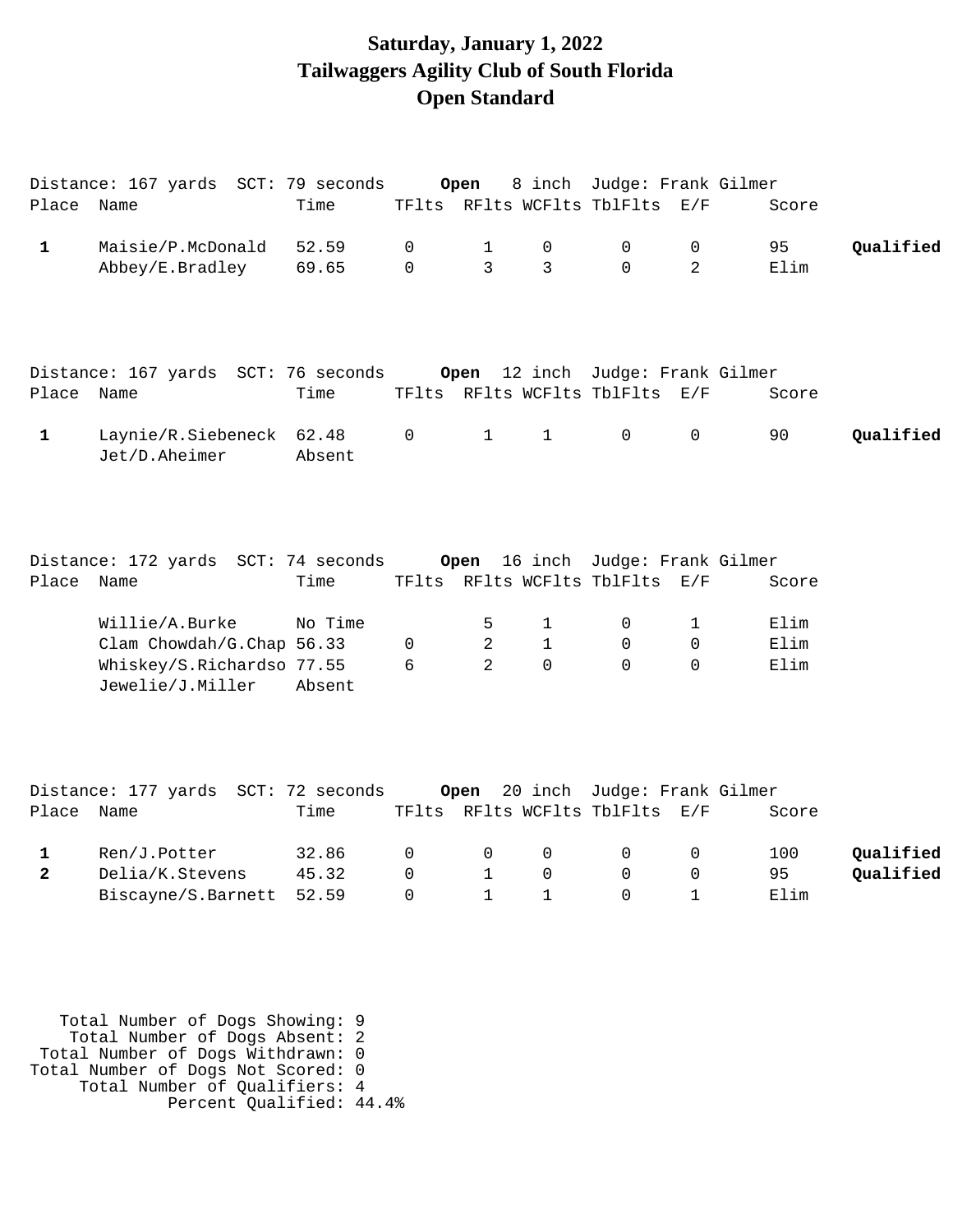# Saturday, January 1, 2022
# Tailwaggers Agility Club of South Florida
# Open Standard

Distance: 167 yards SCT: 79 seconds **Open** 8 inch Judge: Frank Gilmer

| Place | Name | Time | TFlts | RFlts | WCFlts | TblFlts | E/F | Score | |
|---|---|---|---|---|---|---|---|---|---|
| **1** | Maisie/P.McDonald | 52.59 | 0 | 1 | 0 | 0 | 0 | 95 | **Qualified** |
| | Abbey/E.Bradley | 69.65 | 0 | 3 | 3 | 0 | 2 | Elim | |

Distance: 167 yards SCT: 76 seconds **Open** 12 inch Judge: Frank Gilmer

| Place | Name | Time | TFlts | RFlts | WCFlts | TblFlts | E/F | Score | |
|---|---|---|---|---|---|---|---|---|---|
| **1** | Laynie/R.Siebeneck | 62.48 | 0 | 1 | 1 | 0 | 0 | 90 | **Qualified** |
| | Jet/D.Aheimer | Absent | | | | | | | |

Distance: 172 yards SCT: 74 seconds **Open** 16 inch Judge: Frank Gilmer

| Place | Name | Time | TFlts | RFlts | WCFlts | TblFlts | E/F | Score | |
|---|---|---|---|---|---|---|---|---|---|
| | Willie/A.Burke | No Time | | 5 | 1 | 0 | 1 | Elim | |
| | Clam Chowdah/G.Chap | 56.33 | 0 | 2 | 1 | 0 | 0 | Elim | |
| | Whiskey/S.Richardso | 77.55 | 6 | 2 | 0 | 0 | 0 | Elim | |
| | Jewelie/J.Miller | Absent | | | | | | | |

Distance: 177 yards SCT: 72 seconds **Open** 20 inch Judge: Frank Gilmer

| Place | Name | Time | TFlts | RFlts | WCFlts | TblFlts | E/F | Score | |
|---|---|---|---|---|---|---|---|---|---|
| **1** | Ren/J.Potter | 32.86 | 0 | 0 | 0 | 0 | 0 | 100 | **Qualified** |
| **2** | Delia/K.Stevens | 45.32 | 0 | 1 | 0 | 0 | 0 | 95 | **Qualified** |
| | Biscayne/S.Barnett | 52.59 | 0 | 1 | 1 | 0 | 1 | Elim | |

Total Number of Dogs Showing: 9
Total Number of Dogs Absent: 2
Total Number of Dogs Withdrawn: 0
Total Number of Dogs Not Scored: 0
Total Number of Qualifiers: 4
Percent Qualified: 44.4%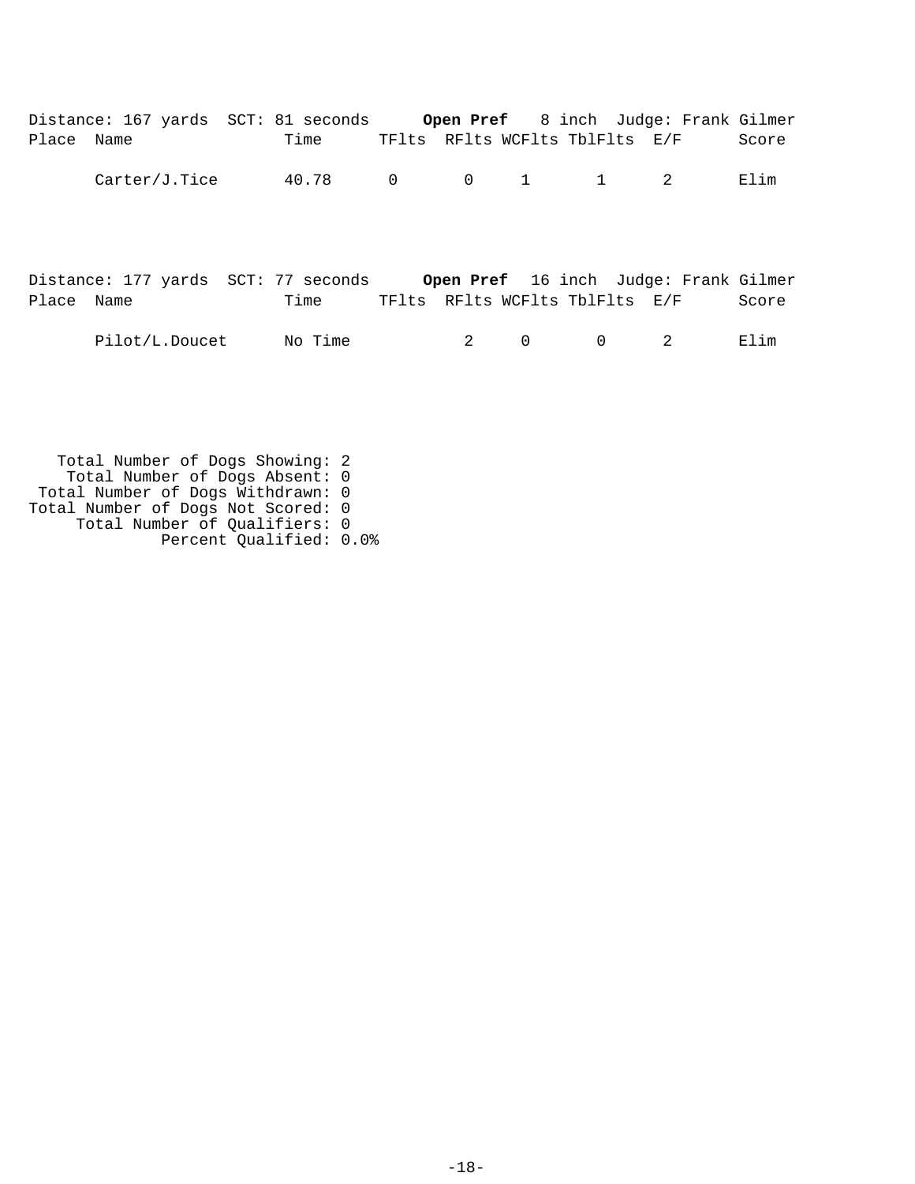Distance: 167 yards SCT: 81 seconds **Open Pref** 8 inch Judge: Frank Gilmer

| Place | Name | Time | TFlts | RFlts | WCFlts | TblFlts | E/F | Score |
|---|---|---|---|---|---|---|---|---|
| | Carter/J.Tice | 40.78 | 0 | 0 | 1 | 1 | 2 | Elim |

Distance: 177 yards SCT: 77 seconds **Open Pref** 16 inch Judge: Frank Gilmer

| Place | Name | Time | TFlts | RFlts | WCFlts | TblFlts | E/F | Score |
|---|---|---|---|---|---|---|---|---|
| | Pilot/L.Doucet | No Time | | 2 | 0 | 0 | 2 | Elim |

Total Number of Dogs Showing: 2
Total Number of Dogs Absent: 0
Total Number of Dogs Withdrawn: 0
Total Number of Dogs Not Scored: 0
Total Number of Qualifiers: 0
Percent Qualified: 0.0%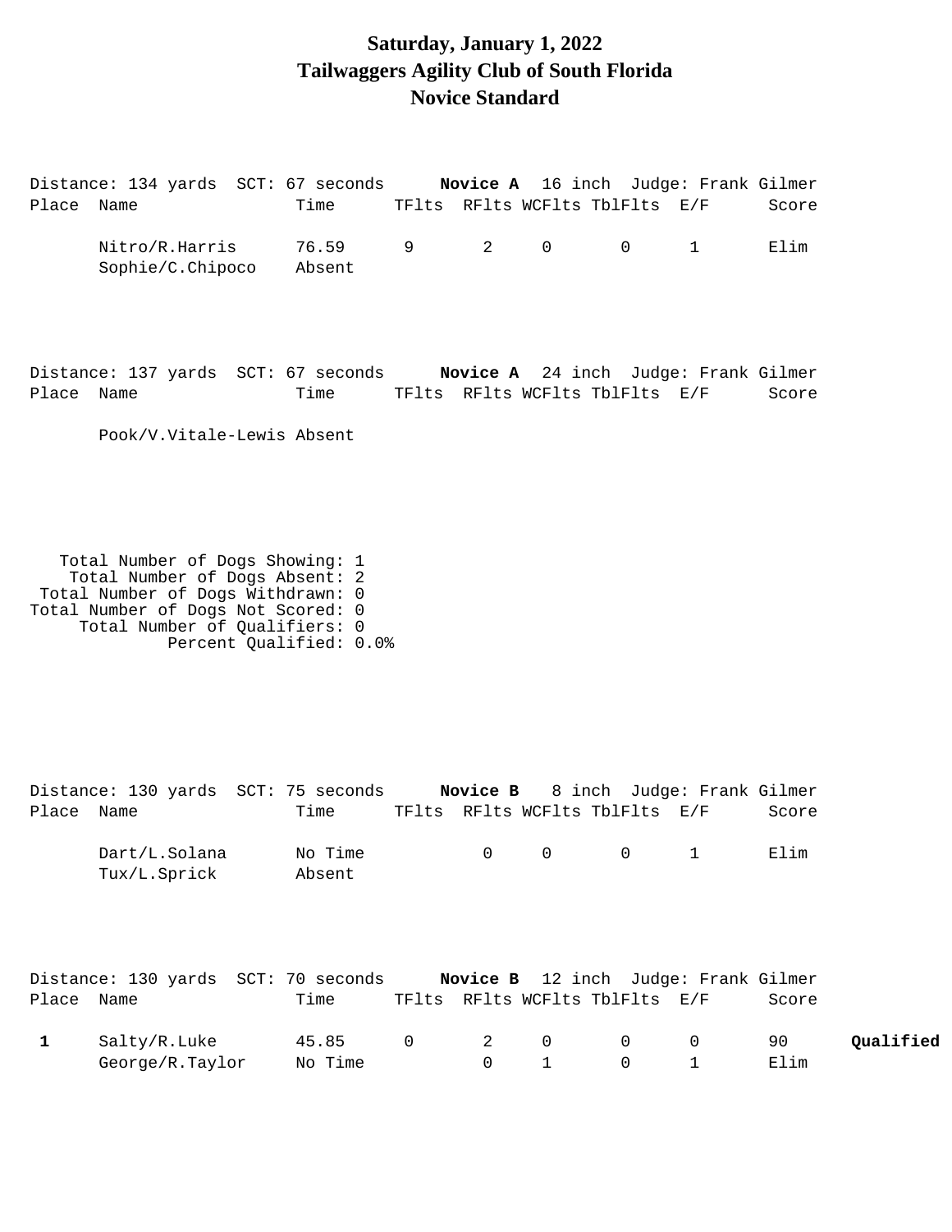# Saturday, January 1, 2022
# Tailwaggers Agility Club of South Florida
# Novice Standard

Distance: 134 yards SCT: 67 seconds **Novice A** 16 inch Judge: Frank Gilmer

| Place | Name | Time | TFlts | RFlts | WCFlts | TblFlts | E/F | Score | |
|---|---|---|---|---|---|---|---|---|---|
| | Nitro/R.Harris | 76.59 | 9 | 2 | 0 | 0 | 1 | Elim | |
| | Sophie/C.Chipoco | Absent | | | | | | | |

Distance: 137 yards SCT: 67 seconds **Novice A** 24 inch Judge: Frank Gilmer

| Place | Name | Time | TFlts | RFlts | WCFlts | TblFlts | E/F | Score |
|---|---|---|---|---|---|---|---|---|
| | Pook/V.Vitale-Lewis | Absent | | | | | | |

Total Number of Dogs Showing: 1
Total Number of Dogs Absent: 2
Total Number of Dogs Withdrawn: 0
Total Number of Dogs Not Scored: 0
Total Number of Qualifiers: 0
Percent Qualified: 0.0%

Distance: 130 yards SCT: 75 seconds **Novice B** 8 inch Judge: Frank Gilmer

| Place | Name | Time | TFlts | RFlts | WCFlts | TblFlts | E/F | Score |
|---|---|---|---|---|---|---|---|---|
| | Dart/L.Solana | No Time | | 0 | 0 | 0 | 1 | Elim |
| | Tux/L.Sprick | Absent | | | | | | |

Distance: 130 yards SCT: 70 seconds **Novice B** 12 inch Judge: Frank Gilmer

| Place | Name | Time | TFlts | RFlts | WCFlts | TblFlts | E/F | Score | |
|---|---|---|---|---|---|---|---|---|---|
| **1** | Salty/R.Luke | 45.85 | 0 | 2 | 0 | 0 | 0 | 90 | **Qualified** |
| | George/R.Taylor | No Time | | 0 | 1 | 0 | 1 | Elim | |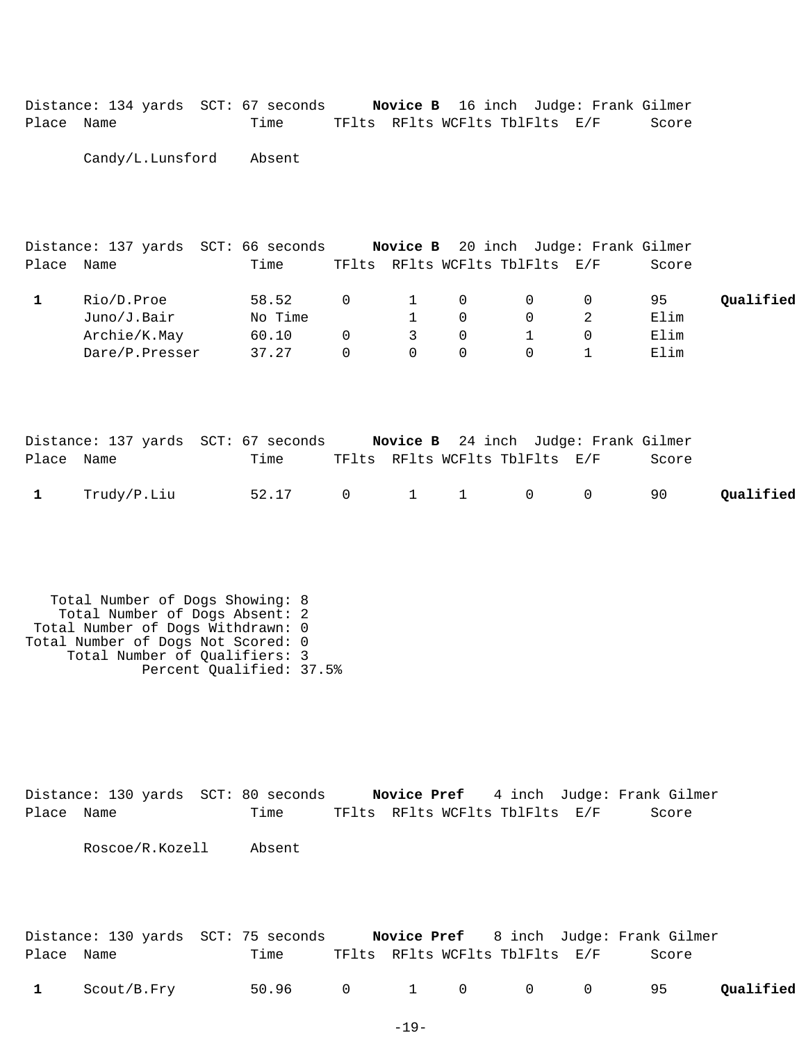Distance: 134 yards  SCT: 67 seconds  **Novice B**  16 inch  Judge: Frank Gilmer

| Place | Name | Time | TFlts | RFlts | WCFlts | TblFlts | E/F | Score | |
|---|---|---|---|---|---|---|---|---|---|
| | Candy/L.Lunsford | Absent | | | | | | | |

Distance: 137 yards  SCT: 66 seconds  **Novice B**  20 inch  Judge: Frank Gilmer

| Place | Name | Time | TFlts | RFlts | WCFlts | TblFlts | E/F | Score | |
|---|---|---|---|---|---|---|---|---|---|
| **1** | Rio/D.Proe | 58.52 | 0 | 1 | 0 | 0 | 0 | 95 | **Qualified** |
| | Juno/J.Bair | No Time | | 1 | 0 | 0 | 2 | Elim | |
| | Archie/K.May | 60.10 | 0 | 3 | 0 | 1 | 0 | Elim | |
| | Dare/P.Presser | 37.27 | 0 | 0 | 0 | 0 | 1 | Elim | |

Distance: 137 yards  SCT: 67 seconds  **Novice B**  24 inch  Judge: Frank Gilmer

| Place | Name | Time | TFlts | RFlts | WCFlts | TblFlts | E/F | Score | |
|---|---|---|---|---|---|---|---|---|---|
| **1** | Trudy/P.Liu | 52.17 | 0 | 1 | 1 | 0 | 0 | 90 | **Qualified** |

Total Number of Dogs Showing: 8
Total Number of Dogs Absent: 2
Total Number of Dogs Withdrawn: 0
Total Number of Dogs Not Scored: 0
Total Number of Qualifiers: 3
Percent Qualified: 37.5%

Distance: 130 yards  SCT: 80 seconds  **Novice Pref**  4 inch  Judge: Frank Gilmer

| Place | Name | Time | TFlts | RFlts | WCFlts | TblFlts | E/F | Score | |
|---|---|---|---|---|---|---|---|---|---|
| | Roscoe/R.Kozell | Absent | | | | | | | |

Distance: 130 yards  SCT: 75 seconds  **Novice Pref**  8 inch  Judge: Frank Gilmer

| Place | Name | Time | TFlts | RFlts | WCFlts | TblFlts | E/F | Score | |
|---|---|---|---|---|---|---|---|---|---|
| **1** | Scout/B.Fry | 50.96 | 0 | 1 | 0 | 0 | 0 | 95 | **Qualified** |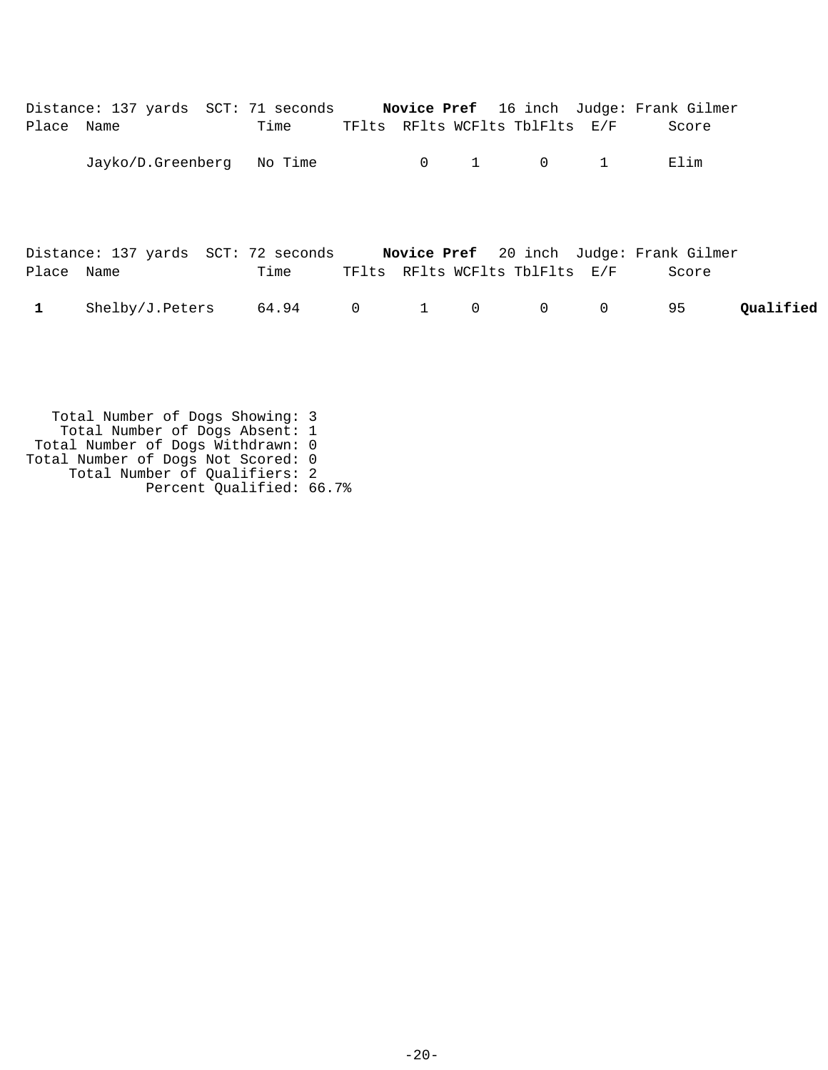Distance: 137 yards SCT: 71 seconds **Novice Pref** 16 inch Judge: Frank Gilmer

| Place | Name | Time | TFlts | RFlts | WCFlts | TblFlts | E/F | Score | |
|---|---|---|---|---|---|---|---|---|---|
| | Jayko/D.Greenberg | No Time | | 0 | 1 | 0 | 1 | Elim | |

Distance: 137 yards SCT: 72 seconds **Novice Pref** 20 inch Judge: Frank Gilmer

| Place | Name | Time | TFlts | RFlts | WCFlts | TblFlts | E/F | Score | |
|---|---|---|---|---|---|---|---|---|---|
| **1** | Shelby/J.Peters | 64.94 | 0 | 1 | 0 | 0 | 0 | 95 | **Qualified** |

Total Number of Dogs Showing: 3
Total Number of Dogs Absent: 1
Total Number of Dogs Withdrawn: 0
Total Number of Dogs Not Scored: 0
Total Number of Qualifiers: 2
Percent Qualified: 66.7%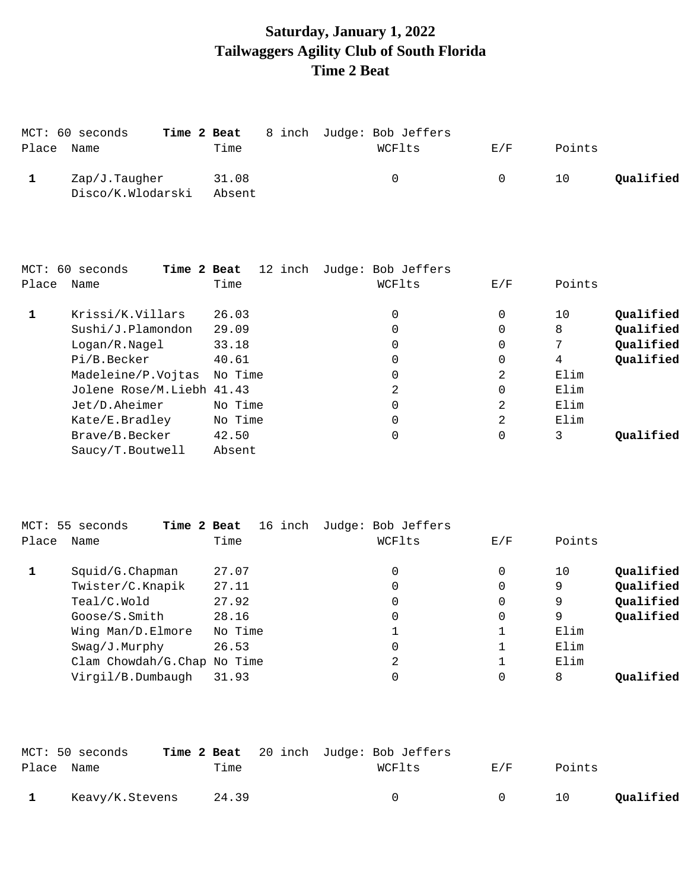**Saturday, January 1, 2022**
**Tailwaggers Agility Club of South Florida**
**Time 2 Beat**

MCT: 60 seconds **Time 2 Beat** 8 inch Judge: Bob Jeffers

| Place | Name | Time | WCFlts | E/F | Points | |
|---|---|---|---|---|---|---|
| **1** | Zap/J.Taugher | 31.08 | 0 | 0 | 10 | **Qualified** |
| | Disco/K.Wlodarski | Absent | | | | |

MCT: 60 seconds **Time 2 Beat** 12 inch Judge: Bob Jeffers

| Place | Name | Time | WCFlts | E/F | Points | |
|---|---|---|---|---|---|---|
| **1** | Krissi/K.Villars | 26.03 | 0 | 0 | 10 | **Qualified** |
| | Sushi/J.Plamondon | 29.09 | 0 | 0 | 8 | **Qualified** |
| | Logan/R.Nagel | 33.18 | 0 | 0 | 7 | **Qualified** |
| | Pi/B.Becker | 40.61 | 0 | 0 | 4 | **Qualified** |
| | Madeleine/P.Vojtas | No Time | 0 | 2 | Elim | |
| | Jolene Rose/M.Liebh | 41.43 | 2 | 0 | Elim | |
| | Jet/D.Aheimer | No Time | 0 | 2 | Elim | |
| | Kate/E.Bradley | No Time | 0 | 2 | Elim | |
| | Brave/B.Becker | 42.50 | 0 | 0 | 3 | **Qualified** |
| | Saucy/T.Boutwell | Absent | | | | |

MCT: 55 seconds **Time 2 Beat** 16 inch Judge: Bob Jeffers

| Place | Name | Time | WCFlts | E/F | Points | |
|---|---|---|---|---|---|---|
| **1** | Squid/G.Chapman | 27.07 | 0 | 0 | 10 | **Qualified** |
| | Twister/C.Knapik | 27.11 | 0 | 0 | 9 | **Qualified** |
| | Teal/C.Wold | 27.92 | 0 | 0 | 9 | **Qualified** |
| | Goose/S.Smith | 28.16 | 0 | 0 | 9 | **Qualified** |
| | Wing Man/D.Elmore | No Time | 1 | 1 | Elim | |
| | Swag/J.Murphy | 26.53 | 0 | 1 | Elim | |
| | Clam Chowdah/G.Chap | No Time | 2 | 1 | Elim | |
| | Virgil/B.Dumbaugh | 31.93 | 0 | 0 | 8 | **Qualified** |

MCT: 50 seconds **Time 2 Beat** 20 inch Judge: Bob Jeffers

| Place | Name | Time | WCFlts | E/F | Points | |
|---|---|---|---|---|---|---|
| **1** | Keavy/K.Stevens | 24.39 | 0 | 0 | 10 | **Qualified** |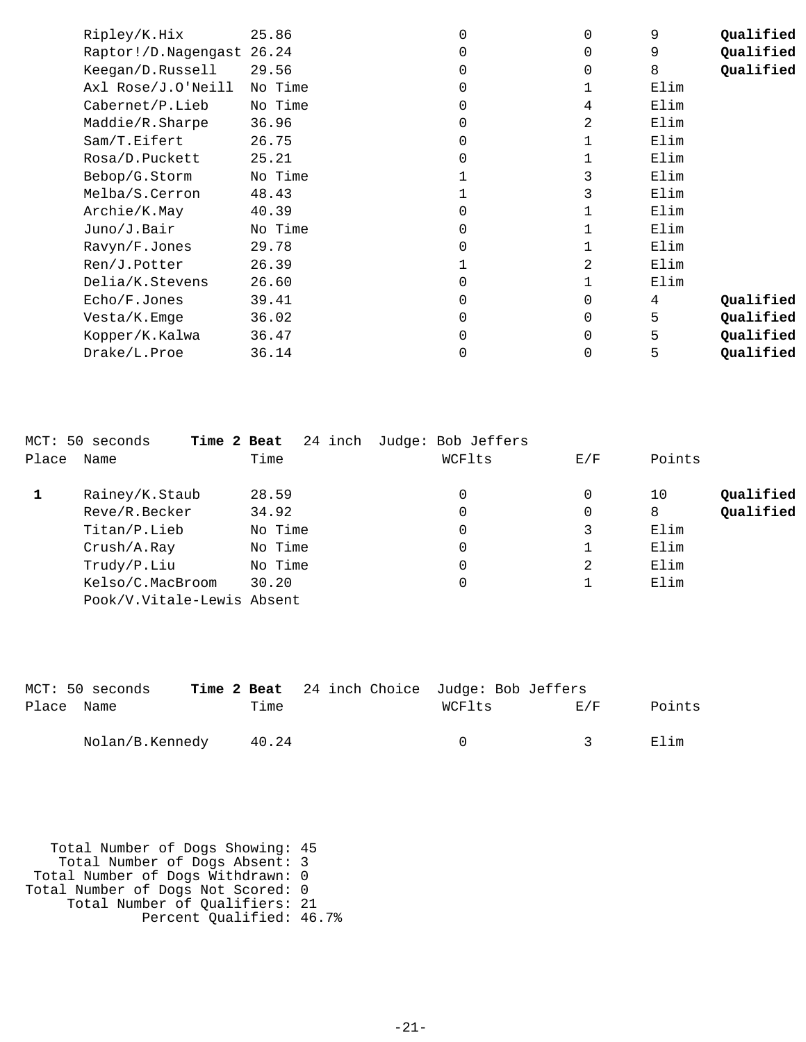| Place | Name | Time | WCFlts | E/F | Points | |
|---|---|---|---|---|---|---|
| | Ripley/K.Hix | 25.86 | 0 | 0 | 9 | **Qualified** |
| | Raptor!/D.Nagengast | 26.24 | 0 | 0 | 9 | **Qualified** |
| | Keegan/D.Russell | 29.56 | 0 | 0 | 8 | **Qualified** |
| | Axl Rose/J.O'Neill | No Time | 0 | 1 | Elim | |
| | Cabernet/P.Lieb | No Time | 0 | 4 | Elim | |
| | Maddie/R.Sharpe | 36.96 | 0 | 2 | Elim | |
| | Sam/T.Eifert | 26.75 | 0 | 1 | Elim | |
| | Rosa/D.Puckett | 25.21 | 0 | 1 | Elim | |
| | Bebop/G.Storm | No Time | 1 | 3 | Elim | |
| | Melba/S.Cerron | 48.43 | 1 | 3 | Elim | |
| | Archie/K.May | 40.39 | 0 | 1 | Elim | |
| | Juno/J.Bair | No Time | 0 | 1 | Elim | |
| | Ravyn/F.Jones | 29.78 | 0 | 1 | Elim | |
| | Ren/J.Potter | 26.39 | 1 | 2 | Elim | |
| | Delia/K.Stevens | 26.60 | 0 | 1 | Elim | |
| | Echo/F.Jones | 39.41 | 0 | 0 | 4 | **Qualified** |
| | Vesta/K.Emge | 36.02 | 0 | 0 | 5 | **Qualified** |
| | Kopper/K.Kalwa | 36.47 | 0 | 0 | 5 | **Qualified** |
| | Drake/L.Proe | 36.14 | 0 | 0 | 5 | **Qualified** |

MCT: 50 seconds **Time 2 Beat** 24 inch Judge: Bob Jeffers

| Place | Name | Time | WCFlts | E/F | Points | |
|---|---|---|---|---|---|---|
| **1** | Rainey/K.Staub | 28.59 | 0 | 0 | 10 | **Qualified** |
| | Reve/R.Becker | 34.92 | 0 | 0 | 8 | **Qualified** |
| | Titan/P.Lieb | No Time | 0 | 3 | Elim | |
| | Crush/A.Ray | No Time | 0 | 1 | Elim | |
| | Trudy/P.Liu | No Time | 0 | 2 | Elim | |
| | Kelso/C.MacBroom | 30.20 | 0 | 1 | Elim | |
| | Pook/V.Vitale-Lewis | Absent | | | | |

MCT: 50 seconds **Time 2 Beat** 24 inch Choice Judge: Bob Jeffers

| Place | Name | Time | WCFlts | E/F | Points |
|---|---|---|---|---|---|
| | Nolan/B.Kennedy | 40.24 | 0 | 3 | Elim |

Total Number of Dogs Showing: 45
Total Number of Dogs Absent: 3
Total Number of Dogs Withdrawn: 0
Total Number of Dogs Not Scored: 0
Total Number of Qualifiers: 21
Percent Qualified: 46.7%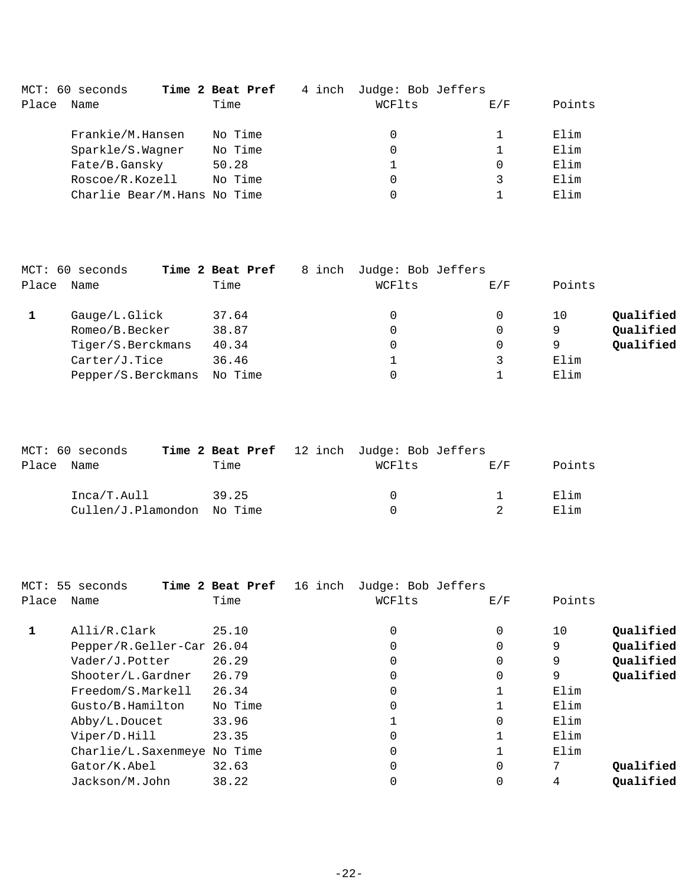MCT: 60 seconds **Time 2 Beat Pref** 4 inch Judge: Bob Jeffers

| Place | Name | Time | WCFlts | E/F | Points | |
|---|---|---|---|---|---|---|
| | Frankie/M.Hansen | No Time | 0 | 1 | Elim | |
| | Sparkle/S.Wagner | No Time | 0 | 1 | Elim | |
| | Fate/B.Gansky | 50.28 | 1 | 0 | Elim | |
| | Roscoe/R.Kozell | No Time | 0 | 3 | Elim | |
| | Charlie Bear/M.Hans | No Time | 0 | 1 | Elim | |

MCT: 60 seconds **Time 2 Beat Pref** 8 inch Judge: Bob Jeffers

| Place | Name | Time | WCFlts | E/F | Points | |
|---|---|---|---|---|---|---|
| **1** | Gauge/L.Glick | 37.64 | 0 | 0 | 10 | **Qualified** |
| | Romeo/B.Becker | 38.87 | 0 | 0 | 9 | **Qualified** |
| | Tiger/S.Berckmans | 40.34 | 0 | 0 | 9 | **Qualified** |
| | Carter/J.Tice | 36.46 | 1 | 3 | Elim | |
| | Pepper/S.Berckmans | No Time | 0 | 1 | Elim | |

MCT: 60 seconds **Time 2 Beat Pref** 12 inch Judge: Bob Jeffers

| Place | Name | Time | WCFlts | E/F | Points | |
|---|---|---|---|---|---|---|
| | Inca/T.Aull | 39.25 | 0 | 1 | Elim | |
| | Cullen/J.Plamondon | No Time | 0 | 2 | Elim | |

MCT: 55 seconds **Time 2 Beat Pref** 16 inch Judge: Bob Jeffers

| Place | Name | Time | WCFlts | E/F | Points | |
|---|---|---|---|---|---|---|
| **1** | Alli/R.Clark | 25.10 | 0 | 0 | 10 | **Qualified** |
| | Pepper/R.Geller-Car | 26.04 | 0 | 0 | 9 | **Qualified** |
| | Vader/J.Potter | 26.29 | 0 | 0 | 9 | **Qualified** |
| | Shooter/L.Gardner | 26.79 | 0 | 0 | 9 | **Qualified** |
| | Freedom/S.Markell | 26.34 | 0 | 1 | Elim | |
| | Gusto/B.Hamilton | No Time | 0 | 1 | Elim | |
| | Abby/L.Doucet | 33.96 | 1 | 0 | Elim | |
| | Viper/D.Hill | 23.35 | 0 | 1 | Elim | |
| | Charlie/L.Saxenmeye | No Time | 0 | 1 | Elim | |
| | Gator/K.Abel | 32.63 | 0 | 0 | 7 | **Qualified** |
| | Jackson/M.John | 38.22 | 0 | 0 | 4 | **Qualified** |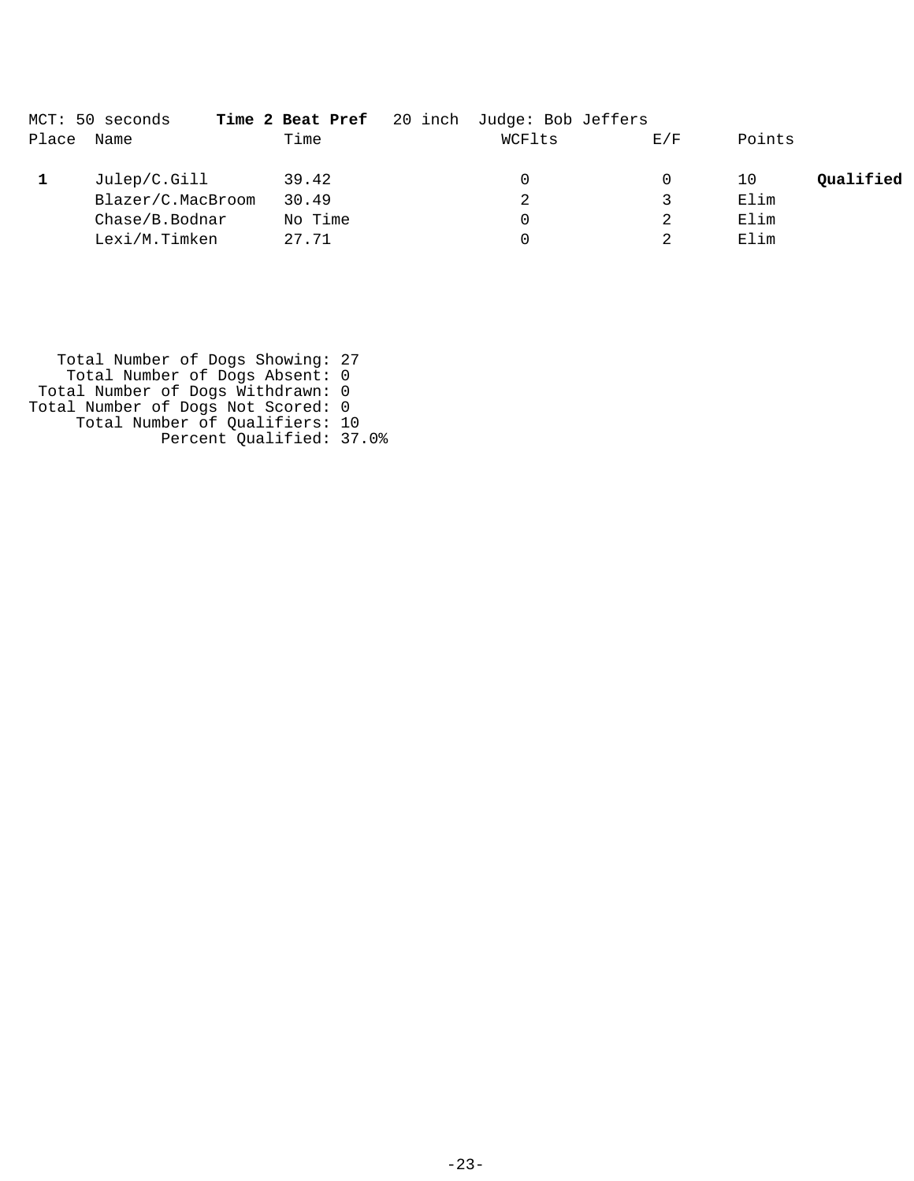MCT: 50 seconds **Time 2 Beat Pref** 20 inch Judge: Bob Jeffers

| Place | Name | Time | WCFlts | E/F | Points | |
|---|---|---|---|---|---|---|
| **1** | Julep/C.Gill | 39.42 | 0 | 0 | 10 | **Qualified** |
| | Blazer/C.MacBroom | 30.49 | 2 | 3 | Elim | |
| | Chase/B.Bodnar | No Time | 0 | 2 | Elim | |
| | Lexi/M.Timken | 27.71 | 0 | 2 | Elim | |

Total Number of Dogs Showing: 27
Total Number of Dogs Absent: 0
Total Number of Dogs Withdrawn: 0
Total Number of Dogs Not Scored: 0
Total Number of Qualifiers: 10
Percent Qualified: 37.0%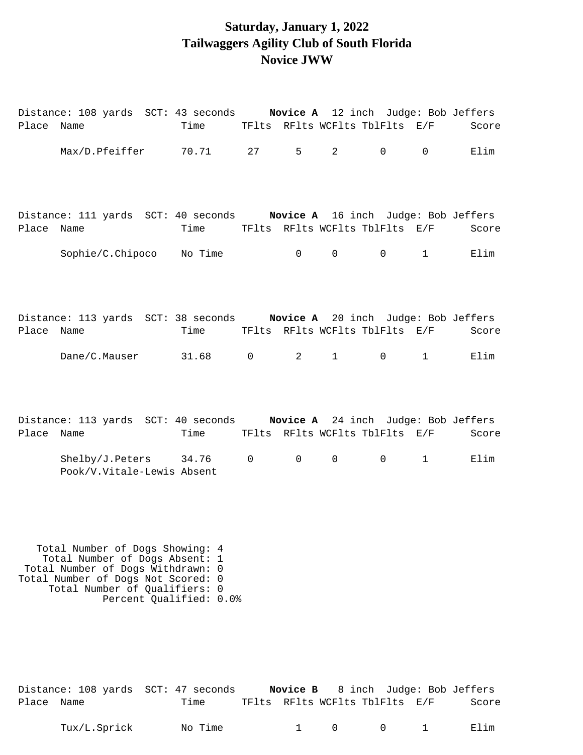# Saturday, January 1, 2022
# Tailwaggers Agility Club of South Florida
# Novice JWW

Distance: 108 yards SCT: 43 seconds **Novice A** 12 inch Judge: Bob Jeffers

| Place | Name | Time | TFlts | RFlts | WCFlts | TblFlts | E/F | Score |
|---|---|---|---|---|---|---|---|---|
| | Max/D.Pfeiffer | 70.71 | 27 | 5 | 2 | 0 | 0 | Elim |

Distance: 111 yards SCT: 40 seconds **Novice A** 16 inch Judge: Bob Jeffers

| Place | Name | Time | TFlts | RFlts | WCFlts | TblFlts | E/F | Score |
|---|---|---|---|---|---|---|---|---|
| | Sophie/C.Chipoco | No Time | | 0 | 0 | 0 | 1 | Elim |

Distance: 113 yards SCT: 38 seconds **Novice A** 20 inch Judge: Bob Jeffers

| Place | Name | Time | TFlts | RFlts | WCFlts | TblFlts | E/F | Score |
|---|---|---|---|---|---|---|---|---|
| | Dane/C.Mauser | 31.68 | 0 | 2 | 1 | 0 | 1 | Elim |

Distance: 113 yards SCT: 40 seconds **Novice A** 24 inch Judge: Bob Jeffers

| Place | Name | Time | TFlts | RFlts | WCFlts | TblFlts | E/F | Score |
|---|---|---|---|---|---|---|---|---|
| | Shelby/J.Peters | 34.76 | 0 | 0 | 0 | 0 | 1 | Elim |
| | Pook/V.Vitale-Lewis | Absent | | | | | | |

Total Number of Dogs Showing: 4
Total Number of Dogs Absent: 1
Total Number of Dogs Withdrawn: 0
Total Number of Dogs Not Scored: 0
Total Number of Qualifiers: 0
Percent Qualified: 0.0%

Distance: 108 yards SCT: 47 seconds **Novice B** 8 inch Judge: Bob Jeffers

| Place | Name | Time | TFlts | RFlts | WCFlts | TblFlts | E/F | Score |
|---|---|---|---|---|---|---|---|---|
| | Tux/L.Sprick | No Time | | 1 | 0 | 0 | 1 | Elim |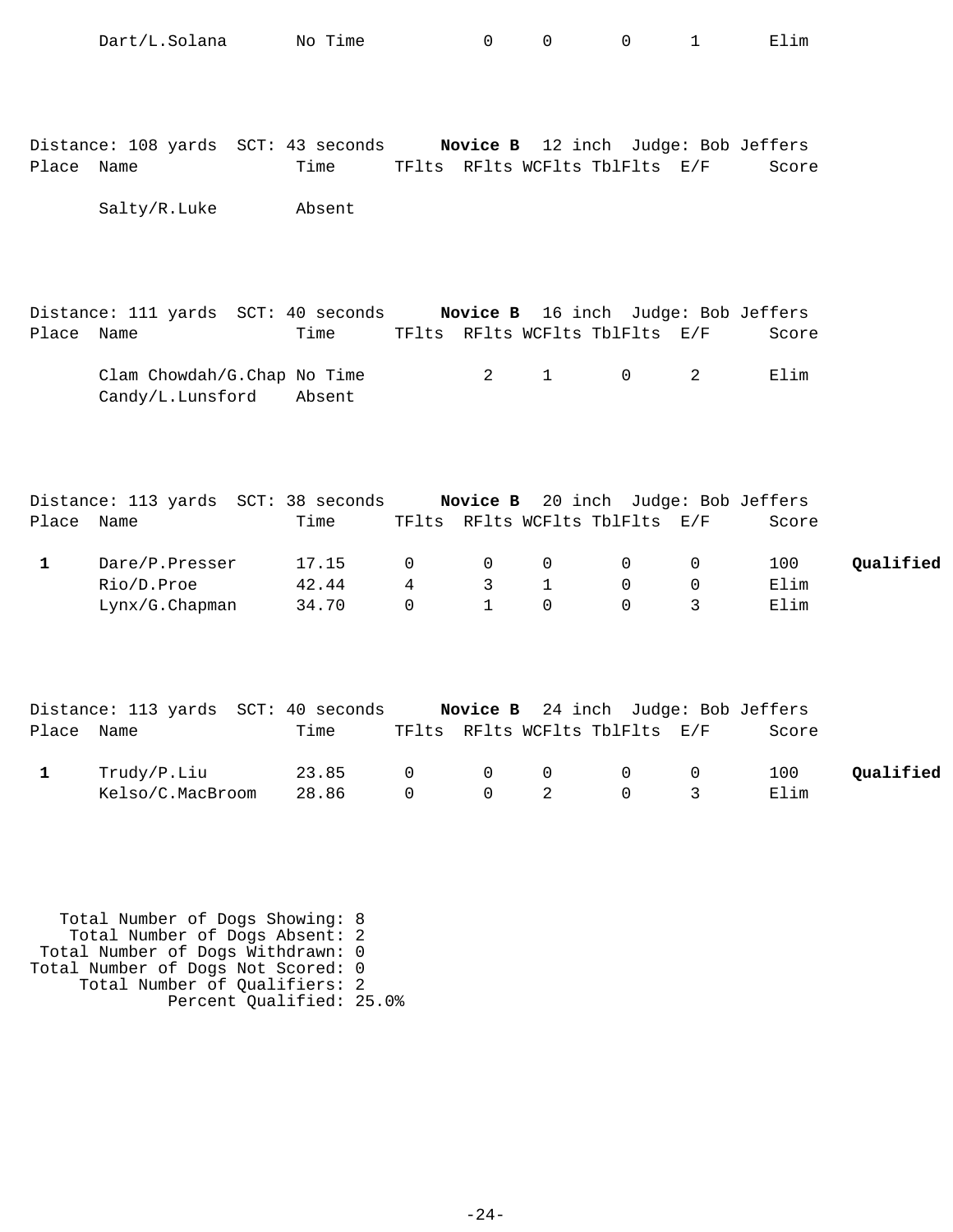| Place | Name | Time | TFlts | RFlts | WCFlts | TblFlts | E/F | Score | |
|---|---|---|---|---|---|---|---|---|---|
| | Dart/L.Solana | No Time | | 0 | 0 | 0 | 1 | Elim | |

Distance: 108 yards  SCT: 43 seconds  **Novice B**  12 inch  Judge: Bob Jeffers

| Place | Name | Time | TFlts | RFlts | WCFlts | TblFlts | E/F | Score | |
|---|---|---|---|---|---|---|---|---|---|
| | Salty/R.Luke | Absent | | | | | | | |

Distance: 111 yards  SCT: 40 seconds  **Novice B**  16 inch  Judge: Bob Jeffers

| Place | Name | Time | TFlts | RFlts | WCFlts | TblFlts | E/F | Score | |
|---|---|---|---|---|---|---|---|---|---|
| | Clam Chowdah/G.Chap | No Time | | 2 | 1 | 0 | 2 | Elim | |
| | Candy/L.Lunsford | Absent | | | | | | | |

Distance: 113 yards  SCT: 38 seconds  **Novice B**  20 inch  Judge: Bob Jeffers

| Place | Name | Time | TFlts | RFlts | WCFlts | TblFlts | E/F | Score | |
|---|---|---|---|---|---|---|---|---|---|
| **1** | Dare/P.Presser | 17.15 | 0 | 0 | 0 | 0 | 0 | 100 | **Qualified** |
| | Rio/D.Proe | 42.44 | 4 | 3 | 1 | 0 | 0 | Elim | |
| | Lynx/G.Chapman | 34.70 | 0 | 1 | 0 | 0 | 3 | Elim | |

Distance: 113 yards  SCT: 40 seconds  **Novice B**  24 inch  Judge: Bob Jeffers

| Place | Name | Time | TFlts | RFlts | WCFlts | TblFlts | E/F | Score | |
|---|---|---|---|---|---|---|---|---|---|
| **1** | Trudy/P.Liu | 23.85 | 0 | 0 | 0 | 0 | 0 | 100 | **Qualified** |
| | Kelso/C.MacBroom | 28.86 | 0 | 0 | 2 | 0 | 3 | Elim | |

Total Number of Dogs Showing: 8
Total Number of Dogs Absent: 2
Total Number of Dogs Withdrawn: 0
Total Number of Dogs Not Scored: 0
Total Number of Qualifiers: 2
Percent Qualified: 25.0%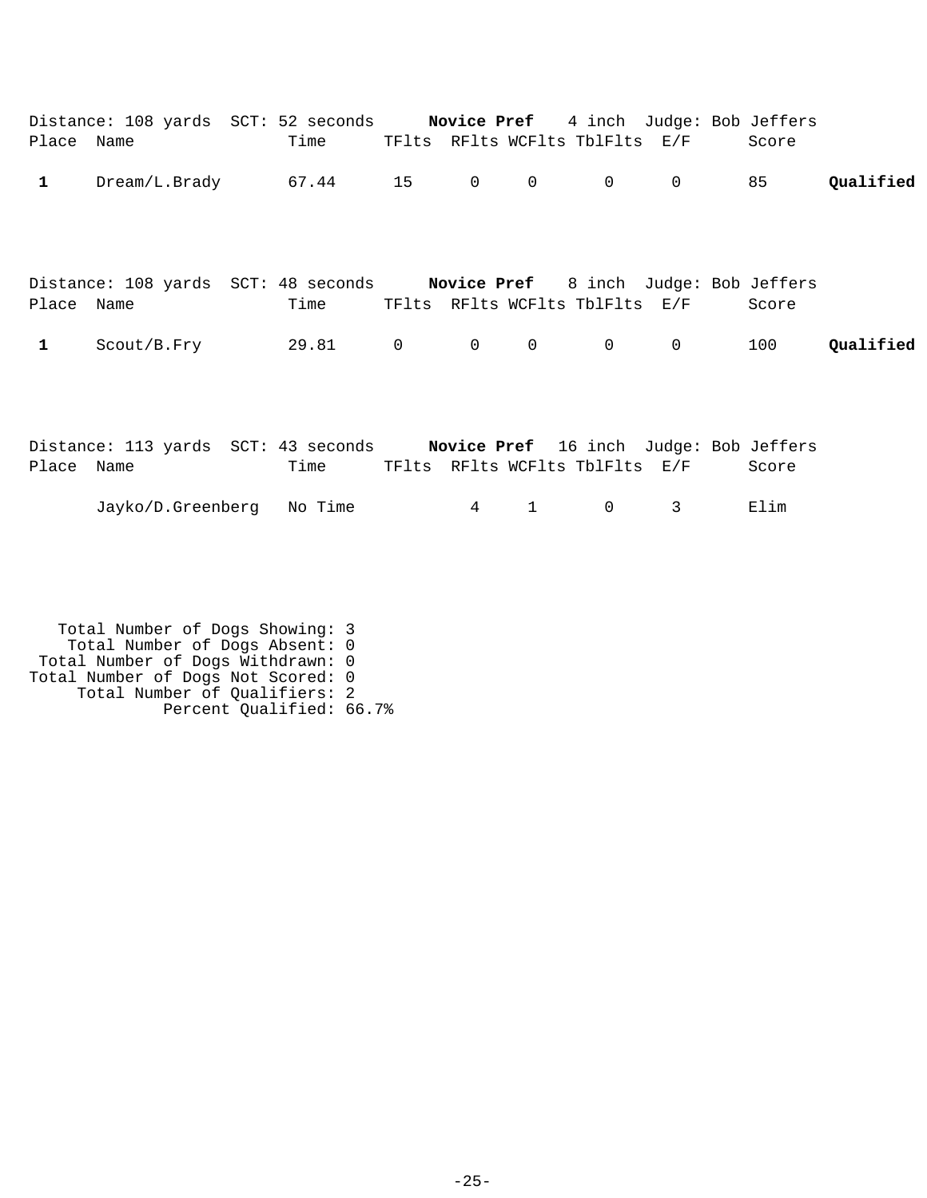Distance: 108 yards SCT: 52 seconds **Novice Pref** 4 inch Judge: Bob Jeffers

| Place | Name | Time | TFlts | RFlts | WCFlts | TblFlts | E/F | Score | |
|---|---|---|---|---|---|---|---|---|---|
| **1** | Dream/L.Brady | 67.44 | 15 | 0 | 0 | 0 | 0 | 85 | **Qualified** |

Distance: 108 yards SCT: 48 seconds **Novice Pref** 8 inch Judge: Bob Jeffers

| Place | Name | Time | TFlts | RFlts | WCFlts | TblFlts | E/F | Score | |
|---|---|---|---|---|---|---|---|---|---|
| **1** | Scout/B.Fry | 29.81 | 0 | 0 | 0 | 0 | 0 | 100 | **Qualified** |

Distance: 113 yards SCT: 43 seconds **Novice Pref** 16 inch Judge: Bob Jeffers

| Place | Name | Time | TFlts | RFlts | WCFlts | TblFlts | E/F | Score | |
|---|---|---|---|---|---|---|---|---|---|
| | Jayko/D.Greenberg | No Time | | 4 | 1 | 0 | 3 | Elim | |

Total Number of Dogs Showing: 3
Total Number of Dogs Absent: 0
Total Number of Dogs Withdrawn: 0
Total Number of Dogs Not Scored: 0
Total Number of Qualifiers: 2
Percent Qualified: 66.7%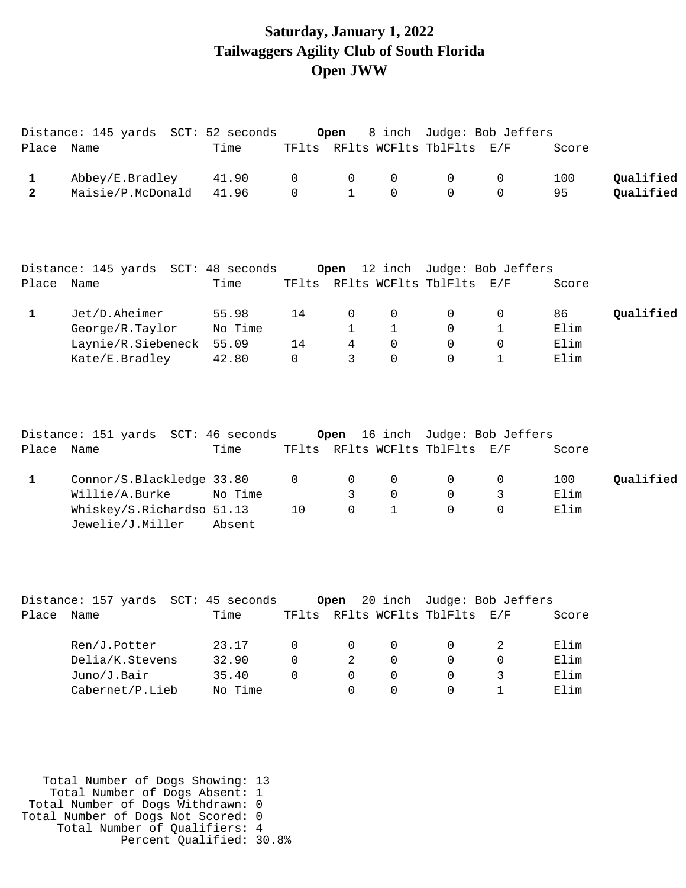# Saturday, January 1, 2022
# Tailwaggers Agility Club of South Florida
# Open JWW

Distance: 145 yards  SCT: 52 seconds  **Open** 8 inch  Judge: Bob Jeffers

| Place | Name | Time | TFlts | RFlts | WCFlts | TblFlts | E/F | Score | |
|---|---|---|---|---|---|---|---|---|---|
| **1** | Abbey/E.Bradley | 41.90 | 0 | 0 | 0 | 0 | 0 | 100 | **Qualified** |
| **2** | Maisie/P.McDonald | 41.96 | 0 | 1 | 0 | 0 | 0 | 95 | **Qualified** |

Distance: 145 yards  SCT: 48 seconds  **Open** 12 inch  Judge: Bob Jeffers

| Place | Name | Time | TFlts | RFlts | WCFlts | TblFlts | E/F | Score | |
|---|---|---|---|---|---|---|---|---|---|
| **1** | Jet/D.Aheimer | 55.98 | 14 | 0 | 0 | 0 | 0 | 86 | **Qualified** |
| | George/R.Taylor | No Time | | 1 | 1 | 0 | 1 | Elim | |
| | Laynie/R.Siebeneck | 55.09 | 14 | 4 | 0 | 0 | 0 | Elim | |
| | Kate/E.Bradley | 42.80 | 0 | 3 | 0 | 0 | 1 | Elim | |

Distance: 151 yards  SCT: 46 seconds  **Open** 16 inch  Judge: Bob Jeffers

| Place | Name | Time | TFlts | RFlts | WCFlts | TblFlts | E/F | Score | |
|---|---|---|---|---|---|---|---|---|---|
| **1** | Connor/S.Blackledge | 33.80 | 0 | 0 | 0 | 0 | 0 | 100 | **Qualified** |
| | Willie/A.Burke | No Time | | 3 | 0 | 0 | 3 | Elim | |
| | Whiskey/S.Richardso | 51.13 | 10 | 0 | 1 | 0 | 0 | Elim | |
| | Jewelie/J.Miller | Absent | | | | | | | |

Distance: 157 yards  SCT: 45 seconds  **Open** 20 inch  Judge: Bob Jeffers

| Place | Name | Time | TFlts | RFlts | WCFlts | TblFlts | E/F | Score |
|---|---|---|---|---|---|---|---|---|
| | Ren/J.Potter | 23.17 | 0 | 0 | 0 | 0 | 2 | Elim |
| | Delia/K.Stevens | 32.90 | 0 | 2 | 0 | 0 | 0 | Elim |
| | Juno/J.Bair | 35.40 | 0 | 0 | 0 | 0 | 3 | Elim |
| | Cabernet/P.Lieb | No Time | | 0 | 0 | 0 | 1 | Elim |

Total Number of Dogs Showing: 13
Total Number of Dogs Absent: 1
Total Number of Dogs Withdrawn: 0
Total Number of Dogs Not Scored: 0
Total Number of Qualifiers: 4
Percent Qualified: 30.8%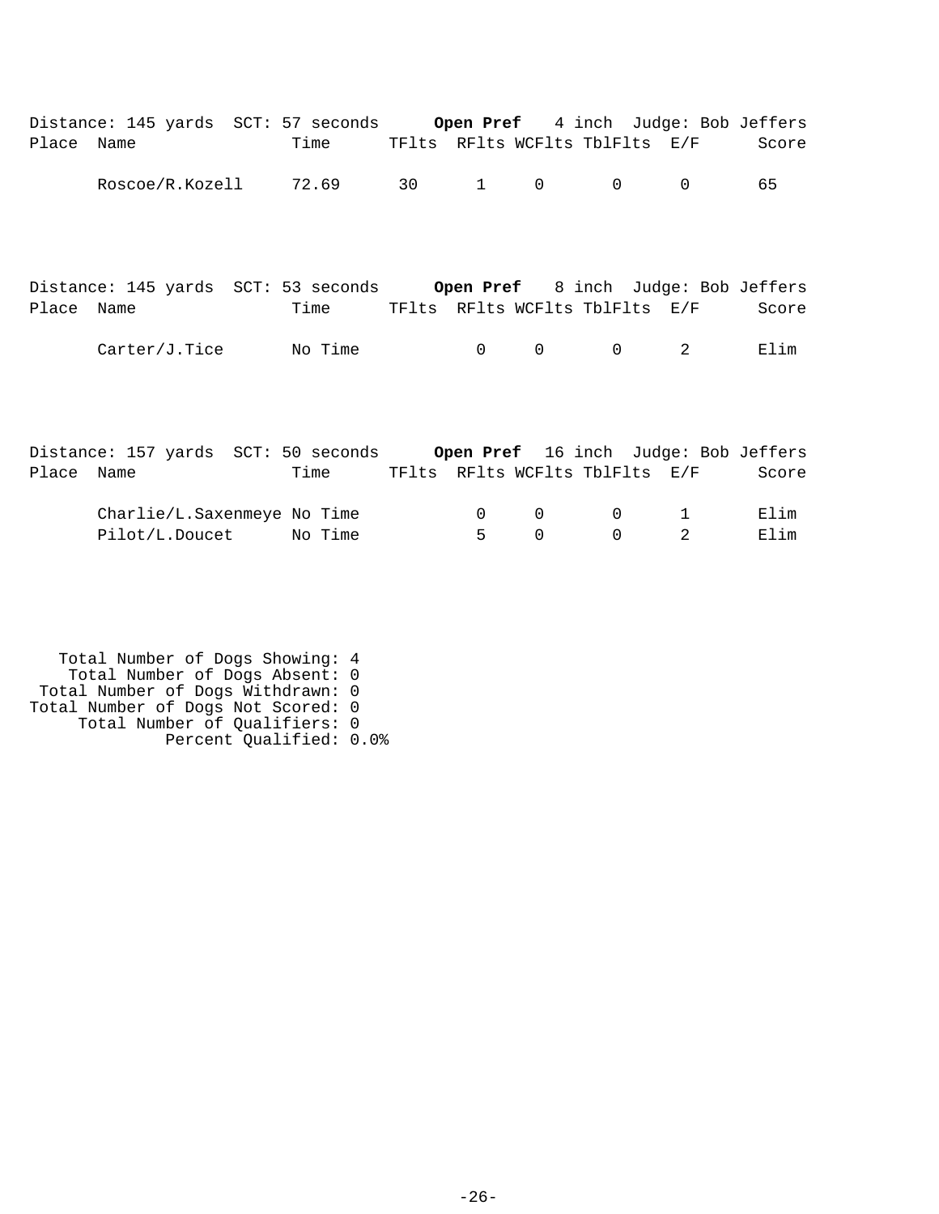Distance: 145 yards SCT: 57 seconds **Open Pref** 4 inch Judge: Bob Jeffers

| Place | Name | Time | TFlts | RFlts | WCFlts | TblFlts | E/F | Score |
|---|---|---|---|---|---|---|---|---|
| | Roscoe/R.Kozell | 72.69 | 30 | 1 | 0 | 0 | 0 | 65 |

Distance: 145 yards SCT: 53 seconds **Open Pref** 8 inch Judge: Bob Jeffers

| Place | Name | Time | TFlts | RFlts | WCFlts | TblFlts | E/F | Score |
|---|---|---|---|---|---|---|---|---|
| | Carter/J.Tice | No Time | | 0 | 0 | 0 | 2 | Elim |

Distance: 157 yards SCT: 50 seconds **Open Pref** 16 inch Judge: Bob Jeffers

| Place | Name | Time | TFlts | RFlts | WCFlts | TblFlts | E/F | Score |
|---|---|---|---|---|---|---|---|---|
| | Charlie/L.Saxenmeye | No Time | | 0 | 0 | 0 | 1 | Elim |
| | Pilot/L.Doucet | No Time | | 5 | 0 | 0 | 2 | Elim |

Total Number of Dogs Showing: 4
Total Number of Dogs Absent: 0
Total Number of Dogs Withdrawn: 0
Total Number of Dogs Not Scored: 0
Total Number of Qualifiers: 0
Percent Qualified: 0.0%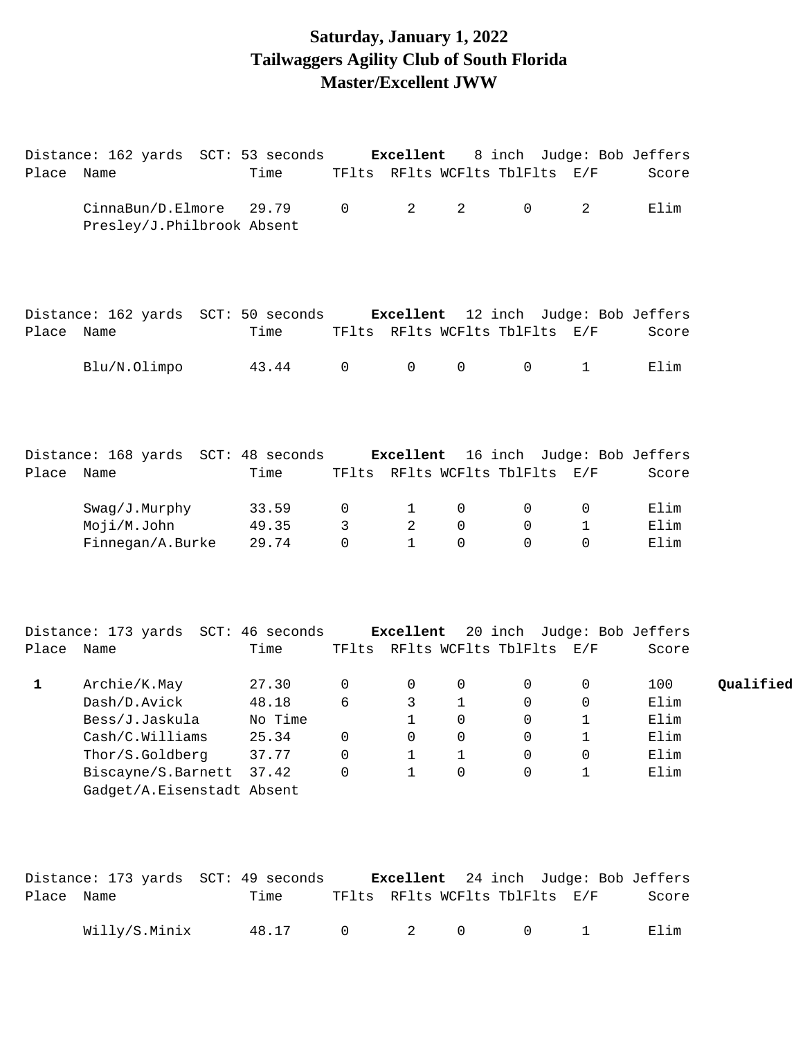# Saturday, January 1, 2022
# Tailwaggers Agility Club of South Florida
# Master/Excellent JWW

Distance: 162 yards SCT: 53 seconds **Excellent** 8 inch Judge: Bob Jeffers

| Place | Name | Time | TFlts | RFlts | WCFlts | TblFlts | E/F | Score | |
|---|---|---|---|---|---|---|---|---|---|
| | CinnaBun/D.Elmore | 29.79 | 0 | 2 | 2 | 0 | 2 | Elim | |
| | Presley/J.Philbrook | Absent | | | | | | | |

Distance: 162 yards SCT: 50 seconds **Excellent** 12 inch Judge: Bob Jeffers

| Place | Name | Time | TFlts | RFlts | WCFlts | TblFlts | E/F | Score | |
|---|---|---|---|---|---|---|---|---|---|
| | Blu/N.Olimpo | 43.44 | 0 | 0 | 0 | 0 | 1 | Elim | |

Distance: 168 yards SCT: 48 seconds **Excellent** 16 inch Judge: Bob Jeffers

| Place | Name | Time | TFlts | RFlts | WCFlts | TblFlts | E/F | Score | |
|---|---|---|---|---|---|---|---|---|---|
| | Swag/J.Murphy | 33.59 | 0 | 1 | 0 | 0 | 0 | Elim | |
| | Moji/M.John | 49.35 | 3 | 2 | 0 | 0 | 1 | Elim | |
| | Finnegan/A.Burke | 29.74 | 0 | 1 | 0 | 0 | 0 | Elim | |

Distance: 173 yards SCT: 46 seconds **Excellent** 20 inch Judge: Bob Jeffers

| Place | Name | Time | TFlts | RFlts | WCFlts | TblFlts | E/F | Score | |
|---|---|---|---|---|---|---|---|---|---|
| **1** | Archie/K.May | 27.30 | 0 | 0 | 0 | 0 | 0 | 100 | **Qualified** |
| | Dash/D.Avick | 48.18 | 6 | 3 | 1 | 0 | 0 | Elim | |
| | Bess/J.Jaskula | No Time | | 1 | 0 | 0 | 1 | Elim | |
| | Cash/C.Williams | 25.34 | 0 | 0 | 0 | 0 | 1 | Elim | |
| | Thor/S.Goldberg | 37.77 | 0 | 1 | 1 | 0 | 0 | Elim | |
| | Biscayne/S.Barnett | 37.42 | 0 | 1 | 0 | 0 | 1 | Elim | |
| | Gadget/A.Eisenstadt | Absent | | | | | | | |

Distance: 173 yards SCT: 49 seconds **Excellent** 24 inch Judge: Bob Jeffers

| Place | Name | Time | TFlts | RFlts | WCFlts | TblFlts | E/F | Score | |
|---|---|---|---|---|---|---|---|---|---|
| | Willy/S.Minix | 48.17 | 0 | 2 | 0 | 0 | 1 | Elim | |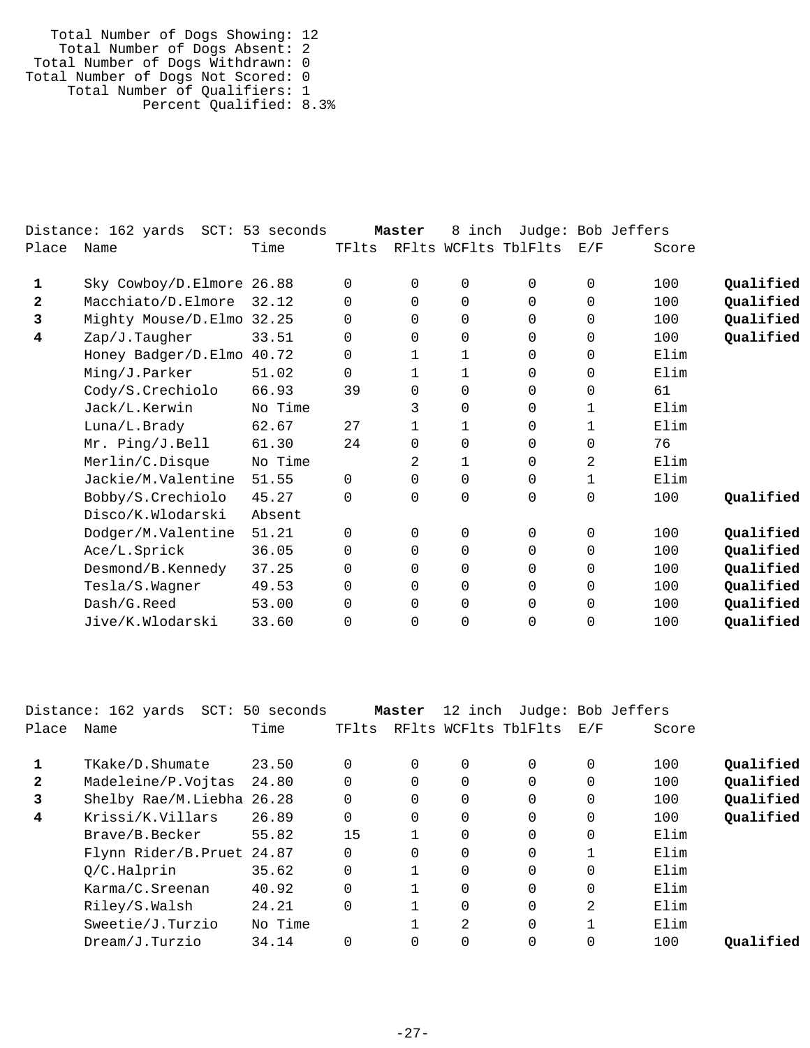Total Number of Dogs Showing: 12
Total Number of Dogs Absent: 2
Total Number of Dogs Withdrawn: 0
Total Number of Dogs Not Scored: 0
Total Number of Qualifiers: 1
Percent Qualified: 8.3%

Distance: 162 yards SCT: 53 seconds **Master** 8 inch Judge: Bob Jeffers

| Place | Name | Time | TFlts | RFlts | WCFlts | TblFlts | E/F | Score | |
|---|---|---|---|---|---|---|---|---|---|
| **1** | Sky Cowboy/D.Elmore | 26.88 | 0 | 0 | 0 | 0 | 0 | 100 | **Qualified** |
| **2** | Macchiato/D.Elmore | 32.12 | 0 | 0 | 0 | 0 | 0 | 100 | **Qualified** |
| **3** | Mighty Mouse/D.Elmo | 32.25 | 0 | 0 | 0 | 0 | 0 | 100 | **Qualified** |
| **4** | Zap/J.Taugher | 33.51 | 0 | 0 | 0 | 0 | 0 | 100 | **Qualified** |
| | Honey Badger/D.Elmo | 40.72 | 0 | 1 | 1 | 0 | 0 | Elim | |
| | Ming/J.Parker | 51.02 | 0 | 1 | 1 | 0 | 0 | Elim | |
| | Cody/S.Crechiolo | 66.93 | 39 | 0 | 0 | 0 | 0 | 61 | |
| | Jack/L.Kerwin | No Time | | 3 | 0 | 0 | 1 | Elim | |
| | Luna/L.Brady | 62.67 | 27 | 1 | 1 | 0 | 1 | Elim | |
| | Mr. Ping/J.Bell | 61.30 | 24 | 0 | 0 | 0 | 0 | 76 | |
| | Merlin/C.Disque | No Time | | 2 | 1 | 0 | 2 | Elim | |
| | Jackie/M.Valentine | 51.55 | 0 | 0 | 0 | 0 | 1 | Elim | |
| | Bobby/S.Crechiolo | 45.27 | 0 | 0 | 0 | 0 | 0 | 100 | **Qualified** |
| | Disco/K.Wlodarski | Absent | | | | | | | |
| | Dodger/M.Valentine | 51.21 | 0 | 0 | 0 | 0 | 0 | 100 | **Qualified** |
| | Ace/L.Sprick | 36.05 | 0 | 0 | 0 | 0 | 0 | 100 | **Qualified** |
| | Desmond/B.Kennedy | 37.25 | 0 | 0 | 0 | 0 | 0 | 100 | **Qualified** |
| | Tesla/S.Wagner | 49.53 | 0 | 0 | 0 | 0 | 0 | 100 | **Qualified** |
| | Dash/G.Reed | 53.00 | 0 | 0 | 0 | 0 | 0 | 100 | **Qualified** |
| | Jive/K.Wlodarski | 33.60 | 0 | 0 | 0 | 0 | 0 | 100 | **Qualified** |

Distance: 162 yards SCT: 50 seconds **Master** 12 inch Judge: Bob Jeffers

| Place | Name | Time | TFlts | RFlts | WCFlts | TblFlts | E/F | Score | |
|---|---|---|---|---|---|---|---|---|---|
| **1** | TKake/D.Shumate | 23.50 | 0 | 0 | 0 | 0 | 0 | 100 | **Qualified** |
| **2** | Madeleine/P.Vojtas | 24.80 | 0 | 0 | 0 | 0 | 0 | 100 | **Qualified** |
| **3** | Shelby Rae/M.Liebha | 26.28 | 0 | 0 | 0 | 0 | 0 | 100 | **Qualified** |
| **4** | Krissi/K.Villars | 26.89 | 0 | 0 | 0 | 0 | 0 | 100 | **Qualified** |
| | Brave/B.Becker | 55.82 | 15 | 1 | 0 | 0 | 0 | Elim | |
| | Flynn Rider/B.Pruet | 24.87 | 0 | 0 | 0 | 0 | 1 | Elim | |
| | Q/C.Halprin | 35.62 | 0 | 1 | 0 | 0 | 0 | Elim | |
| | Karma/C.Sreenan | 40.92 | 0 | 1 | 0 | 0 | 0 | Elim | |
| | Riley/S.Walsh | 24.21 | 0 | 1 | 0 | 0 | 2 | Elim | |
| | Sweetie/J.Turzio | No Time | | 1 | 2 | 0 | 1 | Elim | |
| | Dream/J.Turzio | 34.14 | 0 | 0 | 0 | 0 | 0 | 100 | **Qualified** |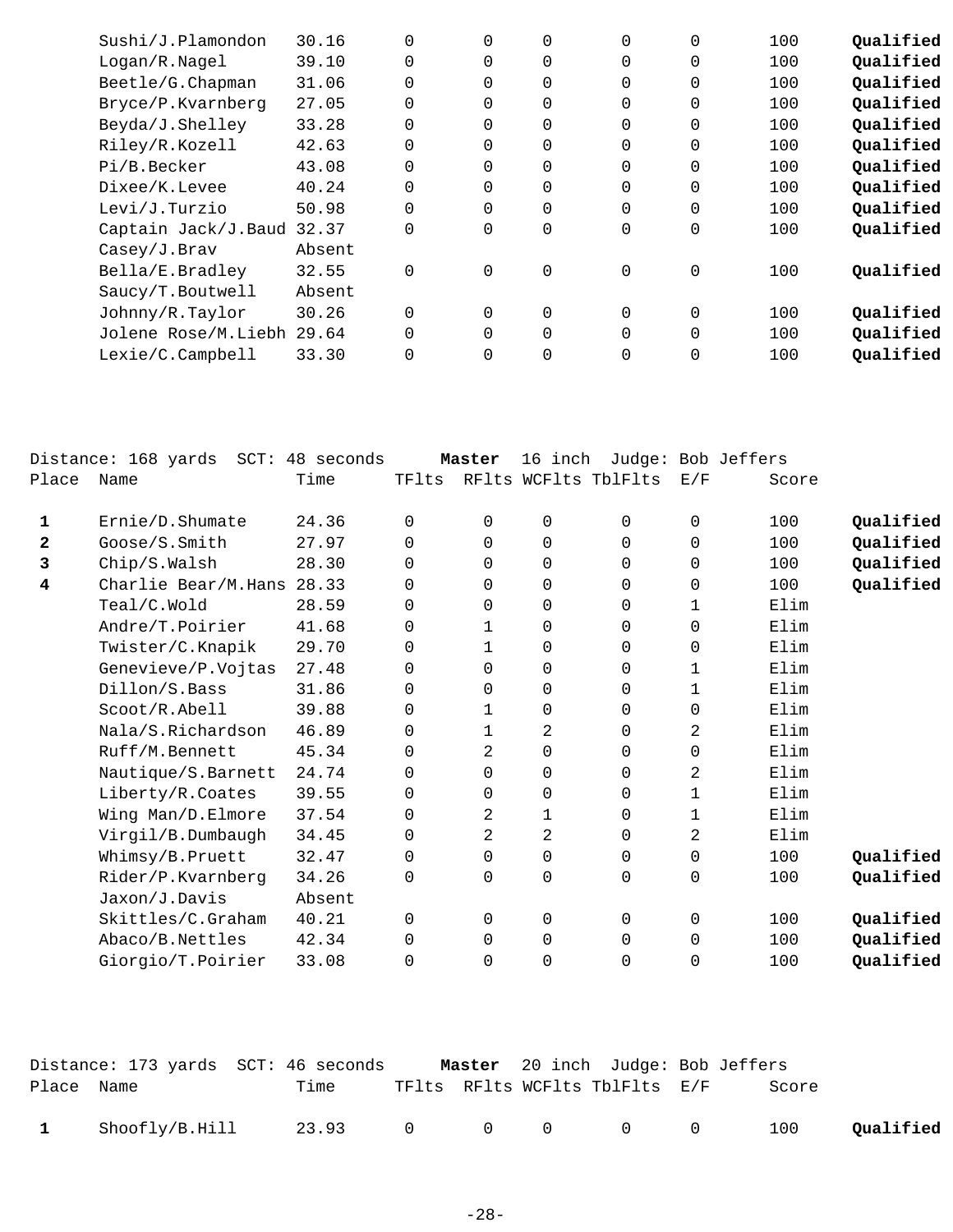| Place | Name | Time | TFlts | RFlts | WCFlts | TblFlts | E/F | Score | |
|---|---|---|---|---|---|---|---|---|---|
| | Sushi/J.Plamondon | 30.16 | 0 | 0 | 0 | 0 | 0 | 100 | **Qualified** |
| | Logan/R.Nagel | 39.10 | 0 | 0 | 0 | 0 | 0 | 100 | **Qualified** |
| | Beetle/G.Chapman | 31.06 | 0 | 0 | 0 | 0 | 0 | 100 | **Qualified** |
| | Bryce/P.Kvarnberg | 27.05 | 0 | 0 | 0 | 0 | 0 | 100 | **Qualified** |
| | Beyda/J.Shelley | 33.28 | 0 | 0 | 0 | 0 | 0 | 100 | **Qualified** |
| | Riley/R.Kozell | 42.63 | 0 | 0 | 0 | 0 | 0 | 100 | **Qualified** |
| | Pi/B.Becker | 43.08 | 0 | 0 | 0 | 0 | 0 | 100 | **Qualified** |
| | Dixee/K.Levee | 40.24 | 0 | 0 | 0 | 0 | 0 | 100 | **Qualified** |
| | Levi/J.Turzio | 50.98 | 0 | 0 | 0 | 0 | 0 | 100 | **Qualified** |
| | Captain Jack/J.Baud | 32.37 | 0 | 0 | 0 | 0 | 0 | 100 | **Qualified** |
| | Casey/J.Brav | Absent | | | | | | | |
| | Bella/E.Bradley | 32.55 | 0 | 0 | 0 | 0 | 0 | 100 | **Qualified** |
| | Saucy/T.Boutwell | Absent | | | | | | | |
| | Johnny/R.Taylor | 30.26 | 0 | 0 | 0 | 0 | 0 | 100 | **Qualified** |
| | Jolene Rose/M.Liebh | 29.64 | 0 | 0 | 0 | 0 | 0 | 100 | **Qualified** |
| | Lexie/C.Campbell | 33.30 | 0 | 0 | 0 | 0 | 0 | 100 | **Qualified** |

Distance: 168 yards SCT: 48 seconds **Master** 16 inch Judge: Bob Jeffers

| Place | Name | Time | TFlts | RFlts | WCFlts | TblFlts | E/F | Score | |
|---|---|---|---|---|---|---|---|---|---|
| **1** | Ernie/D.Shumate | 24.36 | 0 | 0 | 0 | 0 | 0 | 100 | **Qualified** |
| **2** | Goose/S.Smith | 27.97 | 0 | 0 | 0 | 0 | 0 | 100 | **Qualified** |
| **3** | Chip/S.Walsh | 28.30 | 0 | 0 | 0 | 0 | 0 | 100 | **Qualified** |
| **4** | Charlie Bear/M.Hans | 28.33 | 0 | 0 | 0 | 0 | 0 | 100 | **Qualified** |
| | Teal/C.Wold | 28.59 | 0 | 0 | 0 | 0 | 1 | Elim | |
| | Andre/T.Poirier | 41.68 | 0 | 1 | 0 | 0 | 0 | Elim | |
| | Twister/C.Knapik | 29.70 | 0 | 1 | 0 | 0 | 0 | Elim | |
| | Genevieve/P.Vojtas | 27.48 | 0 | 0 | 0 | 0 | 1 | Elim | |
| | Dillon/S.Bass | 31.86 | 0 | 0 | 0 | 0 | 1 | Elim | |
| | Scoot/R.Abell | 39.88 | 0 | 1 | 0 | 0 | 0 | Elim | |
| | Nala/S.Richardson | 46.89 | 0 | 1 | 2 | 0 | 2 | Elim | |
| | Ruff/M.Bennett | 45.34 | 0 | 2 | 0 | 0 | 0 | Elim | |
| | Nautique/S.Barnett | 24.74 | 0 | 0 | 0 | 0 | 2 | Elim | |
| | Liberty/R.Coates | 39.55 | 0 | 0 | 0 | 0 | 1 | Elim | |
| | Wing Man/D.Elmore | 37.54 | 0 | 2 | 1 | 0 | 1 | Elim | |
| | Virgil/B.Dumbaugh | 34.45 | 0 | 2 | 2 | 0 | 2 | Elim | |
| | Whimsy/B.Pruett | 32.47 | 0 | 0 | 0 | 0 | 0 | 100 | **Qualified** |
| | Rider/P.Kvarnberg | 34.26 | 0 | 0 | 0 | 0 | 0 | 100 | **Qualified** |
| | Jaxon/J.Davis | Absent | | | | | | | |
| | Skittles/C.Graham | 40.21 | 0 | 0 | 0 | 0 | 0 | 100 | **Qualified** |
| | Abaco/B.Nettles | 42.34 | 0 | 0 | 0 | 0 | 0 | 100 | **Qualified** |
| | Giorgio/T.Poirier | 33.08 | 0 | 0 | 0 | 0 | 0 | 100 | **Qualified** |

Distance: 173 yards SCT: 46 seconds **Master** 20 inch Judge: Bob Jeffers

| Place | Name | Time | TFlts | RFlts | WCFlts | TblFlts | E/F | Score | |
|---|---|---|---|---|---|---|---|---|---|
| **1** | Shoofly/B.Hill | 23.93 | 0 | 0 | 0 | 0 | 0 | 100 | **Qualified** |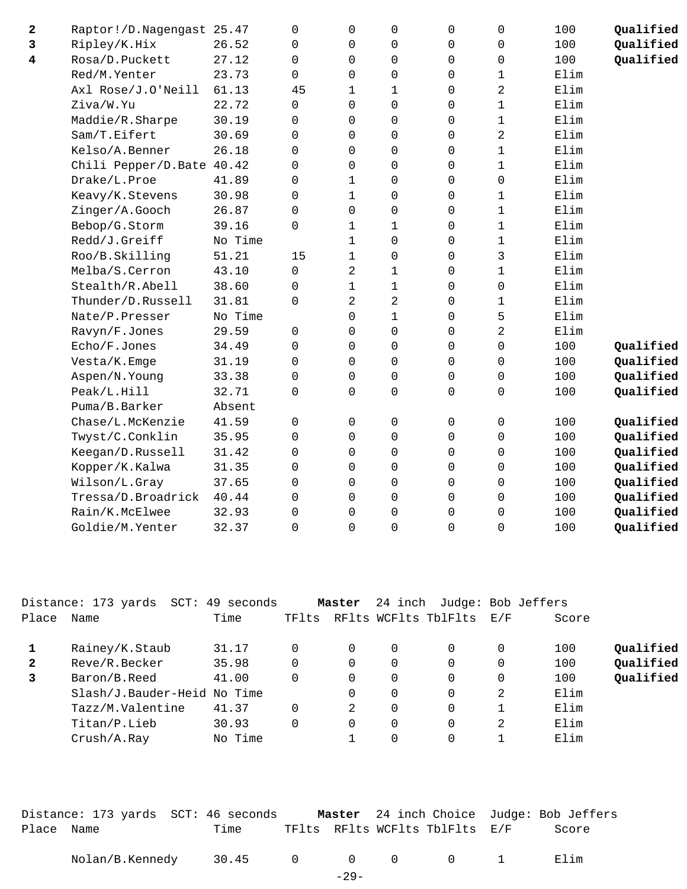| Place | Name | Time | TFlts | RFlts | WCFlts | TblFlts | E/F | Score | |
|---|---|---|---|---|---|---|---|---|---|
| **2** | Raptor!/D.Nagengast | 25.47 | 0 | 0 | 0 | 0 | 0 | 100 | **Qualified** |
| **3** | Ripley/K.Hix | 26.52 | 0 | 0 | 0 | 0 | 0 | 100 | **Qualified** |
| **4** | Rosa/D.Puckett | 27.12 | 0 | 0 | 0 | 0 | 0 | 100 | **Qualified** |
| | Red/M.Yenter | 23.73 | 0 | 0 | 0 | 0 | 1 | Elim | |
| | Axl Rose/J.O'Neill | 61.13 | 45 | 1 | 1 | 0 | 2 | Elim | |
| | Ziva/W.Yu | 22.72 | 0 | 0 | 0 | 0 | 1 | Elim | |
| | Maddie/R.Sharpe | 30.19 | 0 | 0 | 0 | 0 | 1 | Elim | |
| | Sam/T.Eifert | 30.69 | 0 | 0 | 0 | 0 | 2 | Elim | |
| | Kelso/A.Benner | 26.18 | 0 | 0 | 0 | 0 | 1 | Elim | |
| | Chili Pepper/D.Bate | 40.42 | 0 | 0 | 0 | 0 | 1 | Elim | |
| | Drake/L.Proe | 41.89 | 0 | 1 | 0 | 0 | 0 | Elim | |
| | Keavy/K.Stevens | 30.98 | 0 | 1 | 0 | 0 | 1 | Elim | |
| | Zinger/A.Gooch | 26.87 | 0 | 0 | 0 | 0 | 1 | Elim | |
| | Bebop/G.Storm | 39.16 | 0 | 1 | 1 | 0 | 1 | Elim | |
| | Redd/J.Greiff | No Time | | 1 | 0 | 0 | 1 | Elim | |
| | Roo/B.Skilling | 51.21 | 15 | 1 | 0 | 0 | 3 | Elim | |
| | Melba/S.Cerron | 43.10 | 0 | 2 | 1 | 0 | 1 | Elim | |
| | Stealth/R.Abell | 38.60 | 0 | 1 | 1 | 0 | 0 | Elim | |
| | Thunder/D.Russell | 31.81 | 0 | 2 | 2 | 0 | 1 | Elim | |
| | Nate/P.Presser | No Time | | 0 | 1 | 0 | 5 | Elim | |
| | Ravyn/F.Jones | 29.59 | 0 | 0 | 0 | 0 | 2 | Elim | |
| | Echo/F.Jones | 34.49 | 0 | 0 | 0 | 0 | 0 | 100 | **Qualified** |
| | Vesta/K.Emge | 31.19 | 0 | 0 | 0 | 0 | 0 | 100 | **Qualified** |
| | Aspen/N.Young | 33.38 | 0 | 0 | 0 | 0 | 0 | 100 | **Qualified** |
| | Peak/L.Hill | 32.71 | 0 | 0 | 0 | 0 | 0 | 100 | **Qualified** |
| | Puma/B.Barker | Absent | | | | | | | |
| | Chase/L.McKenzie | 41.59 | 0 | 0 | 0 | 0 | 0 | 100 | **Qualified** |
| | Twyst/C.Conklin | 35.95 | 0 | 0 | 0 | 0 | 0 | 100 | **Qualified** |
| | Keegan/D.Russell | 31.42 | 0 | 0 | 0 | 0 | 0 | 100 | **Qualified** |
| | Kopper/K.Kalwa | 31.35 | 0 | 0 | 0 | 0 | 0 | 100 | **Qualified** |
| | Wilson/L.Gray | 37.65 | 0 | 0 | 0 | 0 | 0 | 100 | **Qualified** |
| | Tressa/D.Broadrick | 40.44 | 0 | 0 | 0 | 0 | 0 | 100 | **Qualified** |
| | Rain/K.McElwee | 32.93 | 0 | 0 | 0 | 0 | 0 | 100 | **Qualified** |
| | Goldie/M.Yenter | 32.37 | 0 | 0 | 0 | 0 | 0 | 100 | **Qualified** |

Distance: 173 yards SCT: 49 seconds **Master** 24 inch Judge: Bob Jeffers

| Place | Name | Time | TFlts | RFlts | WCFlts | TblFlts | E/F | Score | |
|---|---|---|---|---|---|---|---|---|---|
| **1** | Rainey/K.Staub | 31.17 | 0 | 0 | 0 | 0 | 0 | 100 | **Qualified** |
| **2** | Reve/R.Becker | 35.98 | 0 | 0 | 0 | 0 | 0 | 100 | **Qualified** |
| **3** | Baron/B.Reed | 41.00 | 0 | 0 | 0 | 0 | 0 | 100 | **Qualified** |
| | Slash/J.Bauder-Heid | No Time | | 0 | 0 | 0 | 2 | Elim | |
| | Tazz/M.Valentine | 41.37 | 0 | 2 | 0 | 0 | 1 | Elim | |
| | Titan/P.Lieb | 30.93 | 0 | 0 | 0 | 0 | 2 | Elim | |
| | Crush/A.Ray | No Time | | 1 | 0 | 0 | 1 | Elim | |

Distance: 173 yards SCT: 46 seconds **Master** 24 inch Choice Judge: Bob Jeffers

| Place | Name | Time | TFlts | RFlts | WCFlts | TblFlts | E/F | Score |
|---|---|---|---|---|---|---|---|---|
| | Nolan/B.Kennedy | 30.45 | 0 | 0 | 0 | 0 | 1 | Elim |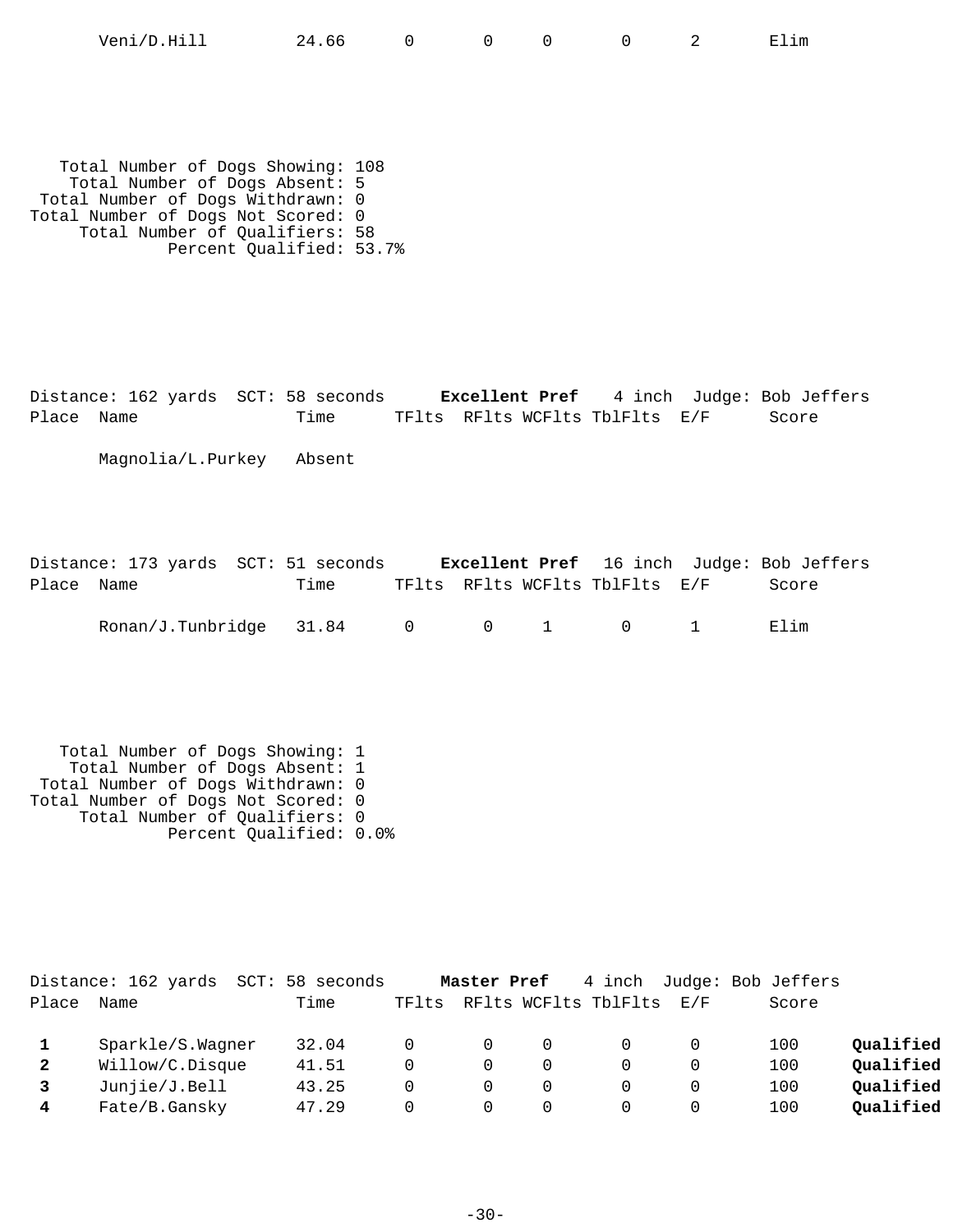| Place | Name | Time | TFlts | RFlts | WCFlts | TblFlts | E/F | Score | |
|---|---|---|---|---|---|---|---|---|---|
| | Veni/D.Hill | 24.66 | 0 | 0 | 0 | 0 | 2 | Elim | |

Total Number of Dogs Showing: 108
Total Number of Dogs Absent: 5
Total Number of Dogs Withdrawn: 0
Total Number of Dogs Not Scored: 0
Total Number of Qualifiers: 58
Percent Qualified: 53.7%

Distance: 162 yards SCT: 58 seconds **Excellent Pref** 4 inch Judge: Bob Jeffers

| Place | Name | Time | TFlts | RFlts | WCFlts | TblFlts | E/F | Score |
|---|---|---|---|---|---|---|---|---|
| | Magnolia/L.Purkey | Absent | | | | | | |

Distance: 173 yards SCT: 51 seconds **Excellent Pref** 16 inch Judge: Bob Jeffers

| Place | Name | Time | TFlts | RFlts | WCFlts | TblFlts | E/F | Score |
|---|---|---|---|---|---|---|---|---|
| | Ronan/J.Tunbridge | 31.84 | 0 | 0 | 1 | 0 | 1 | Elim |

Total Number of Dogs Showing: 1
Total Number of Dogs Absent: 1
Total Number of Dogs Withdrawn: 0
Total Number of Dogs Not Scored: 0
Total Number of Qualifiers: 0
Percent Qualified: 0.0%

Distance: 162 yards SCT: 58 seconds **Master Pref** 4 inch Judge: Bob Jeffers

| Place | Name | Time | TFlts | RFlts | WCFlts | TblFlts | E/F | Score | |
|---|---|---|---|---|---|---|---|---|---|
| **1** | Sparkle/S.Wagner | 32.04 | 0 | 0 | 0 | 0 | 0 | 100 | **Qualified** |
| **2** | Willow/C.Disque | 41.51 | 0 | 0 | 0 | 0 | 0 | 100 | **Qualified** |
| **3** | Junjie/J.Bell | 43.25 | 0 | 0 | 0 | 0 | 0 | 100 | **Qualified** |
| **4** | Fate/B.Gansky | 47.29 | 0 | 0 | 0 | 0 | 0 | 100 | **Qualified** |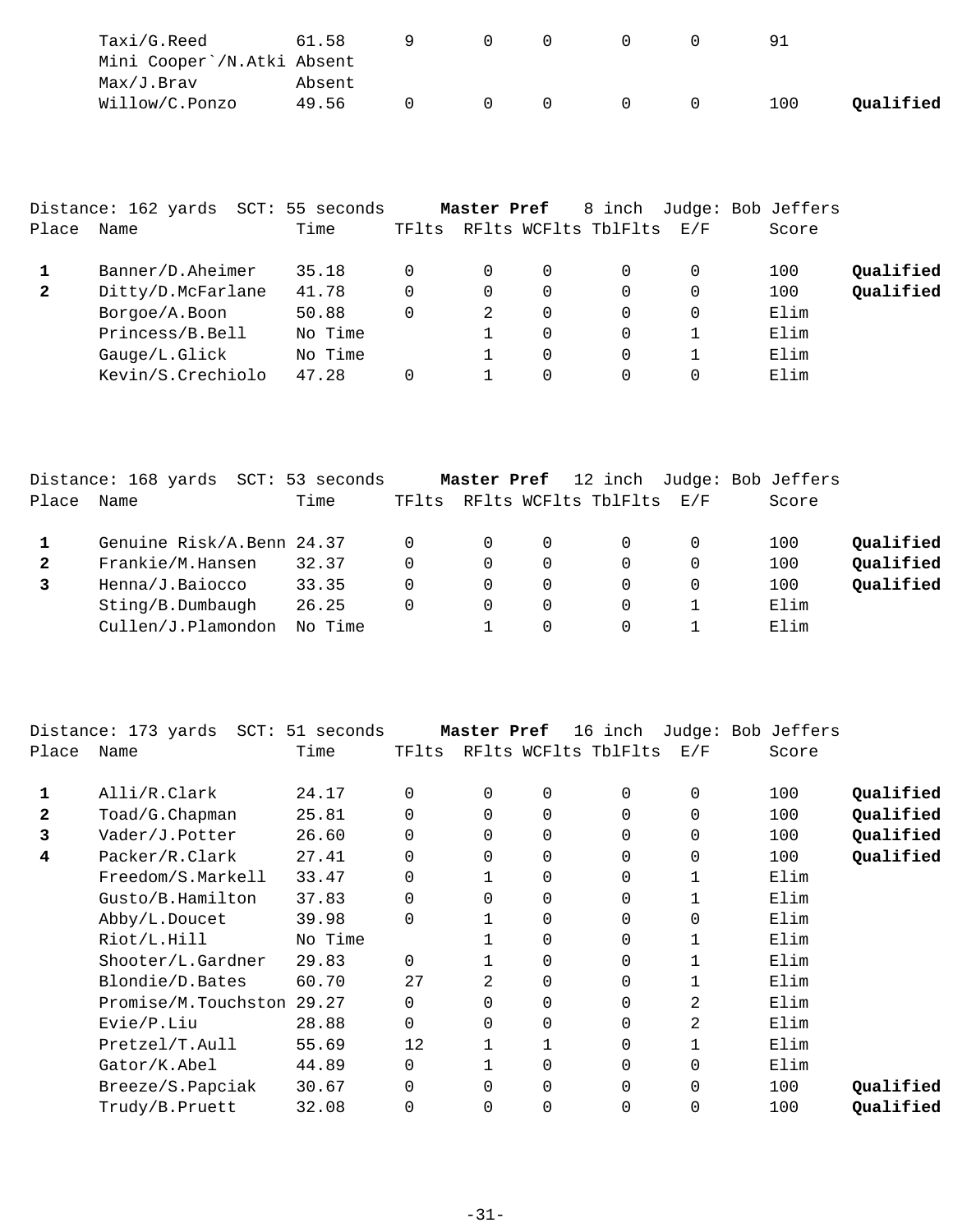| Place | Name | Time | TFlts | RFlts | WCFlts | TblFlts | E/F | Score | |
|---|---|---|---|---|---|---|---|---|---|
| | Taxi/G.Reed | 61.58 | 9 | 0 | 0 | 0 | 0 | 91 | |
| | Mini Cooper`/N.Atki | Absent | | | | | | | |
| | Max/J.Brav | Absent | | | | | | | |
| | Willow/C.Ponzo | 49.56 | 0 | 0 | 0 | 0 | 0 | 100 | **Qualified** |

Distance: 162 yards SCT: 55 seconds **Master Pref** 8 inch Judge: Bob Jeffers

| Place | Name | Time | TFlts | RFlts | WCFlts | TblFlts | E/F | Score | |
|---|---|---|---|---|---|---|---|---|---|
| **1** | Banner/D.Aheimer | 35.18 | 0 | 0 | 0 | 0 | 0 | 100 | **Qualified** |
| **2** | Ditty/D.McFarlane | 41.78 | 0 | 0 | 0 | 0 | 0 | 100 | **Qualified** |
| | Borgoe/A.Boon | 50.88 | 0 | 2 | 0 | 0 | 0 | Elim | |
| | Princess/B.Bell | No Time | | 1 | 0 | 0 | 1 | Elim | |
| | Gauge/L.Glick | No Time | | 1 | 0 | 0 | 1 | Elim | |
| | Kevin/S.Crechiolo | 47.28 | 0 | 1 | 0 | 0 | 0 | Elim | |

Distance: 168 yards SCT: 53 seconds **Master Pref** 12 inch Judge: Bob Jeffers

| Place | Name | Time | TFlts | RFlts | WCFlts | TblFlts | E/F | Score | |
|---|---|---|---|---|---|---|---|---|---|
| **1** | Genuine Risk/A.Benn | 24.37 | 0 | 0 | 0 | 0 | 0 | 100 | **Qualified** |
| **2** | Frankie/M.Hansen | 32.37 | 0 | 0 | 0 | 0 | 0 | 100 | **Qualified** |
| **3** | Henna/J.Baiocco | 33.35 | 0 | 0 | 0 | 0 | 0 | 100 | **Qualified** |
| | Sting/B.Dumbaugh | 26.25 | 0 | 0 | 0 | 0 | 1 | Elim | |
| | Cullen/J.Plamondon | No Time | | 1 | 0 | 0 | 1 | Elim | |

Distance: 173 yards SCT: 51 seconds **Master Pref** 16 inch Judge: Bob Jeffers

| Place | Name | Time | TFlts | RFlts | WCFlts | TblFlts | E/F | Score | |
|---|---|---|---|---|---|---|---|---|---|
| **1** | Alli/R.Clark | 24.17 | 0 | 0 | 0 | 0 | 0 | 100 | **Qualified** |
| **2** | Toad/G.Chapman | 25.81 | 0 | 0 | 0 | 0 | 0 | 100 | **Qualified** |
| **3** | Vader/J.Potter | 26.60 | 0 | 0 | 0 | 0 | 0 | 100 | **Qualified** |
| **4** | Packer/R.Clark | 27.41 | 0 | 0 | 0 | 0 | 0 | 100 | **Qualified** |
| | Freedom/S.Markell | 33.47 | 0 | 1 | 0 | 0 | 1 | Elim | |
| | Gusto/B.Hamilton | 37.83 | 0 | 0 | 0 | 0 | 1 | Elim | |
| | Abby/L.Doucet | 39.98 | 0 | 1 | 0 | 0 | 0 | Elim | |
| | Riot/L.Hill | No Time | | 1 | 0 | 0 | 1 | Elim | |
| | Shooter/L.Gardner | 29.83 | 0 | 1 | 0 | 0 | 1 | Elim | |
| | Blondie/D.Bates | 60.70 | 27 | 2 | 0 | 0 | 1 | Elim | |
| | Promise/M.Touchston | 29.27 | 0 | 0 | 0 | 0 | 2 | Elim | |
| | Evie/P.Liu | 28.88 | 0 | 0 | 0 | 0 | 2 | Elim | |
| | Pretzel/T.Aull | 55.69 | 12 | 1 | 1 | 0 | 1 | Elim | |
| | Gator/K.Abel | 44.89 | 0 | 1 | 0 | 0 | 0 | Elim | |
| | Breeze/S.Papciak | 30.67 | 0 | 0 | 0 | 0 | 0 | 100 | **Qualified** |
| | Trudy/B.Pruett | 32.08 | 0 | 0 | 0 | 0 | 0 | 100 | **Qualified** |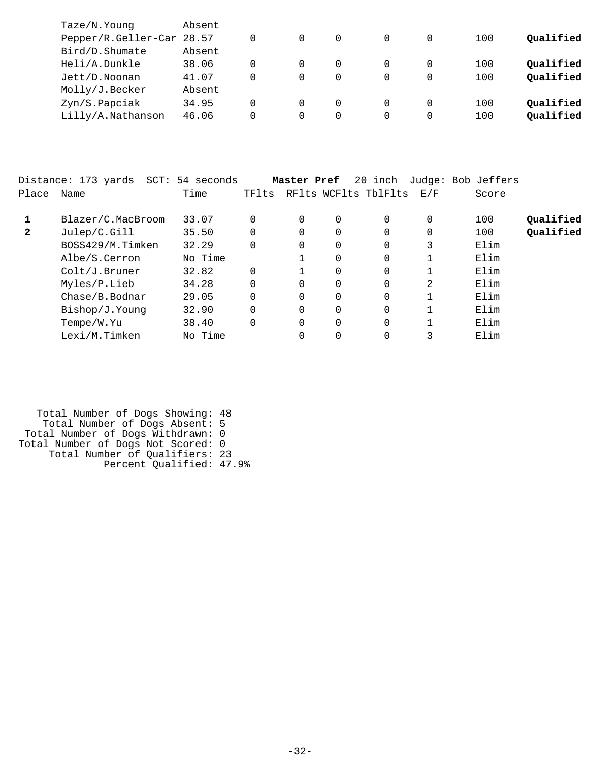| Place | Name | Time | TFlts | RFlts | WCFlts | TblFlts | E/F | Score | |
|---|---|---|---|---|---|---|---|---|---|
| | Taze/N.Young | Absent | | | | | | | |
| | Pepper/R.Geller-Car | 28.57 | 0 | 0 | 0 | 0 | 0 | 100 | **Qualified** |
| | Bird/D.Shumate | Absent | | | | | | | |
| | Heli/A.Dunkle | 38.06 | 0 | 0 | 0 | 0 | 0 | 100 | **Qualified** |
| | Jett/D.Noonan | 41.07 | 0 | 0 | 0 | 0 | 0 | 100 | **Qualified** |
| | Molly/J.Becker | Absent | | | | | | | |
| | Zyn/S.Papciak | 34.95 | 0 | 0 | 0 | 0 | 0 | 100 | **Qualified** |
| | Lilly/A.Nathanson | 46.06 | 0 | 0 | 0 | 0 | 0 | 100 | **Qualified** |

Distance: 173 yards SCT: 54 seconds **Master Pref** 20 inch Judge: Bob Jeffers

| Place | Name | Time | TFlts | RFlts | WCFlts | TblFlts | E/F | Score | |
|---|---|---|---|---|---|---|---|---|---|
| **1** | Blazer/C.MacBroom | 33.07 | 0 | 0 | 0 | 0 | 0 | 100 | **Qualified** |
| **2** | Julep/C.Gill | 35.50 | 0 | 0 | 0 | 0 | 0 | 100 | **Qualified** |
| | BOSS429/M.Timken | 32.29 | 0 | 0 | 0 | 0 | 3 | Elim | |
| | Albe/S.Cerron | No Time | | 1 | 0 | 0 | 1 | Elim | |
| | Colt/J.Bruner | 32.82 | 0 | 1 | 0 | 0 | 1 | Elim | |
| | Myles/P.Lieb | 34.28 | 0 | 0 | 0 | 0 | 2 | Elim | |
| | Chase/B.Bodnar | 29.05 | 0 | 0 | 0 | 0 | 1 | Elim | |
| | Bishop/J.Young | 32.90 | 0 | 0 | 0 | 0 | 1 | Elim | |
| | Tempe/W.Yu | 38.40 | 0 | 0 | 0 | 0 | 1 | Elim | |
| | Lexi/M.Timken | No Time | | 0 | 0 | 0 | 3 | Elim | |

Total Number of Dogs Showing: 48
Total Number of Dogs Absent: 5
Total Number of Dogs Withdrawn: 0
Total Number of Dogs Not Scored: 0
Total Number of Qualifiers: 23
Percent Qualified: 47.9%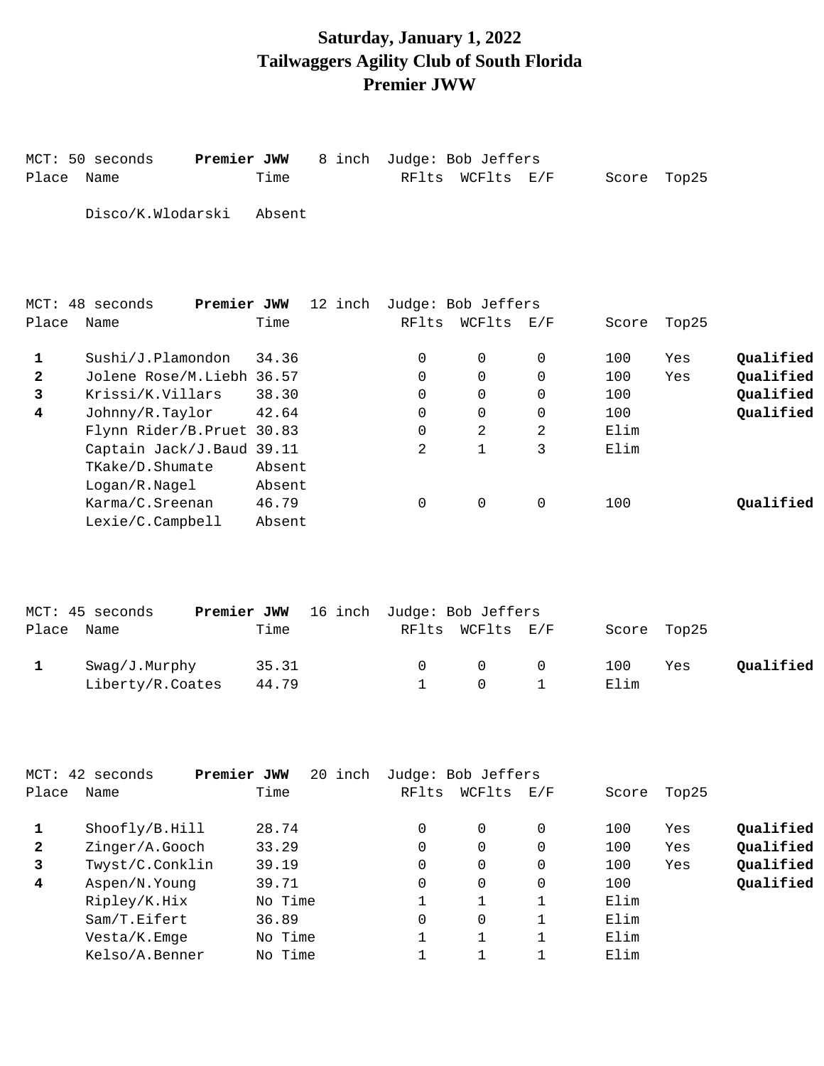# Saturday, January 1, 2022
# Tailwaggers Agility Club of South Florida
# Premier JWW

MCT: 50 seconds **Premier JWW** 8 inch Judge: Bob Jeffers

| Place | Name | Time | RFlts | WCFlts | E/F | Score | Top25 | |
|---|---|---|---|---|---|---|---|---|
| | Disco/K.Wlodarski | Absent | | | | | | |

MCT: 48 seconds **Premier JWW** 12 inch Judge: Bob Jeffers

| Place | Name | Time | RFlts | WCFlts | E/F | Score | Top25 | |
|---|---|---|---|---|---|---|---|---|
| **1** | Sushi/J.Plamondon | 34.36 | 0 | 0 | 0 | 100 | Yes | **Qualified** |
| **2** | Jolene Rose/M.Liebh | 36.57 | 0 | 0 | 0 | 100 | Yes | **Qualified** |
| **3** | Krissi/K.Villars | 38.30 | 0 | 0 | 0 | 100 | | **Qualified** |
| **4** | Johnny/R.Taylor | 42.64 | 0 | 0 | 0 | 100 | | **Qualified** |
| | Flynn Rider/B.Pruet | 30.83 | 0 | 2 | 2 | Elim | | |
| | Captain Jack/J.Baud | 39.11 | 2 | 1 | 3 | Elim | | |
| | TKake/D.Shumate | Absent | | | | | | |
| | Logan/R.Nagel | Absent | | | | | | |
| | Karma/C.Sreenan | 46.79 | 0 | 0 | 0 | 100 | | **Qualified** |
| | Lexie/C.Campbell | Absent | | | | | | |

MCT: 45 seconds **Premier JWW** 16 inch Judge: Bob Jeffers

| Place | Name | Time | RFlts | WCFlts | E/F | Score | Top25 | |
|---|---|---|---|---|---|---|---|---|
| **1** | Swag/J.Murphy | 35.31 | 0 | 0 | 0 | 100 | Yes | **Qualified** |
| | Liberty/R.Coates | 44.79 | 1 | 0 | 1 | Elim | | |

MCT: 42 seconds **Premier JWW** 20 inch Judge: Bob Jeffers

| Place | Name | Time | RFlts | WCFlts | E/F | Score | Top25 | |
|---|---|---|---|---|---|---|---|---|
| **1** | Shoofly/B.Hill | 28.74 | 0 | 0 | 0 | 100 | Yes | **Qualified** |
| **2** | Zinger/A.Gooch | 33.29 | 0 | 0 | 0 | 100 | Yes | **Qualified** |
| **3** | Twyst/C.Conklin | 39.19 | 0 | 0 | 0 | 100 | Yes | **Qualified** |
| **4** | Aspen/N.Young | 39.71 | 0 | 0 | 0 | 100 | | **Qualified** |
| | Ripley/K.Hix | No Time | 1 | 1 | 1 | Elim | | |
| | Sam/T.Eifert | 36.89 | 0 | 0 | 1 | Elim | | |
| | Vesta/K.Emge | No Time | 1 | 1 | 1 | Elim | | |
| | Kelso/A.Benner | No Time | 1 | 1 | 1 | Elim | | |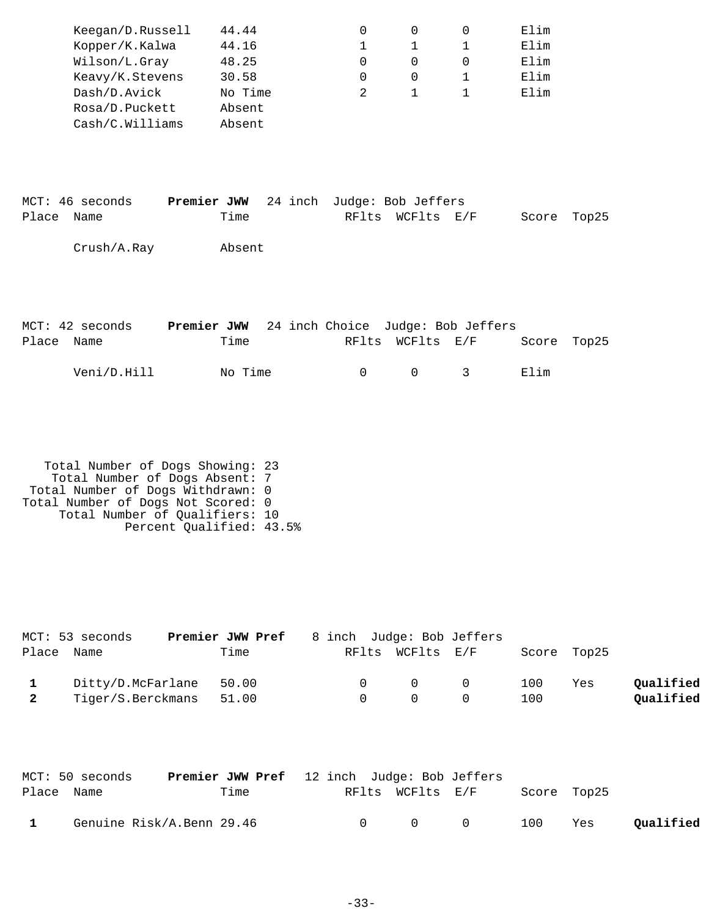| Place | Name | Time | RFlts | WCFlts | E/F | Score | Top25 | |
|---|---|---|---|---|---|---|---|---|
| | Keegan/D.Russell | 44.44 | 0 | 0 | 0 | Elim | | |
| | Kopper/K.Kalwa | 44.16 | 1 | 1 | 1 | Elim | | |
| | Wilson/L.Gray | 48.25 | 0 | 0 | 0 | Elim | | |
| | Keavy/K.Stevens | 30.58 | 0 | 0 | 1 | Elim | | |
| | Dash/D.Avick | No Time | 2 | 1 | 1 | Elim | | |
| | Rosa/D.Puckett | Absent | | | | | | |
| | Cash/C.Williams | Absent | | | | | | |

MCT: 46 seconds **Premier JWW** 24 inch Judge: Bob Jeffers

| Place | Name | Time | RFlts | WCFlts | E/F | Score | Top25 |
|---|---|---|---|---|---|---|---|
| | Crush/A.Ray | Absent | | | | | |

MCT: 42 seconds **Premier JWW** 24 inch Choice Judge: Bob Jeffers

| Place | Name | Time | RFlts | WCFlts | E/F | Score | Top25 |
|---|---|---|---|---|---|---|---|
| | Veni/D.Hill | No Time | 0 | 0 | 3 | Elim | |

Total Number of Dogs Showing: 23
Total Number of Dogs Absent: 7
Total Number of Dogs Withdrawn: 0
Total Number of Dogs Not Scored: 0
Total Number of Qualifiers: 10
Percent Qualified: 43.5%

MCT: 53 seconds **Premier JWW Pref** 8 inch Judge: Bob Jeffers

| Place | Name | Time | RFlts | WCFlts | E/F | Score | Top25 | |
|---|---|---|---|---|---|---|---|---|
| **1** | Ditty/D.McFarlane | 50.00 | 0 | 0 | 0 | 100 | Yes | **Qualified** |
| **2** | Tiger/S.Berckmans | 51.00 | 0 | 0 | 0 | 100 | | **Qualified** |

MCT: 50 seconds **Premier JWW Pref** 12 inch Judge: Bob Jeffers

| Place | Name | Time | RFlts | WCFlts | E/F | Score | Top25 | |
|---|---|---|---|---|---|---|---|---|
| **1** | Genuine Risk/A.Benn | 29.46 | 0 | 0 | 0 | 100 | Yes | **Qualified** |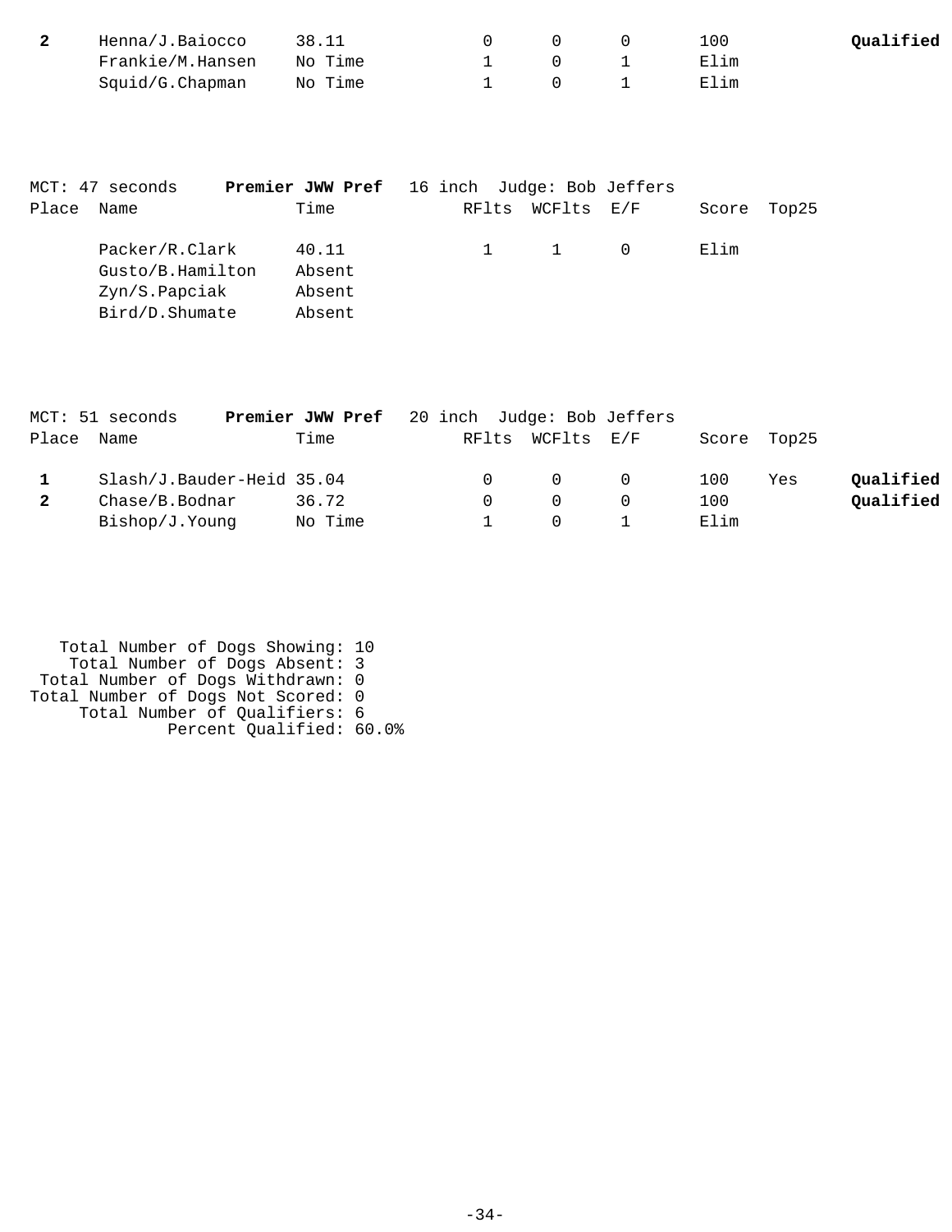| Place | Name | Time | RFlts | WCFlts | E/F | Score | Top25 | |
|---|---|---|---|---|---|---|---|---|
| **2** | Henna/J.Baiocco | 38.11 | 0 | 0 | 0 | 100 | | **Qualified** |
| | Frankie/M.Hansen | No Time | 1 | 0 | 1 | Elim | | |
| | Squid/G.Chapman | No Time | 1 | 0 | 1 | Elim | | |

MCT: 47 seconds **Premier JWW Pref** 16 inch Judge: Bob Jeffers

| Place | Name | Time | RFlts | WCFlts | E/F | Score | Top25 |
|---|---|---|---|---|---|---|---|
| | Packer/R.Clark | 40.11 | 1 | 1 | 0 | Elim | |
| | Gusto/B.Hamilton | Absent | | | | | |
| | Zyn/S.Papciak | Absent | | | | | |
| | Bird/D.Shumate | Absent | | | | | |

MCT: 51 seconds **Premier JWW Pref** 20 inch Judge: Bob Jeffers

| Place | Name | Time | RFlts | WCFlts | E/F | Score | Top25 | |
|---|---|---|---|---|---|---|---|---|
| **1** | Slash/J.Bauder-Heid | 35.04 | 0 | 0 | 0 | 100 | Yes | **Qualified** |
| **2** | Chase/B.Bodnar | 36.72 | 0 | 0 | 0 | 100 | | **Qualified** |
| | Bishop/J.Young | No Time | 1 | 0 | 1 | Elim | | |

Total Number of Dogs Showing: 10
Total Number of Dogs Absent: 3
Total Number of Dogs Withdrawn: 0
Total Number of Dogs Not Scored: 0
Total Number of Qualifiers: 6
Percent Qualified: 60.0%